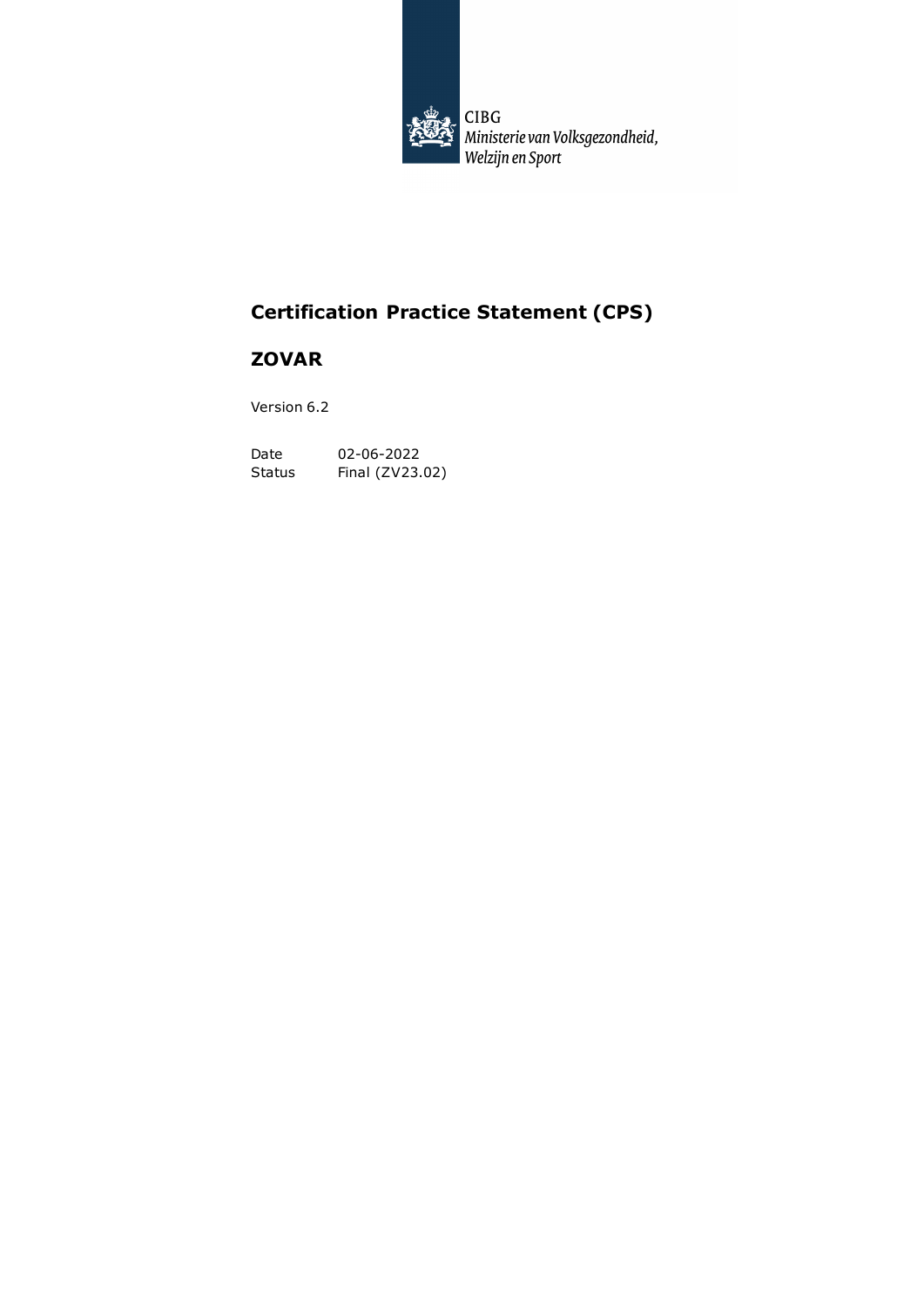CIBG
*Ministerie van Volksgezondheid, Welzijn en Sport*

# Certification Practice Statement (CPS)

# ZOVAR

Version 6.2

| | |
|---|---|
| Date | 02-06-2022 |
| Status | Final (ZV23.02) |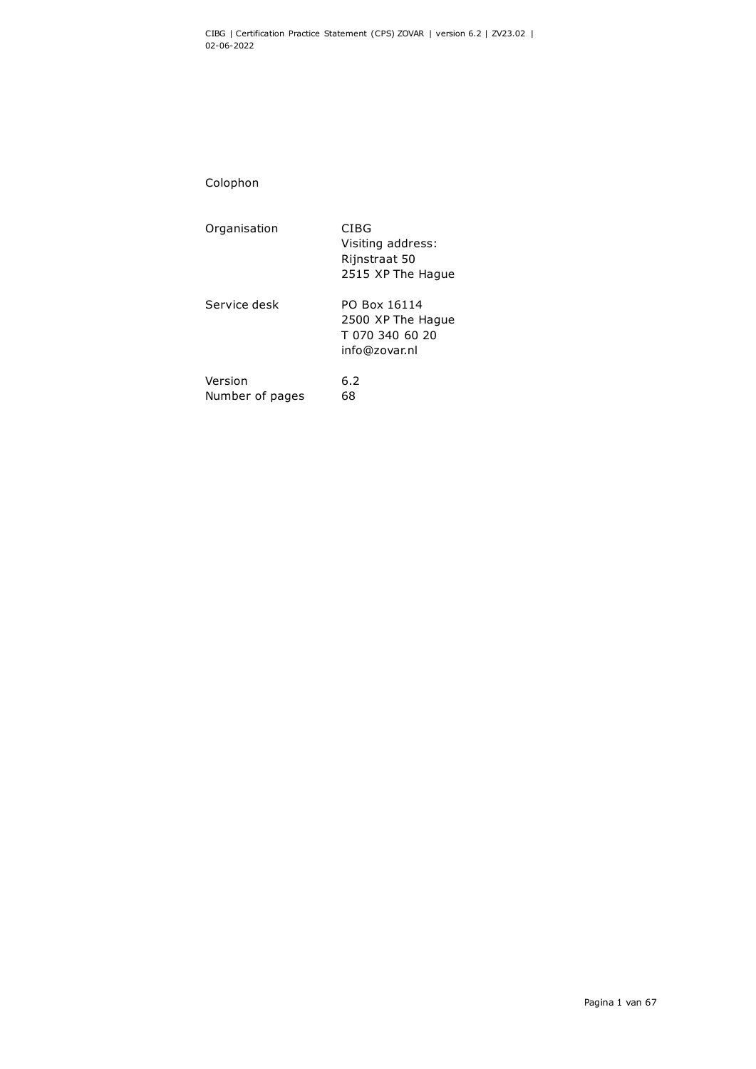Colophon

| | |
|---|---|
| Organisation | CIBG<br>Visiting address:<br>Rijnstraat 50<br>2515 XP The Hague |
| Service desk | PO Box 16114<br>2500 XP The Hague<br>T 070 340 60 20<br>info@zovar.nl |
| Version | 6.2 |
| Number of pages | 68 |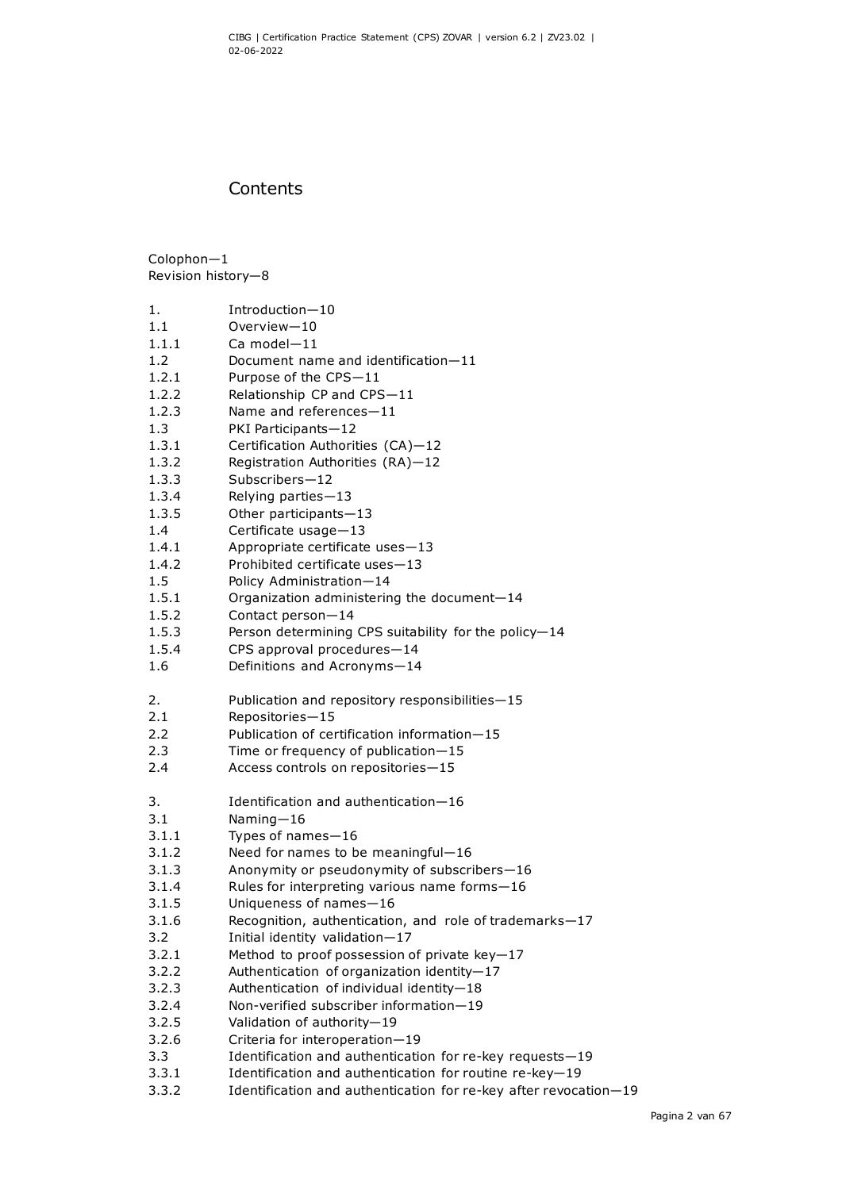# Contents

Colophon—1
Revision history—8

1. Introduction—10
1.1 Overview—10
1.1.1 Ca model—11
1.2 Document name and identification—11
1.2.1 Purpose of the CPS—11
1.2.2 Relationship CP and CPS—11
1.2.3 Name and references—11
1.3 PKI Participants—12
1.3.1 Certification Authorities (CA)—12
1.3.2 Registration Authorities (RA)—12
1.3.3 Subscribers—12
1.3.4 Relying parties—13
1.3.5 Other participants—13
1.4 Certificate usage—13
1.4.1 Appropriate certificate uses—13
1.4.2 Prohibited certificate uses—13
1.5 Policy Administration—14
1.5.1 Organization administering the document—14
1.5.2 Contact person—14
1.5.3 Person determining CPS suitability for the policy—14
1.5.4 CPS approval procedures—14
1.6 Definitions and Acronyms—14

2. Publication and repository responsibilities—15
2.1 Repositories—15
2.2 Publication of certification information—15
2.3 Time or frequency of publication—15
2.4 Access controls on repositories—15

3. Identification and authentication—16
3.1 Naming—16
3.1.1 Types of names—16
3.1.2 Need for names to be meaningful—16
3.1.3 Anonymity or pseudonymity of subscribers—16
3.1.4 Rules for interpreting various name forms—16
3.1.5 Uniqueness of names—16
3.1.6 Recognition, authentication, and role of trademarks—17
3.2 Initial identity validation—17
3.2.1 Method to proof possession of private key—17
3.2.2 Authentication of organization identity—17
3.2.3 Authentication of individual identity—18
3.2.4 Non-verified subscriber information—19
3.2.5 Validation of authority—19
3.2.6 Criteria for interoperation—19
3.3 Identification and authentication for re-key requests—19
3.3.1 Identification and authentication for routine re-key—19
3.3.2 Identification and authentication for re-key after revocation—19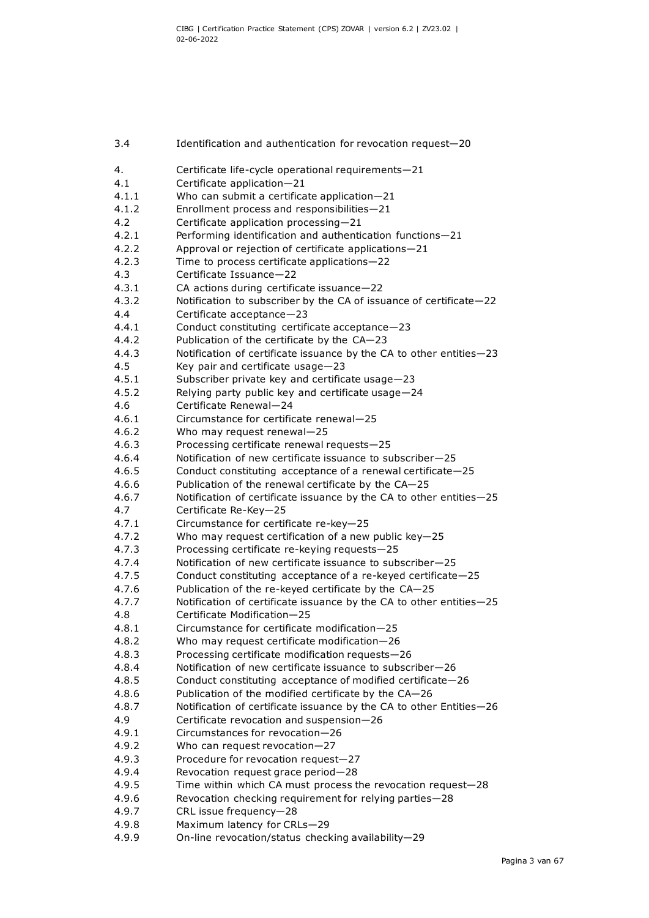3.4 Identification and authentication for revocation request—20

4. Certificate life-cycle operational requirements—21
4.1 Certificate application—21
4.1.1 Who can submit a certificate application—21
4.1.2 Enrollment process and responsibilities—21
4.2 Certificate application processing—21
4.2.1 Performing identification and authentication functions—21
4.2.2 Approval or rejection of certificate applications—21
4.2.3 Time to process certificate applications—22
4.3 Certificate Issuance—22
4.3.1 CA actions during certificate issuance—22
4.3.2 Notification to subscriber by the CA of issuance of certificate—22
4.4 Certificate acceptance—23
4.4.1 Conduct constituting certificate acceptance—23
4.4.2 Publication of the certificate by the CA—23
4.4.3 Notification of certificate issuance by the CA to other entities—23
4.5 Key pair and certificate usage—23
4.5.1 Subscriber private key and certificate usage—23
4.5.2 Relying party public key and certificate usage—24
4.6 Certificate Renewal—24
4.6.1 Circumstance for certificate renewal—25
4.6.2 Who may request renewal—25
4.6.3 Processing certificate renewal requests—25
4.6.4 Notification of new certificate issuance to subscriber—25
4.6.5 Conduct constituting acceptance of a renewal certificate—25
4.6.6 Publication of the renewal certificate by the CA—25
4.6.7 Notification of certificate issuance by the CA to other entities—25
4.7 Certificate Re-Key—25
4.7.1 Circumstance for certificate re-key—25
4.7.2 Who may request certification of a new public key—25
4.7.3 Processing certificate re-keying requests—25
4.7.4 Notification of new certificate issuance to subscriber—25
4.7.5 Conduct constituting acceptance of a re-keyed certificate—25
4.7.6 Publication of the re-keyed certificate by the CA—25
4.7.7 Notification of certificate issuance by the CA to other entities—25
4.8 Certificate Modification—25
4.8.1 Circumstance for certificate modification—25
4.8.2 Who may request certificate modification—26
4.8.3 Processing certificate modification requests—26
4.8.4 Notification of new certificate issuance to subscriber—26
4.8.5 Conduct constituting acceptance of modified certificate—26
4.8.6 Publication of the modified certificate by the CA—26
4.8.7 Notification of certificate issuance by the CA to other Entities—26
4.9 Certificate revocation and suspension—26
4.9.1 Circumstances for revocation—26
4.9.2 Who can request revocation—27
4.9.3 Procedure for revocation request—27
4.9.4 Revocation request grace period—28
4.9.5 Time within which CA must process the revocation request—28
4.9.6 Revocation checking requirement for relying parties—28
4.9.7 CRL issue frequency—28
4.9.8 Maximum latency for CRLs—29
4.9.9 On-line revocation/status checking availability—29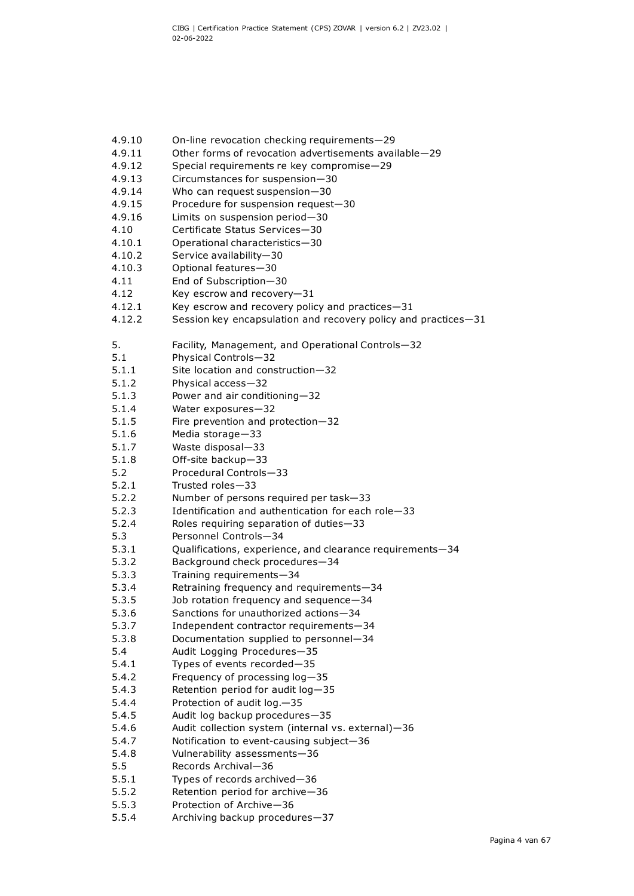4.9.10 On-line revocation checking requirements—29
4.9.11 Other forms of revocation advertisements available—29
4.9.12 Special requirements re key compromise—29
4.9.13 Circumstances for suspension—30
4.9.14 Who can request suspension—30
4.9.15 Procedure for suspension request—30
4.9.16 Limits on suspension period—30
4.10 Certificate Status Services—30
4.10.1 Operational characteristics—30
4.10.2 Service availability—30
4.10.3 Optional features—30
4.11 End of Subscription—30
4.12 Key escrow and recovery—31
4.12.1 Key escrow and recovery policy and practices—31
4.12.2 Session key encapsulation and recovery policy and practices—31

5. Facility, Management, and Operational Controls—32
5.1 Physical Controls—32
5.1.1 Site location and construction—32
5.1.2 Physical access—32
5.1.3 Power and air conditioning—32
5.1.4 Water exposures—32
5.1.5 Fire prevention and protection—32
5.1.6 Media storage—33
5.1.7 Waste disposal—33
5.1.8 Off-site backup—33
5.2 Procedural Controls—33
5.2.1 Trusted roles—33
5.2.2 Number of persons required per task—33
5.2.3 Identification and authentication for each role—33
5.2.4 Roles requiring separation of duties—33
5.3 Personnel Controls—34
5.3.1 Qualifications, experience, and clearance requirements—34
5.3.2 Background check procedures—34
5.3.3 Training requirements—34
5.3.4 Retraining frequency and requirements—34
5.3.5 Job rotation frequency and sequence—34
5.3.6 Sanctions for unauthorized actions—34
5.3.7 Independent contractor requirements—34
5.3.8 Documentation supplied to personnel—34
5.4 Audit Logging Procedures—35
5.4.1 Types of events recorded—35
5.4.2 Frequency of processing log—35
5.4.3 Retention period for audit log—35
5.4.4 Protection of audit log.—35
5.4.5 Audit log backup procedures—35
5.4.6 Audit collection system (internal vs. external)—36
5.4.7 Notification to event-causing subject—36
5.4.8 Vulnerability assessments—36
5.5 Records Archival—36
5.5.1 Types of records archived—36
5.5.2 Retention period for archive—36
5.5.3 Protection of Archive—36
5.5.4 Archiving backup procedures—37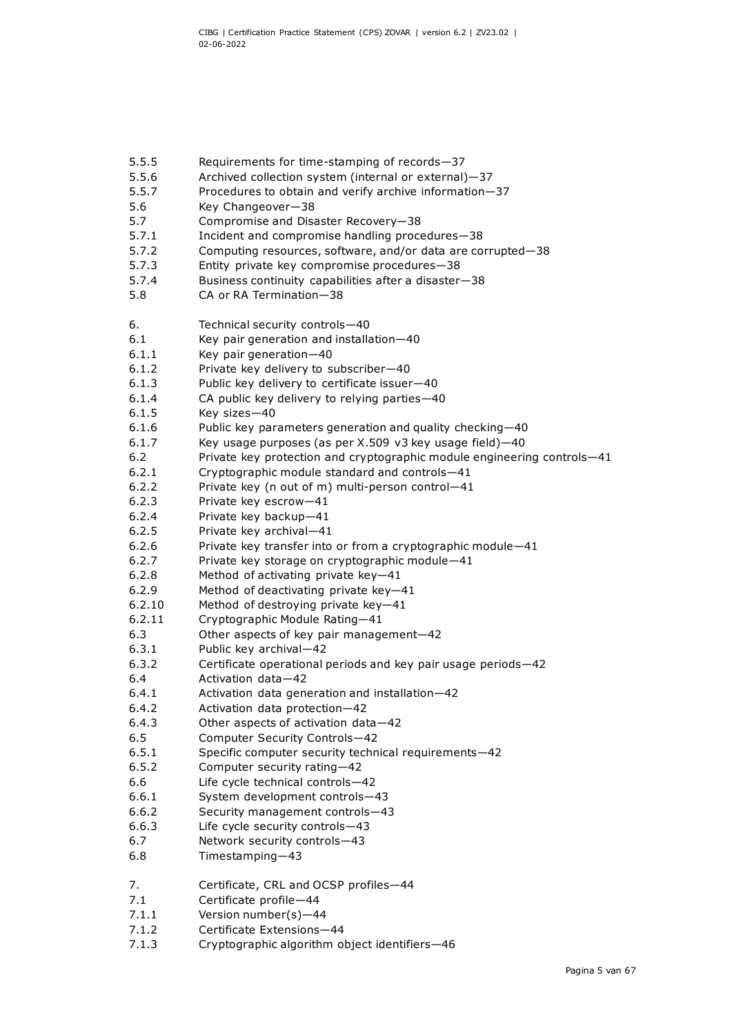5.5.5 Requirements for time-stamping of records—37
5.5.6 Archived collection system (internal or external)—37
5.5.7 Procedures to obtain and verify archive information—37
5.6 Key Changeover—38
5.7 Compromise and Disaster Recovery—38
5.7.1 Incident and compromise handling procedures—38
5.7.2 Computing resources, software, and/or data are corrupted—38
5.7.3 Entity private key compromise procedures—38
5.7.4 Business continuity capabilities after a disaster—38
5.8 CA or RA Termination—38

6. Technical security controls—40
6.1 Key pair generation and installation—40
6.1.1 Key pair generation—40
6.1.2 Private key delivery to subscriber—40
6.1.3 Public key delivery to certificate issuer—40
6.1.4 CA public key delivery to relying parties—40
6.1.5 Key sizes—40
6.1.6 Public key parameters generation and quality checking—40
6.1.7 Key usage purposes (as per X.509 v3 key usage field)—40
6.2 Private key protection and cryptographic module engineering controls—41
6.2.1 Cryptographic module standard and controls—41
6.2.2 Private key (n out of m) multi-person control—41
6.2.3 Private key escrow—41
6.2.4 Private key backup—41
6.2.5 Private key archival—41
6.2.6 Private key transfer into or from a cryptographic module—41
6.2.7 Private key storage on cryptographic module—41
6.2.8 Method of activating private key—41
6.2.9 Method of deactivating private key—41
6.2.10 Method of destroying private key—41
6.2.11 Cryptographic Module Rating—41
6.3 Other aspects of key pair management—42
6.3.1 Public key archival—42
6.3.2 Certificate operational periods and key pair usage periods—42
6.4 Activation data—42
6.4.1 Activation data generation and installation—42
6.4.2 Activation data protection—42
6.4.3 Other aspects of activation data—42
6.5 Computer Security Controls—42
6.5.1 Specific computer security technical requirements—42
6.5.2 Computer security rating—42
6.6 Life cycle technical controls—42
6.6.1 System development controls—43
6.6.2 Security management controls—43
6.6.3 Life cycle security controls—43
6.7 Network security controls—43
6.8 Timestamping—43

7. Certificate, CRL and OCSP profiles—44
7.1 Certificate profile—44
7.1.1 Version number(s)—44
7.1.2 Certificate Extensions—44
7.1.3 Cryptographic algorithm object identifiers—46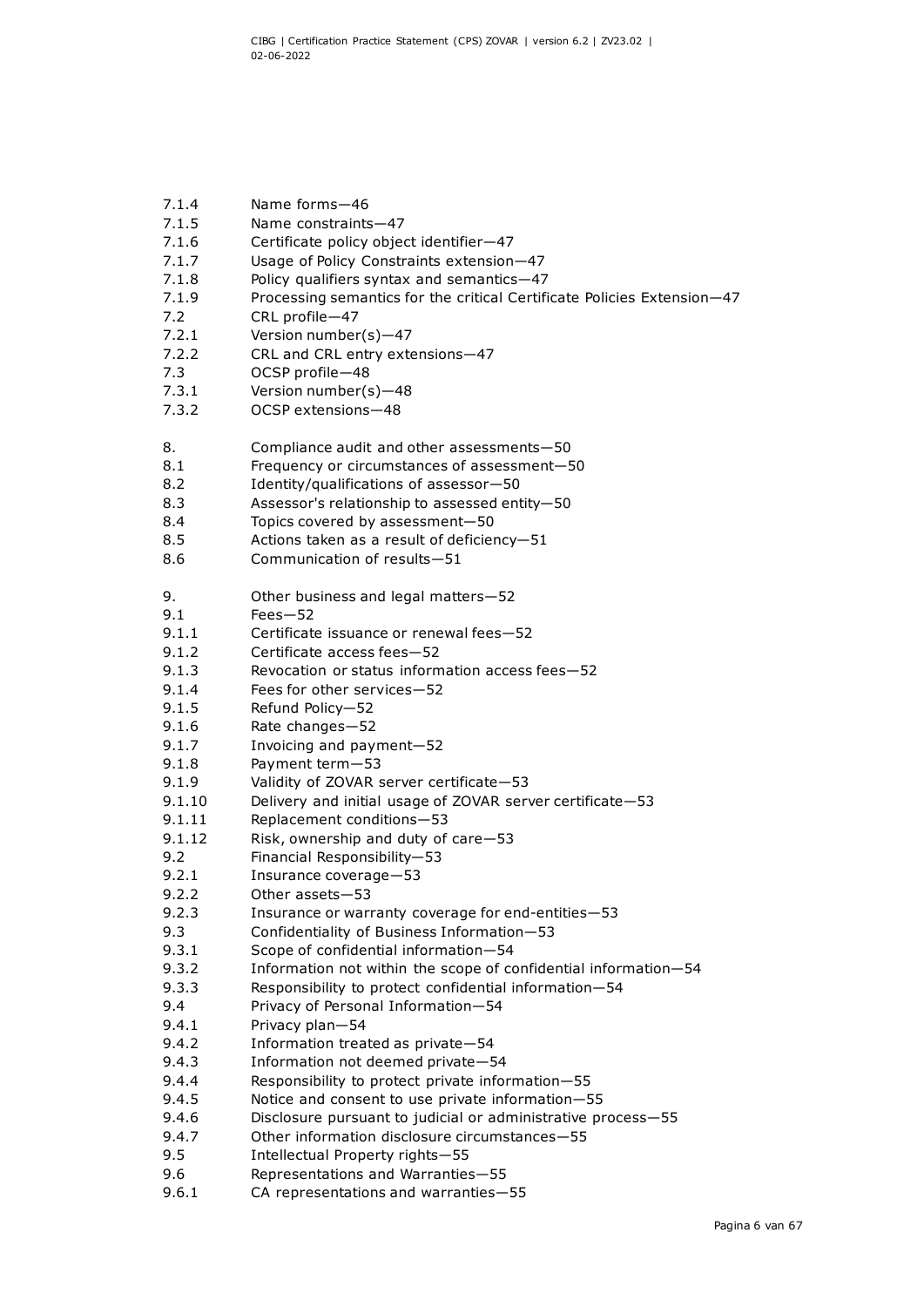7.1.4 Name forms—46
7.1.5 Name constraints—47
7.1.6 Certificate policy object identifier—47
7.1.7 Usage of Policy Constraints extension—47
7.1.8 Policy qualifiers syntax and semantics—47
7.1.9 Processing semantics for the critical Certificate Policies Extension—47
7.2 CRL profile—47
7.2.1 Version number(s)—47
7.2.2 CRL and CRL entry extensions—47
7.3 OCSP profile—48
7.3.1 Version number(s)—48
7.3.2 OCSP extensions—48

8. Compliance audit and other assessments—50
8.1 Frequency or circumstances of assessment—50
8.2 Identity/qualifications of assessor—50
8.3 Assessor's relationship to assessed entity—50
8.4 Topics covered by assessment—50
8.5 Actions taken as a result of deficiency—51
8.6 Communication of results—51

9. Other business and legal matters—52
9.1 Fees—52
9.1.1 Certificate issuance or renewal fees—52
9.1.2 Certificate access fees—52
9.1.3 Revocation or status information access fees—52
9.1.4 Fees for other services—52
9.1.5 Refund Policy—52
9.1.6 Rate changes—52
9.1.7 Invoicing and payment—52
9.1.8 Payment term—53
9.1.9 Validity of ZOVAR server certificate—53
9.1.10 Delivery and initial usage of ZOVAR server certificate—53
9.1.11 Replacement conditions—53
9.1.12 Risk, ownership and duty of care—53
9.2 Financial Responsibility—53
9.2.1 Insurance coverage—53
9.2.2 Other assets—53
9.2.3 Insurance or warranty coverage for end-entities—53
9.3 Confidentiality of Business Information—53
9.3.1 Scope of confidential information—54
9.3.2 Information not within the scope of confidential information—54
9.3.3 Responsibility to protect confidential information—54
9.4 Privacy of Personal Information—54
9.4.1 Privacy plan—54
9.4.2 Information treated as private—54
9.4.3 Information not deemed private—54
9.4.4 Responsibility to protect private information—55
9.4.5 Notice and consent to use private information—55
9.4.6 Disclosure pursuant to judicial or administrative process—55
9.4.7 Other information disclosure circumstances—55
9.5 Intellectual Property rights—55
9.6 Representations and Warranties—55
9.6.1 CA representations and warranties—55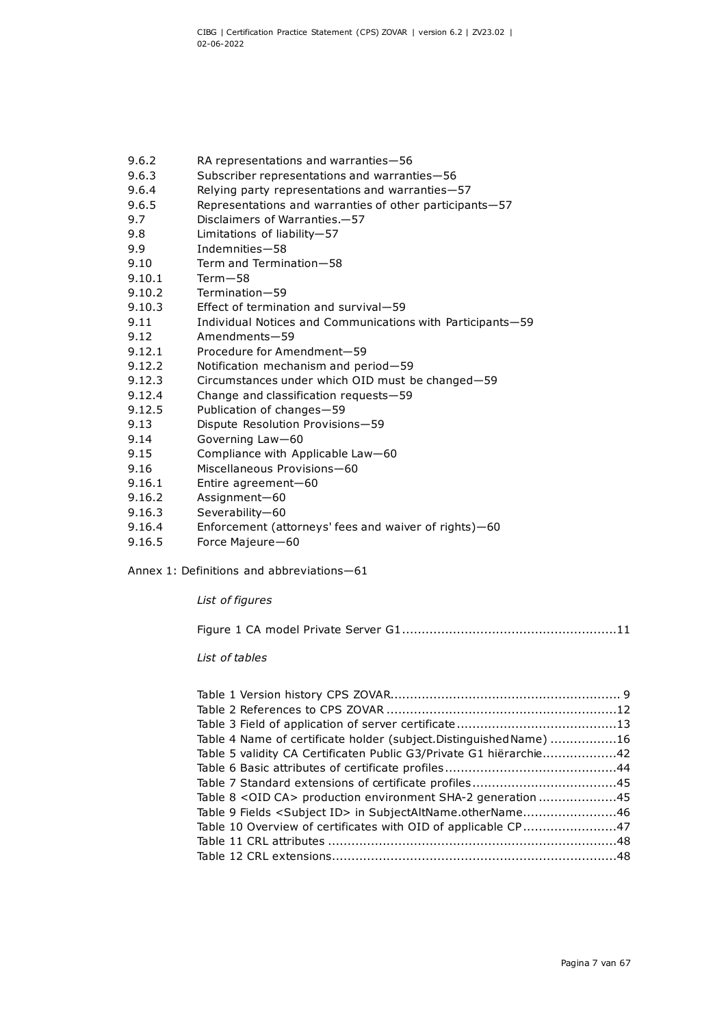9.6.2 RA representations and warranties—56
9.6.3 Subscriber representations and warranties—56
9.6.4 Relying party representations and warranties—57
9.6.5 Representations and warranties of other participants—57
9.7 Disclaimers of Warranties.—57
9.8 Limitations of liability—57
9.9 Indemnities—58
9.10 Term and Termination—58
9.10.1 Term—58
9.10.2 Termination—59
9.10.3 Effect of termination and survival—59
9.11 Individual Notices and Communications with Participants—59
9.12 Amendments—59
9.12.1 Procedure for Amendment—59
9.12.2 Notification mechanism and period—59
9.12.3 Circumstances under which OID must be changed—59
9.12.4 Change and classification requests—59
9.12.5 Publication of changes—59
9.13 Dispute Resolution Provisions—59
9.14 Governing Law—60
9.15 Compliance with Applicable Law—60
9.16 Miscellaneous Provisions—60
9.16.1 Entire agreement—60
9.16.2 Assignment—60
9.16.3 Severability—60
9.16.4 Enforcement (attorneys' fees and waiver of rights)—60
9.16.5 Force Majeure—60

Annex 1: Definitions and abbreviations—61

*List of figures*

Figure 1 CA model Private Server G1 ........................................................ 11

*List of tables*

Table 1 Version history CPS ZOVAR ........................................................ 9
Table 2 References to CPS ZOVAR ........................................................ 12
Table 3 Field of application of server certificate ........................................ 13
Table 4 Name of certificate holder (subject.DistinguishedName) ................. 16
Table 5 validity CA Certificaten Public G3/Private G1 hiërarchie .................. 42
Table 6 Basic attributes of certificate profiles ............................................ 44
Table 7 Standard extensions of certificate profiles ...................................... 45
Table 8 <OID CA> production environment SHA-2 generation ..................... 45
Table 9 Fields <Subject ID> in SubjectAltName.otherName ......................... 46
Table 10 Overview of certificates with OID of applicable CP ........................ 47
Table 11 CRL attributes ......................................................................... 48
Table 12 CRL extensions ......................................................................... 48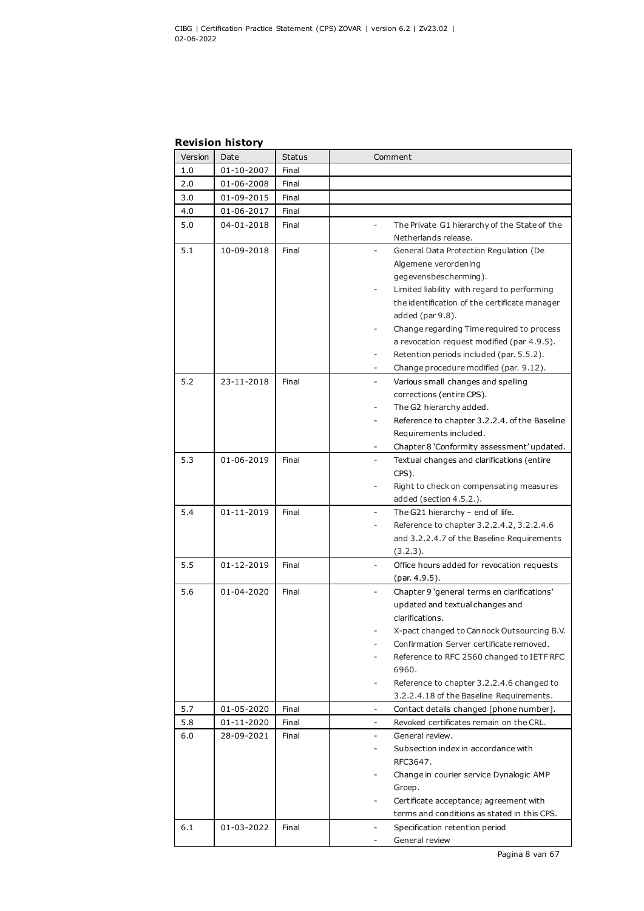**Revision history**

| Version | Date | Status | Comment |
|---|---|---|---|
| 1.0 | 01-10-2007 | Final | |
| 2.0 | 01-06-2008 | Final | |
| 3.0 | 01-09-2015 | Final | |
| 4.0 | 01-06-2017 | Final | |
| 5.0 | 04-01-2018 | Final | - The Private G1 hierarchy of the State of the Netherlands release. |
| 5.1 | 10-09-2018 | Final | - General Data Protection Regulation (De Algemene verordening gegevensbescherming).<br>- Limited liability with regard to performing the identification of the certificate manager added (par 9.8).<br>- Change regarding Time required to process a revocation request modified (par 4.9.5).<br>- Retention periods included (par. 5.5.2).<br>- Change procedure modified (par. 9.12). |
| 5.2 | 23-11-2018 | Final | - Various small changes and spelling corrections (entire CPS).<br>- The G2 hierarchy added.<br>- Reference to chapter 3.2.2.4. of the Baseline Requirements included.<br>- Chapter 8 'Conformity assessment' updated. |
| 5.3 | 01-06-2019 | Final | - Textual changes and clarifications (entire CPS).<br>- Right to check on compensating measures added (section 4.5.2.). |
| 5.4 | 01-11-2019 | Final | - The G21 hierarchy – end of life.<br>- Reference to chapter 3.2.2.4.2, 3.2.2.4.6 and 3.2.2.4.7 of the Baseline Requirements (3.2.3). |
| 5.5 | 01-12-2019 | Final | - Office hours added for revocation requests (par. 4.9.5). |
| 5.6 | 01-04-2020 | Final | - Chapter 9 'general terms en clarifications' updated and textual changes and clarifications.<br>- X-pact changed to Cannock Outsourcing B.V.<br>- Confirmation Server certificate removed.<br>- Reference to RFC 2560 changed to IETF RFC 6960.<br>- Reference to chapter 3.2.2.4.6 changed to 3.2.2.4.18 of the Baseline Requirements. |
| 5.7 | 01-05-2020 | Final | - Contact details changed [phone number]. |
| 5.8 | 01-11-2020 | Final | - Revoked certificates remain on the CRL. |
| 6.0 | 28-09-2021 | Final | - General review.<br>- Subsection index in accordance with RFC3647.<br>- Change in courier service Dynalogic AMP Groep.<br>- Certificate acceptance; agreement with terms and conditions as stated in this CPS. |
| 6.1 | 01-03-2022 | Final | - Specification retention period<br>- General review |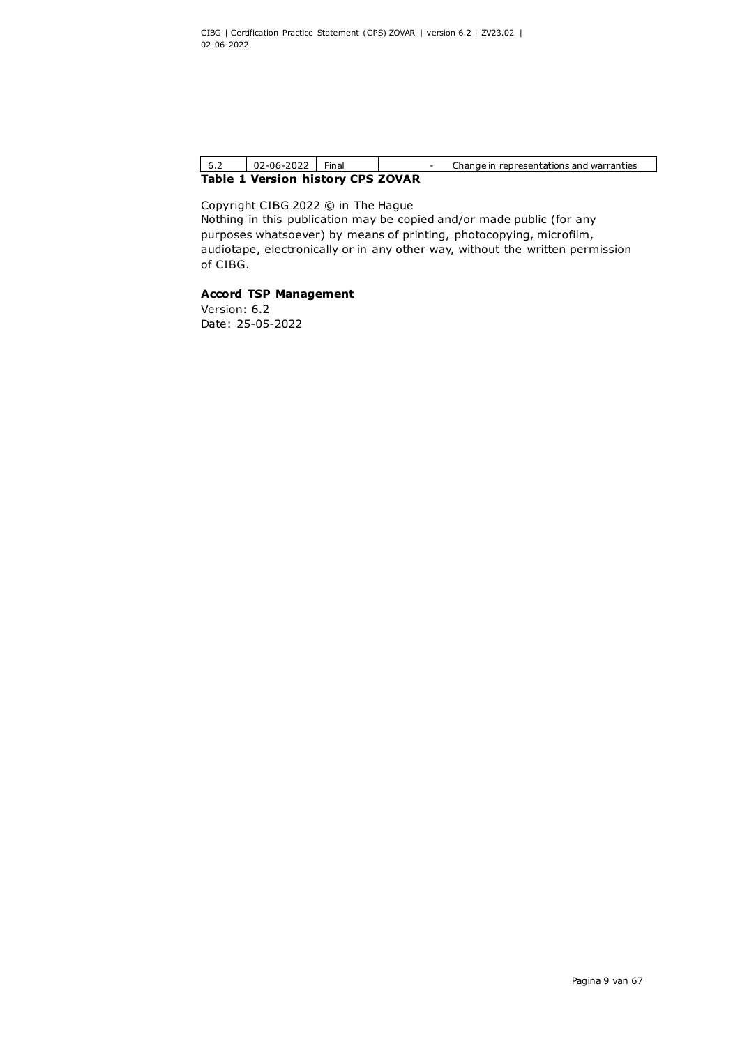| 6.2 | 02-06-2022 | Final | - | Change in representations and warranties |
|---|---|---|---|---|

**Table 1 Version history CPS ZOVAR**

Copyright CIBG 2022 © in The Hague
Nothing in this publication may be copied and/or made public (for any purposes whatsoever) by means of printing, photocopying, microfilm, audiotape, electronically or in any other way, without the written permission of CIBG.

**Accord TSP Management**
Version: 6.2
Date: 25-05-2022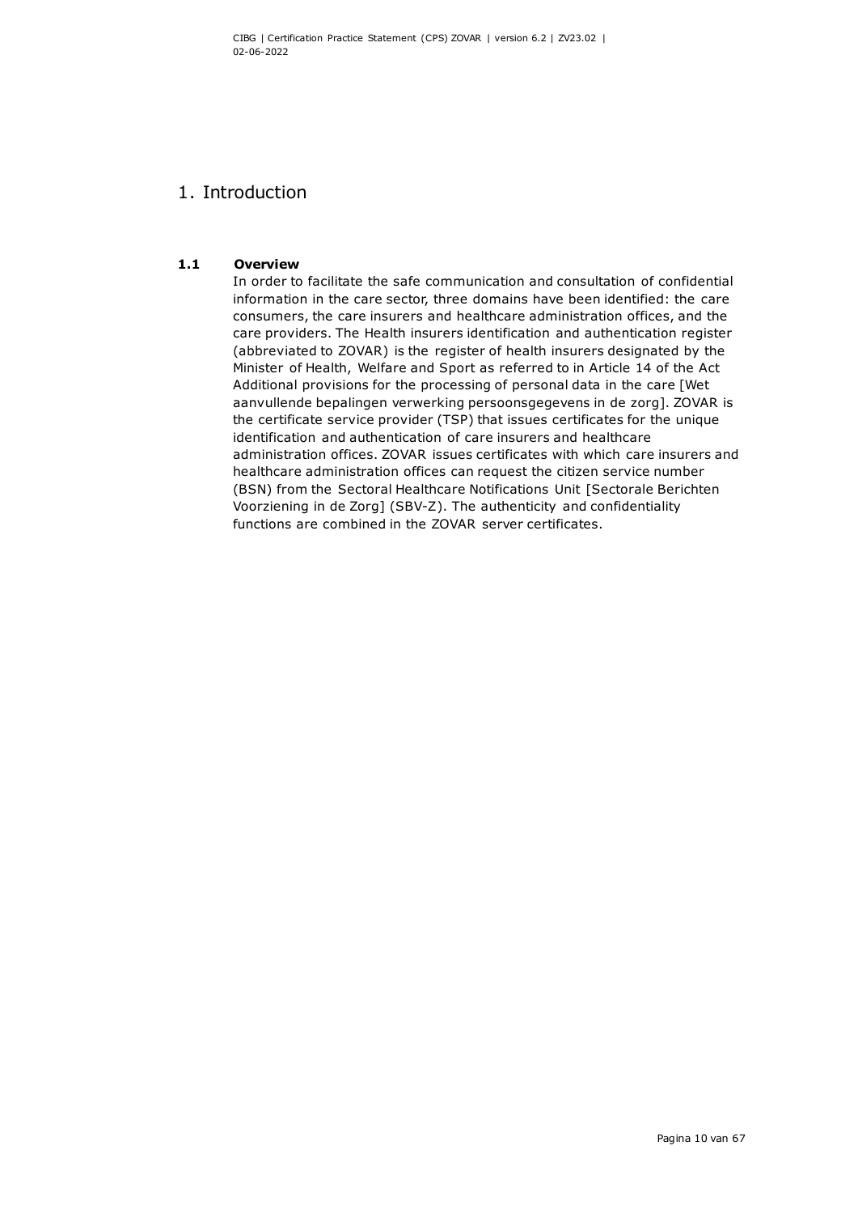# 1. Introduction

## 1.1 Overview

In order to facilitate the safe communication and consultation of confidential information in the care sector, three domains have been identified: the care consumers, the care insurers and healthcare administration offices, and the care providers. The Health insurers identification and authentication register (abbreviated to ZOVAR) is the register of health insurers designated by the Minister of Health, Welfare and Sport as referred to in Article 14 of the Act Additional provisions for the processing of personal data in the care [Wet aanvullende bepalingen verwerking persoonsgegevens in de zorg]. ZOVAR is the certificate service provider (TSP) that issues certificates for the unique identification and authentication of care insurers and healthcare administration offices. ZOVAR issues certificates with which care insurers and healthcare administration offices can request the citizen service number (BSN) from the Sectoral Healthcare Notifications Unit [Sectorale Berichten Voorziening in de Zorg] (SBV-Z). The authenticity and confidentiality functions are combined in the ZOVAR server certificates.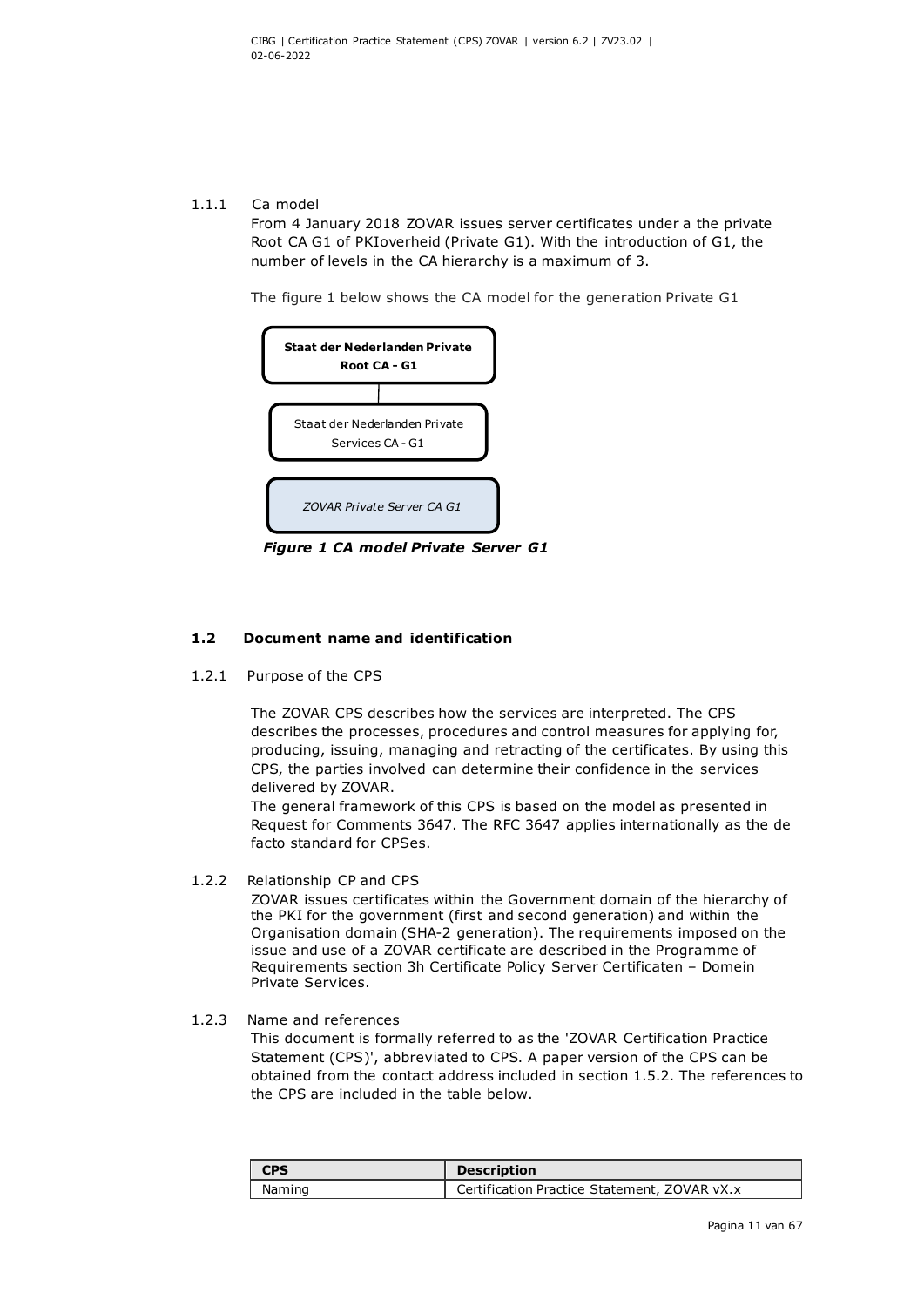#### 1.1.1 Ca model

From 4 January 2018 ZOVAR issues server certificates under a the private Root CA G1 of PKIoverheid (Private G1). With the introduction of G1, the number of levels in the CA hierarchy is a maximum of 3.

The figure 1 below shows the CA model for the generation Private G1

**Staat der Nederlanden Private Root CA - G1**

Staat der Nederlanden Private Services CA - G1

*ZOVAR Private Server CA G1*

***Figure 1 CA model Private Server G1***

### 1.2 Document name and identification

#### 1.2.1 Purpose of the CPS

The ZOVAR CPS describes how the services are interpreted. The CPS describes the processes, procedures and control measures for applying for, producing, issuing, managing and retracting of the certificates. By using this CPS, the parties involved can determine their confidence in the services delivered by ZOVAR.
The general framework of this CPS is based on the model as presented in Request for Comments 3647. The RFC 3647 applies internationally as the de facto standard for CPSes.

#### 1.2.2 Relationship CP and CPS

ZOVAR issues certificates within the Government domain of the hierarchy of the PKI for the government (first and second generation) and within the Organisation domain (SHA-2 generation). The requirements imposed on the issue and use of a ZOVAR certificate are described in the Programme of Requirements section 3h Certificate Policy Server Certificaten – Domein Private Services.

#### 1.2.3 Name and references

This document is formally referred to as the 'ZOVAR Certification Practice Statement (CPS)', abbreviated to CPS. A paper version of the CPS can be obtained from the contact address included in section 1.5.2. The references to the CPS are included in the table below.

| CPS | Description |
|---|---|
| Naming | Certification Practice Statement, ZOVAR vX.x |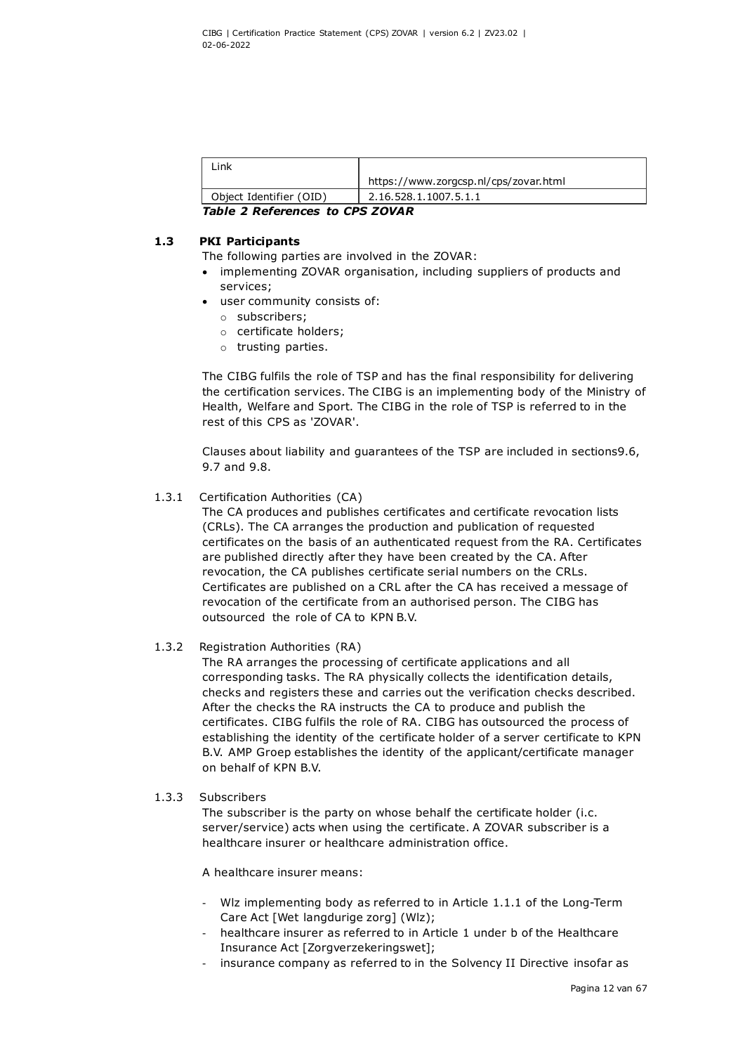| Link | https://www.zorgcsp.nl/cps/zovar.html |
|---|---|
| Object Identifier (OID) | 2.16.528.1.1007.5.1.1 |

***Table 2 References to CPS ZOVAR***

## 1.3 PKI Participants

The following parties are involved in the ZOVAR:

- implementing ZOVAR organisation, including suppliers of products and services;
- user community consists of:
  - subscribers;
  - certificate holders;
  - trusting parties.

The CIBG fulfils the role of TSP and has the final responsibility for delivering the certification services. The CIBG is an implementing body of the Ministry of Health, Welfare and Sport. The CIBG in the role of TSP is referred to in the rest of this CPS as 'ZOVAR'.

Clauses about liability and guarantees of the TSP are included in sections9.6, 9.7 and 9.8.

### 1.3.1 Certification Authorities (CA)

The CA produces and publishes certificates and certificate revocation lists (CRLs). The CA arranges the production and publication of requested certificates on the basis of an authenticated request from the RA. Certificates are published directly after they have been created by the CA. After revocation, the CA publishes certificate serial numbers on the CRLs. Certificates are published on a CRL after the CA has received a message of revocation of the certificate from an authorised person. The CIBG has outsourced the role of CA to KPN B.V.

### 1.3.2 Registration Authorities (RA)

The RA arranges the processing of certificate applications and all corresponding tasks. The RA physically collects the identification details, checks and registers these and carries out the verification checks described. After the checks the RA instructs the CA to produce and publish the certificates. CIBG fulfils the role of RA. CIBG has outsourced the process of establishing the identity of the certificate holder of a server certificate to KPN B.V. AMP Groep establishes the identity of the applicant/certificate manager on behalf of KPN B.V.

### 1.3.3 Subscribers

The subscriber is the party on whose behalf the certificate holder (i.c. server/service) acts when using the certificate. A ZOVAR subscriber is a healthcare insurer or healthcare administration office.

A healthcare insurer means:

- Wlz implementing body as referred to in Article 1.1.1 of the Long-Term Care Act [Wet langdurige zorg] (Wlz);
- healthcare insurer as referred to in Article 1 under b of the Healthcare Insurance Act [Zorgverzekeringswet];
- insurance company as referred to in the Solvency II Directive insofar as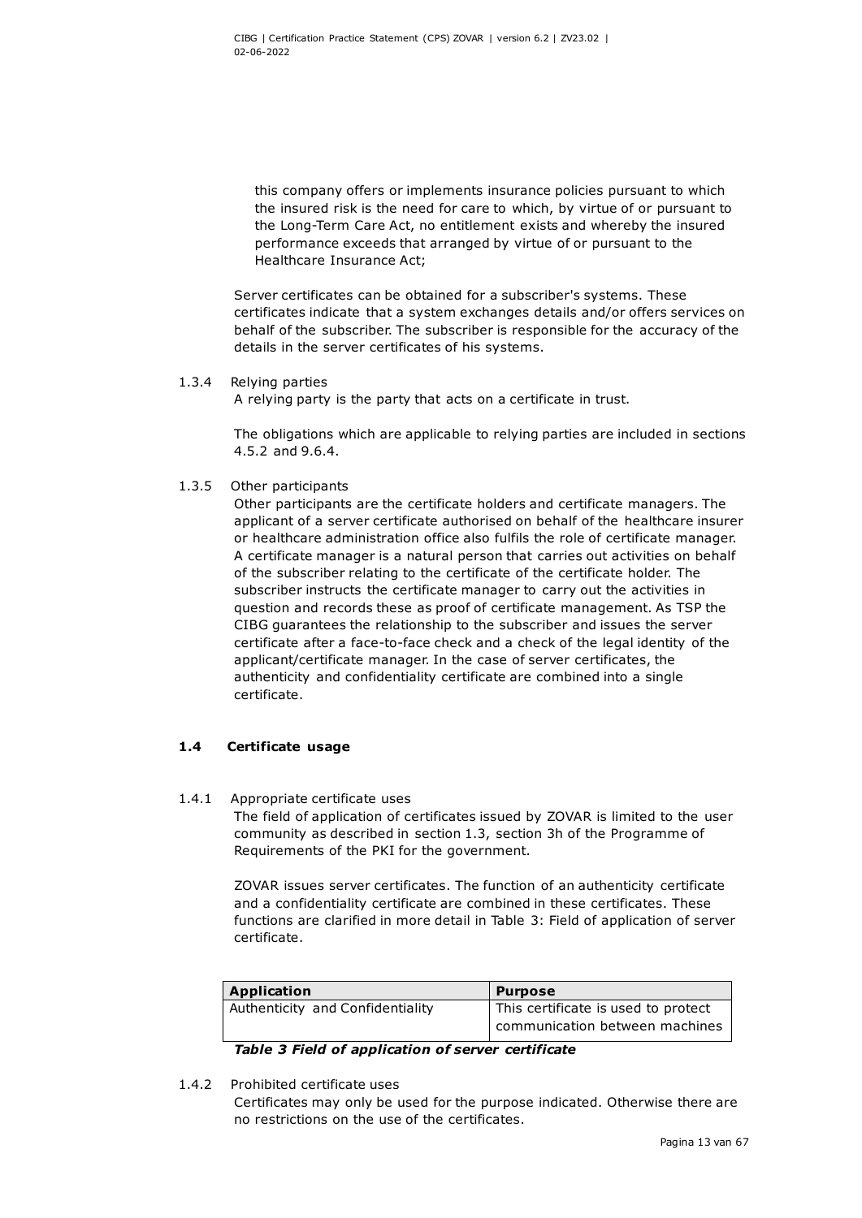this company offers or implements insurance policies pursuant to which the insured risk is the need for care to which, by virtue of or pursuant to the Long-Term Care Act, no entitlement exists and whereby the insured performance exceeds that arranged by virtue of or pursuant to the Healthcare Insurance Act;

Server certificates can be obtained for a subscriber's systems. These certificates indicate that a system exchanges details and/or offers services on behalf of the subscriber. The subscriber is responsible for the accuracy of the details in the server certificates of his systems.

#### 1.3.4 Relying parties

A relying party is the party that acts on a certificate in trust.

The obligations which are applicable to relying parties are included in sections 4.5.2 and 9.6.4.

#### 1.3.5 Other participants

Other participants are the certificate holders and certificate managers. The applicant of a server certificate authorised on behalf of the healthcare insurer or healthcare administration office also fulfils the role of certificate manager. A certificate manager is a natural person that carries out activities on behalf of the subscriber relating to the certificate of the certificate holder. The subscriber instructs the certificate manager to carry out the activities in question and records these as proof of certificate management. As TSP the CIBG guarantees the relationship to the subscriber and issues the server certificate after a face-to-face check and a check of the legal identity of the applicant/certificate manager. In the case of server certificates, the authenticity and confidentiality certificate are combined into a single certificate.

### 1.4 Certificate usage

#### 1.4.1 Appropriate certificate uses

The field of application of certificates issued by ZOVAR is limited to the user community as described in section 1.3, section 3h of the Programme of Requirements of the PKI for the government.

ZOVAR issues server certificates. The function of an authenticity certificate and a confidentiality certificate are combined in these certificates. These functions are clarified in more detail in Table 3: Field of application of server certificate.

| Application | Purpose |
|---|---|
| Authenticity and Confidentiality | This certificate is used to protect communication between machines |

***Table 3 Field of application of server certificate***

#### 1.4.2 Prohibited certificate uses

Certificates may only be used for the purpose indicated. Otherwise there are no restrictions on the use of the certificates.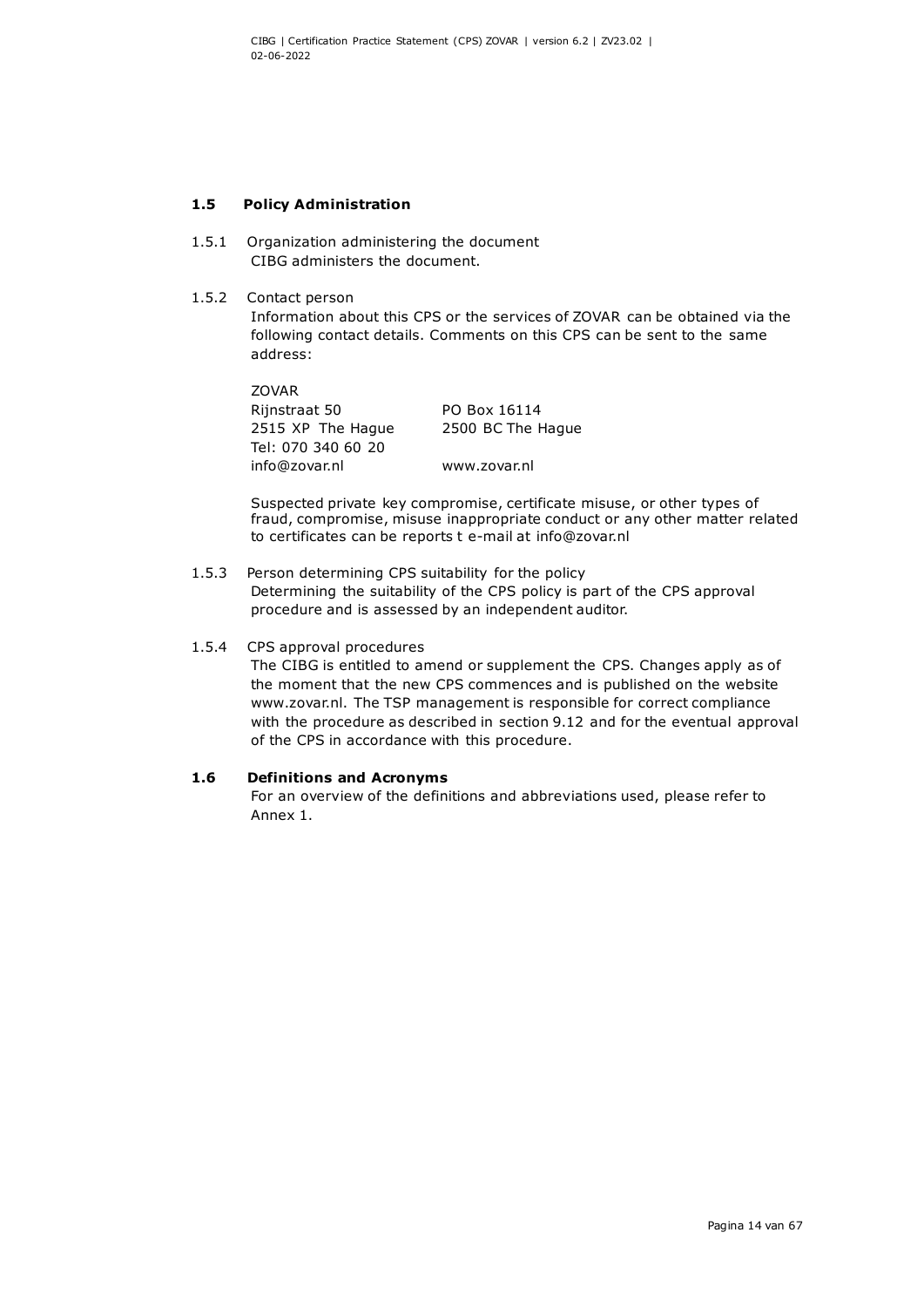## 1.5 Policy Administration

1.5.1 Organization administering the document

CIBG administers the document.

1.5.2 Contact person

Information about this CPS or the services of ZOVAR can be obtained via the following contact details. Comments on this CPS can be sent to the same address:

| ZOVAR | |
|---|---|
| Rijnstraat 50 | PO Box 16114 |
| 2515 XP The Hague | 2500 BC The Hague |
| Tel: 070 340 60 20 | |
| info@zovar.nl | www.zovar.nl |

Suspected private key compromise, certificate misuse, or other types of fraud, compromise, misuse inappropriate conduct or any other matter related to certificates can be reports t e-mail at info@zovar.nl

1.5.3 Person determining CPS suitability for the policy

Determining the suitability of the CPS policy is part of the CPS approval procedure and is assessed by an independent auditor.

1.5.4 CPS approval procedures

The CIBG is entitled to amend or supplement the CPS. Changes apply as of the moment that the new CPS commences and is published on the website www.zovar.nl. The TSP management is responsible for correct compliance with the procedure as described in section 9.12 and for the eventual approval of the CPS in accordance with this procedure.

## 1.6 Definitions and Acronyms

For an overview of the definitions and abbreviations used, please refer to Annex 1.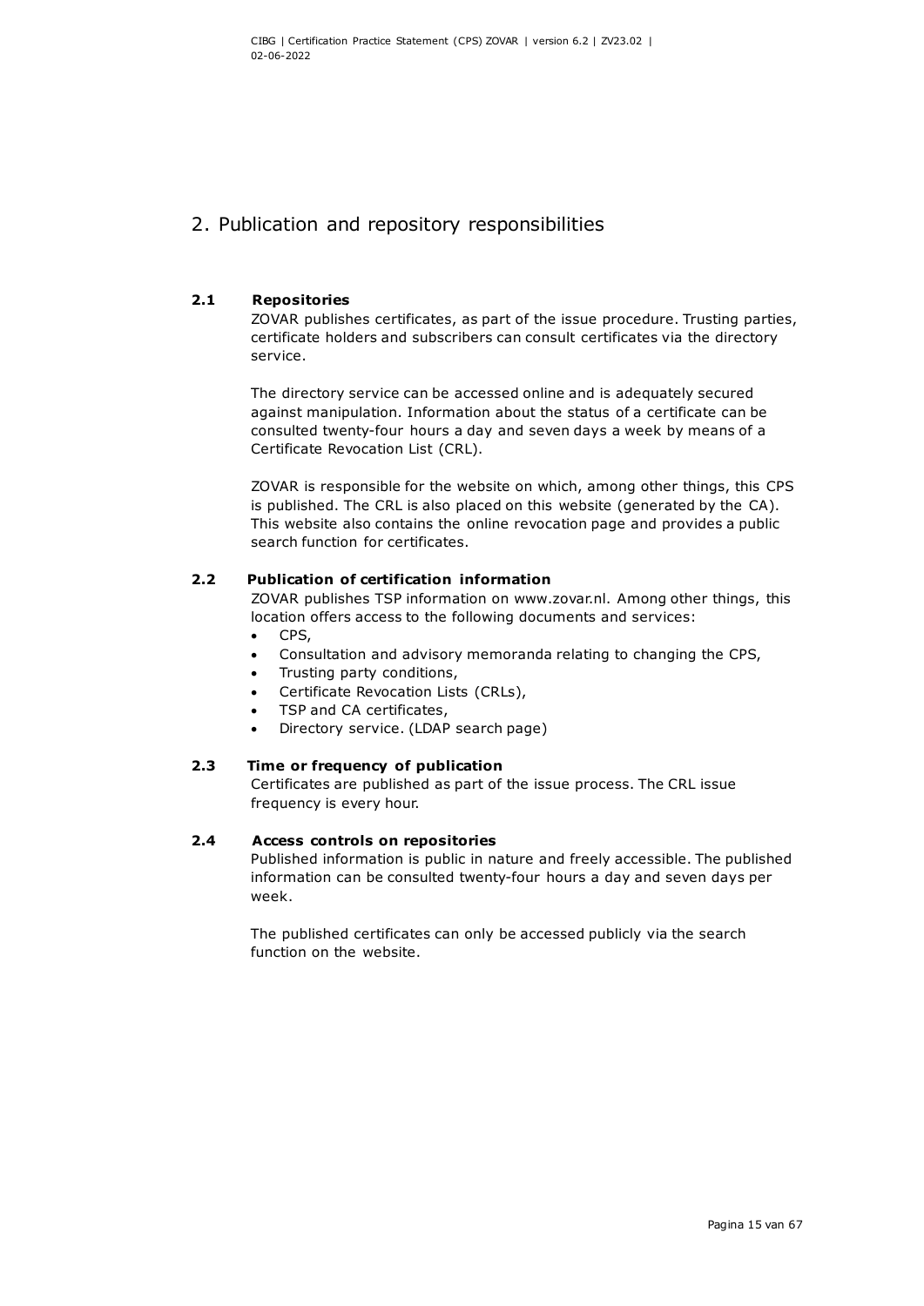# 2. Publication and repository responsibilities

## 2.1 Repositories

ZOVAR publishes certificates, as part of the issue procedure. Trusting parties, certificate holders and subscribers can consult certificates via the directory service.

The directory service can be accessed online and is adequately secured against manipulation. Information about the status of a certificate can be consulted twenty-four hours a day and seven days a week by means of a Certificate Revocation List (CRL).

ZOVAR is responsible for the website on which, among other things, this CPS is published. The CRL is also placed on this website (generated by the CA). This website also contains the online revocation page and provides a public search function for certificates.

## 2.2 Publication of certification information

ZOVAR publishes TSP information on www.zovar.nl. Among other things, this location offers access to the following documents and services:

- CPS,
- Consultation and advisory memoranda relating to changing the CPS,
- Trusting party conditions,
- Certificate Revocation Lists (CRLs),
- TSP and CA certificates,
- Directory service. (LDAP search page)

## 2.3 Time or frequency of publication

Certificates are published as part of the issue process. The CRL issue frequency is every hour.

## 2.4 Access controls on repositories

Published information is public in nature and freely accessible. The published information can be consulted twenty-four hours a day and seven days per week.

The published certificates can only be accessed publicly via the search function on the website.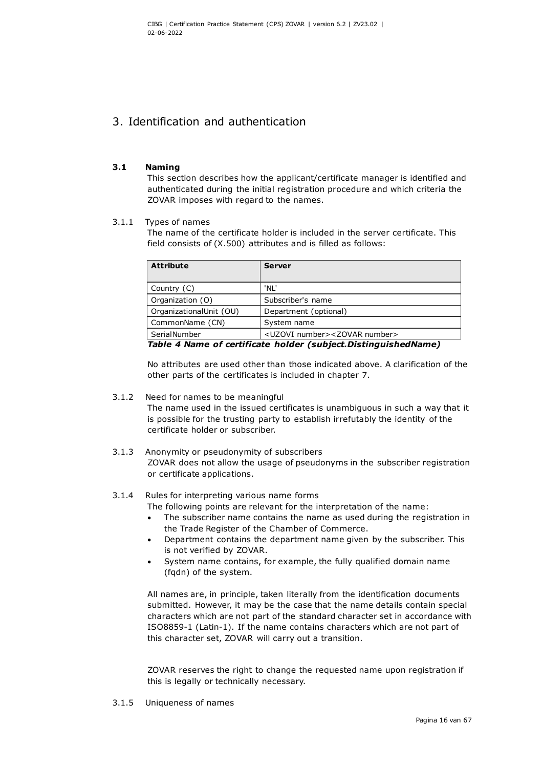# 3. Identification and authentication

## 3.1 Naming

This section describes how the applicant/certificate manager is identified and authenticated during the initial registration procedure and which criteria the ZOVAR imposes with regard to the names.

### 3.1.1 Types of names

The name of the certificate holder is included in the server certificate. This field consists of (X.500) attributes and is filled as follows:

| Attribute | Server |
|---|---|
| Country (C) | 'NL' |
| Organization (O) | Subscriber's name |
| OrganizationalUnit (OU) | Department (optional) |
| CommonName (CN) | System name |
| SerialNumber | <UZOVI number><ZOVAR number> |

***Table 4 Name of certificate holder (subject.DistinguishedName)***

No attributes are used other than those indicated above. A clarification of the other parts of the certificates is included in chapter 7.

### 3.1.2 Need for names to be meaningful

The name used in the issued certificates is unambiguous in such a way that it is possible for the trusting party to establish irrefutably the identity of the certificate holder or subscriber.

### 3.1.3 Anonymity or pseudonymity of subscribers

ZOVAR does not allow the usage of pseudonyms in the subscriber registration or certificate applications.

### 3.1.4 Rules for interpreting various name forms

The following points are relevant for the interpretation of the name:

- The subscriber name contains the name as used during the registration in the Trade Register of the Chamber of Commerce.
- Department contains the department name given by the subscriber. This is not verified by ZOVAR.
- System name contains, for example, the fully qualified domain name (fqdn) of the system.

All names are, in principle, taken literally from the identification documents submitted. However, it may be the case that the name details contain special characters which are not part of the standard character set in accordance with ISO8859-1 (Latin-1). If the name contains characters which are not part of this character set, ZOVAR will carry out a transition.

ZOVAR reserves the right to change the requested name upon registration if this is legally or technically necessary.

### 3.1.5 Uniqueness of names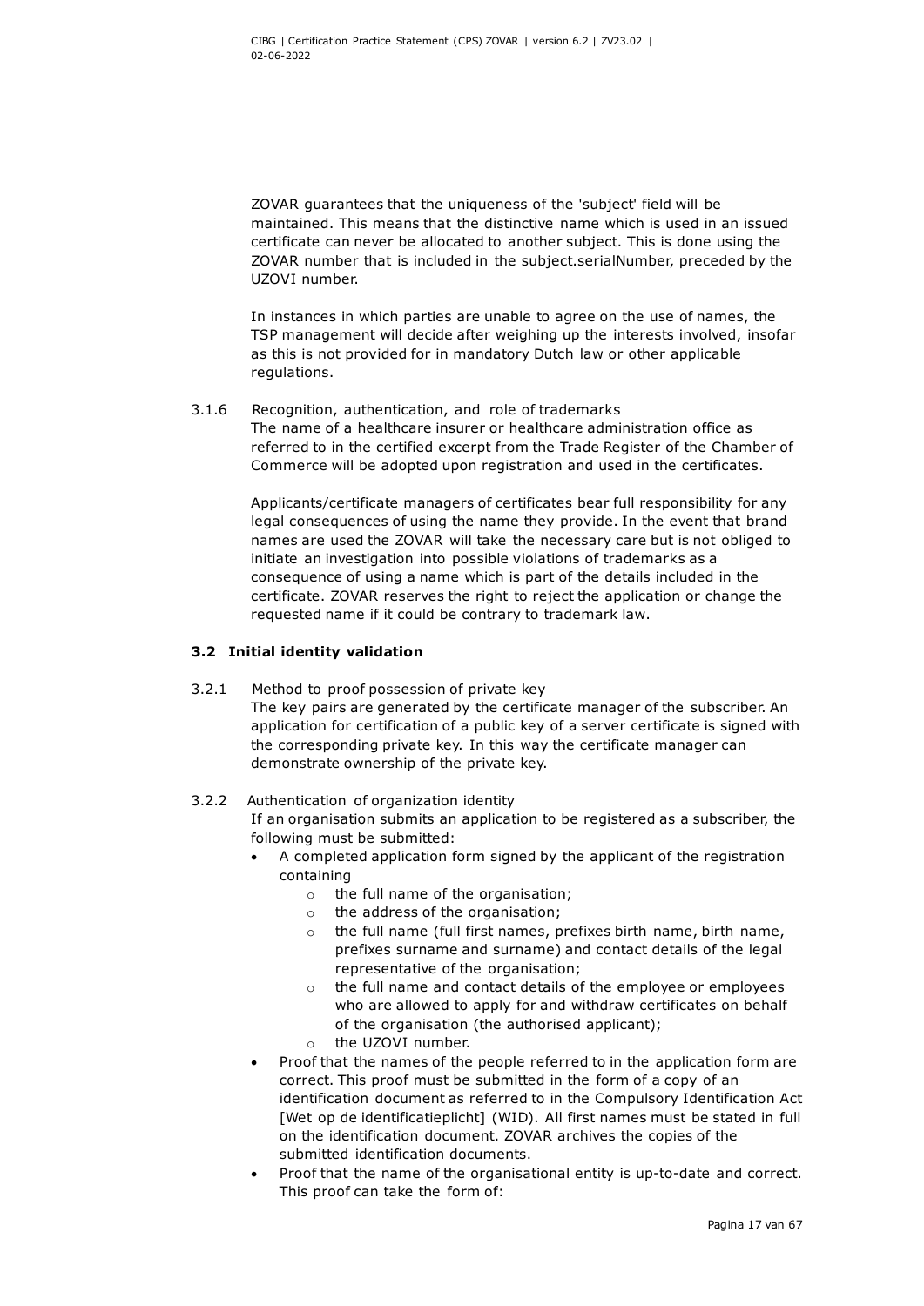ZOVAR guarantees that the uniqueness of the 'subject' field will be maintained. This means that the distinctive name which is used in an issued certificate can never be allocated to another subject. This is done using the ZOVAR number that is included in the subject.serialNumber, preceded by the UZOVI number.

In instances in which parties are unable to agree on the use of names, the TSP management will decide after weighing up the interests involved, insofar as this is not provided for in mandatory Dutch law or other applicable regulations.

3.1.6 Recognition, authentication, and role of trademarks

The name of a healthcare insurer or healthcare administration office as referred to in the certified excerpt from the Trade Register of the Chamber of Commerce will be adopted upon registration and used in the certificates.

Applicants/certificate managers of certificates bear full responsibility for any legal consequences of using the name they provide. In the event that brand names are used the ZOVAR will take the necessary care but is not obliged to initiate an investigation into possible violations of trademarks as a consequence of using a name which is part of the details included in the certificate. ZOVAR reserves the right to reject the application or change the requested name if it could be contrary to trademark law.

### 3.2 Initial identity validation

3.2.1 Method to proof possession of private key

The key pairs are generated by the certificate manager of the subscriber. An application for certification of a public key of a server certificate is signed with the corresponding private key. In this way the certificate manager can demonstrate ownership of the private key.

3.2.2 Authentication of organization identity

If an organisation submits an application to be registered as a subscriber, the following must be submitted:

- A completed application form signed by the applicant of the registration containing
  - the full name of the organisation;
  - the address of the organisation;
  - the full name (full first names, prefixes birth name, birth name, prefixes surname and surname) and contact details of the legal representative of the organisation;
  - the full name and contact details of the employee or employees who are allowed to apply for and withdraw certificates on behalf of the organisation (the authorised applicant);
  - the UZOVI number.
- Proof that the names of the people referred to in the application form are correct. This proof must be submitted in the form of a copy of an identification document as referred to in the Compulsory Identification Act [Wet op de identificatieplicht] (WID). All first names must be stated in full on the identification document. ZOVAR archives the copies of the submitted identification documents.
- Proof that the name of the organisational entity is up-to-date and correct. This proof can take the form of: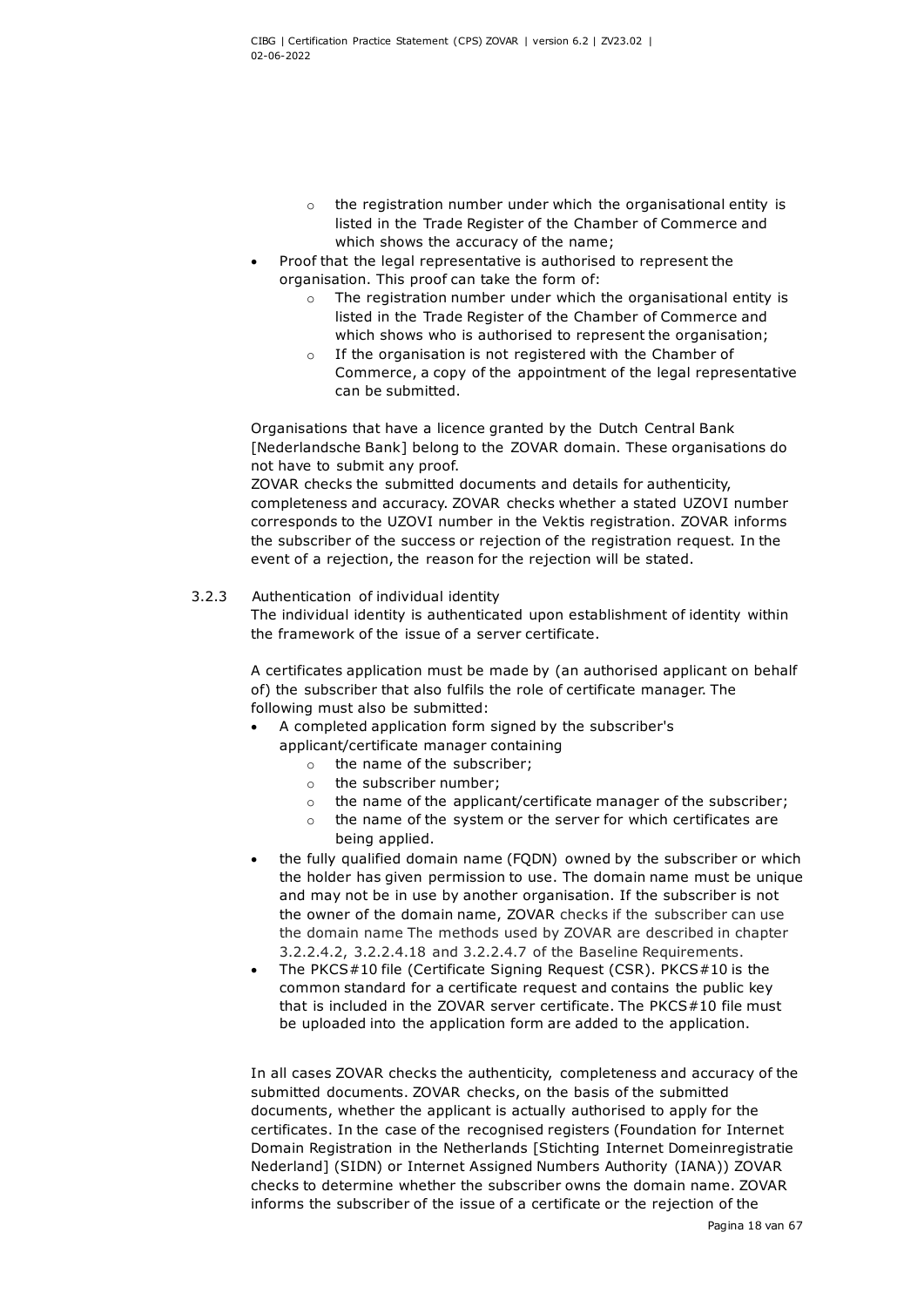- the registration number under which the organisational entity is listed in the Trade Register of the Chamber of Commerce and which shows the accuracy of the name;
- Proof that the legal representative is authorised to represent the organisation. This proof can take the form of:
    - The registration number under which the organisational entity is listed in the Trade Register of the Chamber of Commerce and which shows who is authorised to represent the organisation;
    - If the organisation is not registered with the Chamber of Commerce, a copy of the appointment of the legal representative can be submitted.

Organisations that have a licence granted by the Dutch Central Bank [Nederlandsche Bank] belong to the ZOVAR domain. These organisations do not have to submit any proof.
ZOVAR checks the submitted documents and details for authenticity, completeness and accuracy. ZOVAR checks whether a stated UZOVI number corresponds to the UZOVI number in the Vektis registration. ZOVAR informs the subscriber of the success or rejection of the registration request. In the event of a rejection, the reason for the rejection will be stated.

### 3.2.3 Authentication of individual identity

The individual identity is authenticated upon establishment of identity within the framework of the issue of a server certificate.

A certificates application must be made by (an authorised applicant on behalf of) the subscriber that also fulfils the role of certificate manager. The following must also be submitted:

- A completed application form signed by the subscriber's applicant/certificate manager containing
    - the name of the subscriber;
    - the subscriber number;
    - the name of the applicant/certificate manager of the subscriber;
    - the name of the system or the server for which certificates are being applied.
- the fully qualified domain name (FQDN) owned by the subscriber or which the holder has given permission to use. The domain name must be unique and may not be in use by another organisation. If the subscriber is not the owner of the domain name, ZOVAR checks if the subscriber can use the domain name The methods used by ZOVAR are described in chapter 3.2.2.4.2, 3.2.2.4.18 and 3.2.2.4.7 of the Baseline Requirements.
- The PKCS#10 file (Certificate Signing Request (CSR). PKCS#10 is the common standard for a certificate request and contains the public key that is included in the ZOVAR server certificate. The PKCS#10 file must be uploaded into the application form are added to the application.

In all cases ZOVAR checks the authenticity, completeness and accuracy of the submitted documents. ZOVAR checks, on the basis of the submitted documents, whether the applicant is actually authorised to apply for the certificates. In the case of the recognised registers (Foundation for Internet Domain Registration in the Netherlands [Stichting Internet Domeinregistratie Nederland] (SIDN) or Internet Assigned Numbers Authority (IANA)) ZOVAR checks to determine whether the subscriber owns the domain name. ZOVAR informs the subscriber of the issue of a certificate or the rejection of the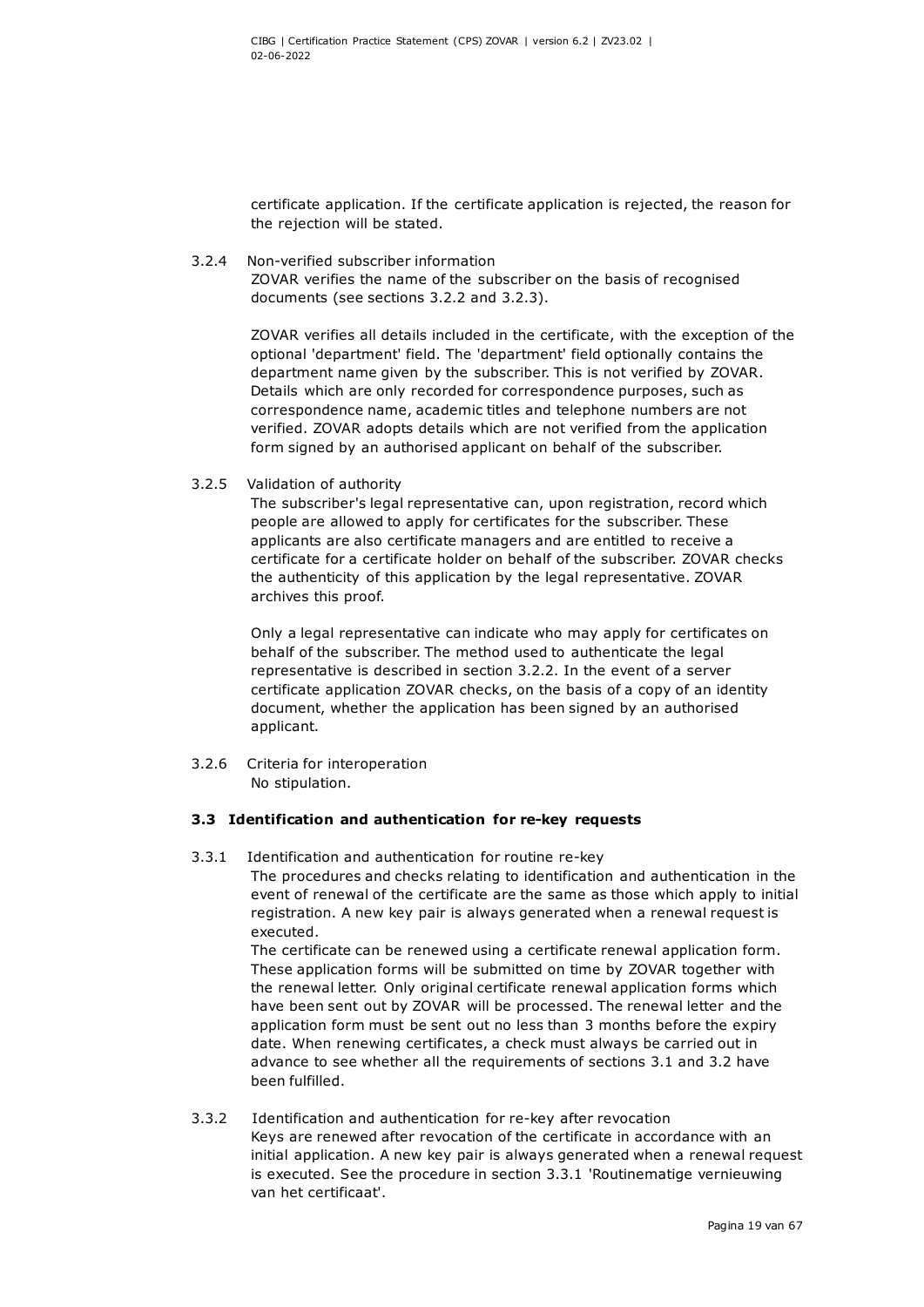certificate application. If the certificate application is rejected, the reason for the rejection will be stated.

#### 3.2.4 Non-verified subscriber information

ZOVAR verifies the name of the subscriber on the basis of recognised documents (see sections 3.2.2 and 3.2.3).

ZOVAR verifies all details included in the certificate, with the exception of the optional 'department' field. The 'department' field optionally contains the department name given by the subscriber. This is not verified by ZOVAR. Details which are only recorded for correspondence purposes, such as correspondence name, academic titles and telephone numbers are not verified. ZOVAR adopts details which are not verified from the application form signed by an authorised applicant on behalf of the subscriber.

#### 3.2.5 Validation of authority

The subscriber's legal representative can, upon registration, record which people are allowed to apply for certificates for the subscriber. These applicants are also certificate managers and are entitled to receive a certificate for a certificate holder on behalf of the subscriber. ZOVAR checks the authenticity of this application by the legal representative. ZOVAR archives this proof.

Only a legal representative can indicate who may apply for certificates on behalf of the subscriber. The method used to authenticate the legal representative is described in section 3.2.2. In the event of a server certificate application ZOVAR checks, on the basis of a copy of an identity document, whether the application has been signed by an authorised applicant.

#### 3.2.6 Criteria for interoperation

No stipulation.

### 3.3 Identification and authentication for re-key requests

#### 3.3.1 Identification and authentication for routine re-key

The procedures and checks relating to identification and authentication in the event of renewal of the certificate are the same as those which apply to initial registration. A new key pair is always generated when a renewal request is executed.

The certificate can be renewed using a certificate renewal application form. These application forms will be submitted on time by ZOVAR together with the renewal letter. Only original certificate renewal application forms which have been sent out by ZOVAR will be processed. The renewal letter and the application form must be sent out no less than 3 months before the expiry date. When renewing certificates, a check must always be carried out in advance to see whether all the requirements of sections 3.1 and 3.2 have been fulfilled.

#### 3.3.2 Identification and authentication for re-key after revocation

Keys are renewed after revocation of the certificate in accordance with an initial application. A new key pair is always generated when a renewal request is executed. See the procedure in section 3.3.1 'Routinematige vernieuwing van het certificaat'.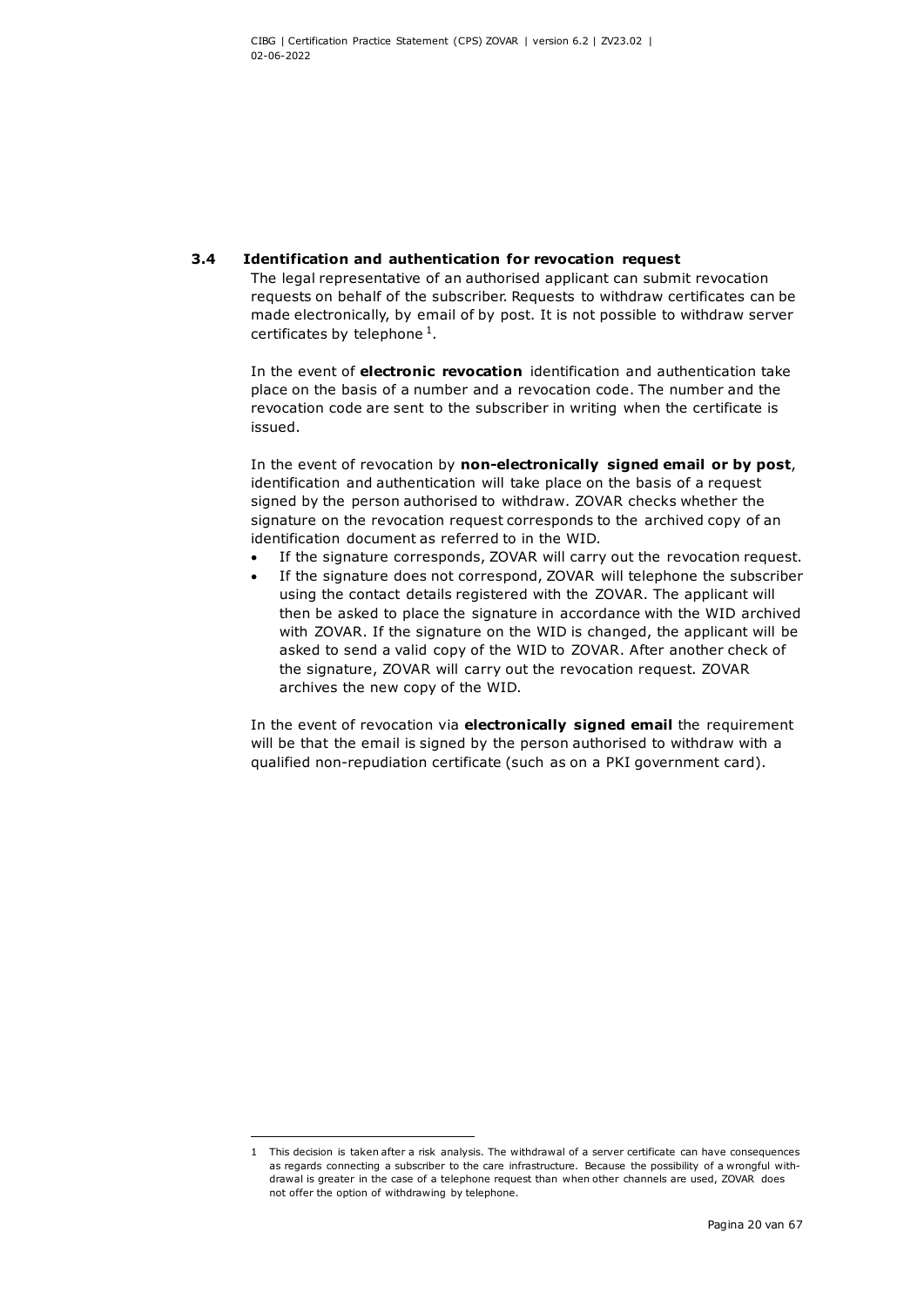### 3.4 Identification and authentication for revocation request

The legal representative of an authorised applicant can submit revocation requests on behalf of the subscriber. Requests to withdraw certificates can be made electronically, by email of by post. It is not possible to withdraw server certificates by telephone [1].

In the event of **electronic revocation** identification and authentication take place on the basis of a number and a revocation code. The number and the revocation code are sent to the subscriber in writing when the certificate is issued.

In the event of revocation by **non-electronically signed email or by post**, identification and authentication will take place on the basis of a request signed by the person authorised to withdraw. ZOVAR checks whether the signature on the revocation request corresponds to the archived copy of an identification document as referred to in the WID.

- If the signature corresponds, ZOVAR will carry out the revocation request.
- If the signature does not correspond, ZOVAR will telephone the subscriber using the contact details registered with the ZOVAR. The applicant will then be asked to place the signature in accordance with the WID archived with ZOVAR. If the signature on the WID is changed, the applicant will be asked to send a valid copy of the WID to ZOVAR. After another check of the signature, ZOVAR will carry out the revocation request. ZOVAR archives the new copy of the WID.

In the event of revocation via **electronically signed email** the requirement will be that the email is signed by the person authorised to withdraw with a qualified non-repudiation certificate (such as on a PKI government card).

---

1 This decision is taken after a risk analysis. The withdrawal of a server certificate can have consequences as regards connecting a subscriber to the care infrastructure. Because the possibility of a wrongful withdrawal is greater in the case of a telephone request than when other channels are used, ZOVAR does not offer the option of withdrawing by telephone.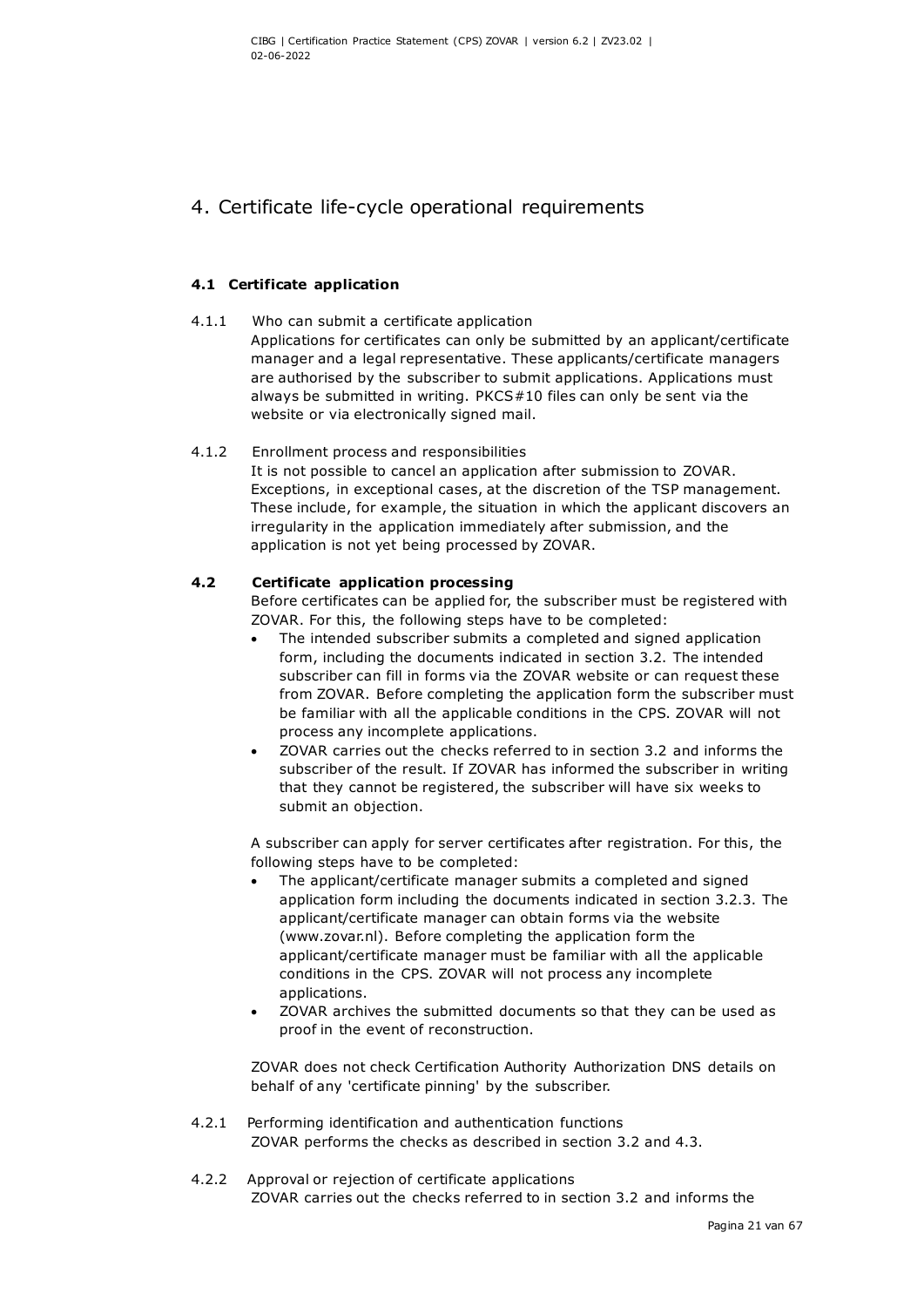# 4. Certificate life-cycle operational requirements

## 4.1 Certificate application

4.1.1 Who can submit a certificate application

Applications for certificates can only be submitted by an applicant/certificate manager and a legal representative. These applicants/certificate managers are authorised by the subscriber to submit applications. Applications must always be submitted in writing. PKCS#10 files can only be sent via the website or via electronically signed mail.

4.1.2 Enrollment process and responsibilities

It is not possible to cancel an application after submission to ZOVAR. Exceptions, in exceptional cases, at the discretion of the TSP management. These include, for example, the situation in which the applicant discovers an irregularity in the application immediately after submission, and the application is not yet being processed by ZOVAR.

## 4.2 Certificate application processing

Before certificates can be applied for, the subscriber must be registered with ZOVAR. For this, the following steps have to be completed:

- The intended subscriber submits a completed and signed application form, including the documents indicated in section 3.2. The intended subscriber can fill in forms via the ZOVAR website or can request these from ZOVAR. Before completing the application form the subscriber must be familiar with all the applicable conditions in the CPS. ZOVAR will not process any incomplete applications.
- ZOVAR carries out the checks referred to in section 3.2 and informs the subscriber of the result. If ZOVAR has informed the subscriber in writing that they cannot be registered, the subscriber will have six weeks to submit an objection.

A subscriber can apply for server certificates after registration. For this, the following steps have to be completed:

- The applicant/certificate manager submits a completed and signed application form including the documents indicated in section 3.2.3. The applicant/certificate manager can obtain forms via the website (www.zovar.nl). Before completing the application form the applicant/certificate manager must be familiar with all the applicable conditions in the CPS. ZOVAR will not process any incomplete applications.
- ZOVAR archives the submitted documents so that they can be used as proof in the event of reconstruction.

ZOVAR does not check Certification Authority Authorization DNS details on behalf of any 'certificate pinning' by the subscriber.

4.2.1 Performing identification and authentication functions

ZOVAR performs the checks as described in section 3.2 and 4.3.

4.2.2 Approval or rejection of certificate applications

ZOVAR carries out the checks referred to in section 3.2 and informs the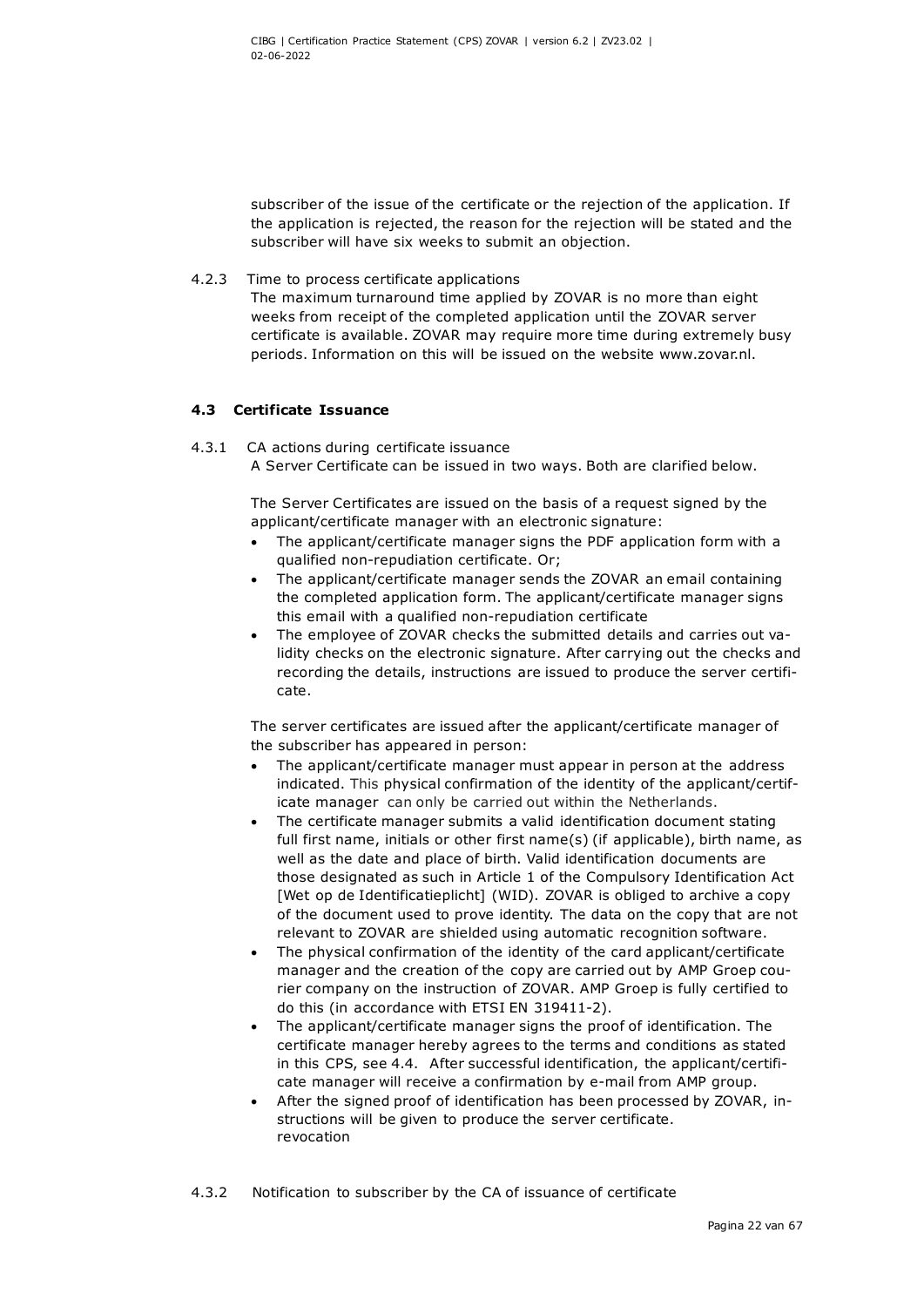subscriber of the issue of the certificate or the rejection of the application. If the application is rejected, the reason for the rejection will be stated and the subscriber will have six weeks to submit an objection.

4.2.3 Time to process certificate applications

The maximum turnaround time applied by ZOVAR is no more than eight weeks from receipt of the completed application until the ZOVAR server certificate is available. ZOVAR may require more time during extremely busy periods. Information on this will be issued on the website www.zovar.nl.

### 4.3 Certificate Issuance

4.3.1 CA actions during certificate issuance

A Server Certificate can be issued in two ways. Both are clarified below.

The Server Certificates are issued on the basis of a request signed by the applicant/certificate manager with an electronic signature:

- The applicant/certificate manager signs the PDF application form with a qualified non-repudiation certificate. Or;
- The applicant/certificate manager sends the ZOVAR an email containing the completed application form. The applicant/certificate manager signs this email with a qualified non-repudiation certificate
- The employee of ZOVAR checks the submitted details and carries out validity checks on the electronic signature. After carrying out the checks and recording the details, instructions are issued to produce the server certificate.

The server certificates are issued after the applicant/certificate manager of the subscriber has appeared in person:

- The applicant/certificate manager must appear in person at the address indicated. This physical confirmation of the identity of the applicant/certificate manager can only be carried out within the Netherlands.
- The certificate manager submits a valid identification document stating full first name, initials or other first name(s) (if applicable), birth name, as well as the date and place of birth. Valid identification documents are those designated as such in Article 1 of the Compulsory Identification Act [Wet op de Identificatieplicht] (WID). ZOVAR is obliged to archive a copy of the document used to prove identity. The data on the copy that are not relevant to ZOVAR are shielded using automatic recognition software.
- The physical confirmation of the identity of the card applicant/certificate manager and the creation of the copy are carried out by AMP Groep courier company on the instruction of ZOVAR. AMP Groep is fully certified to do this (in accordance with ETSI EN 319411-2).
- The applicant/certificate manager signs the proof of identification. The certificate manager hereby agrees to the terms and conditions as stated in this CPS, see 4.4. After successful identification, the applicant/certificate manager will receive a confirmation by e-mail from AMP group.
- After the signed proof of identification has been processed by ZOVAR, instructions will be given to produce the server certificate.
revocation

4.3.2 Notification to subscriber by the CA of issuance of certificate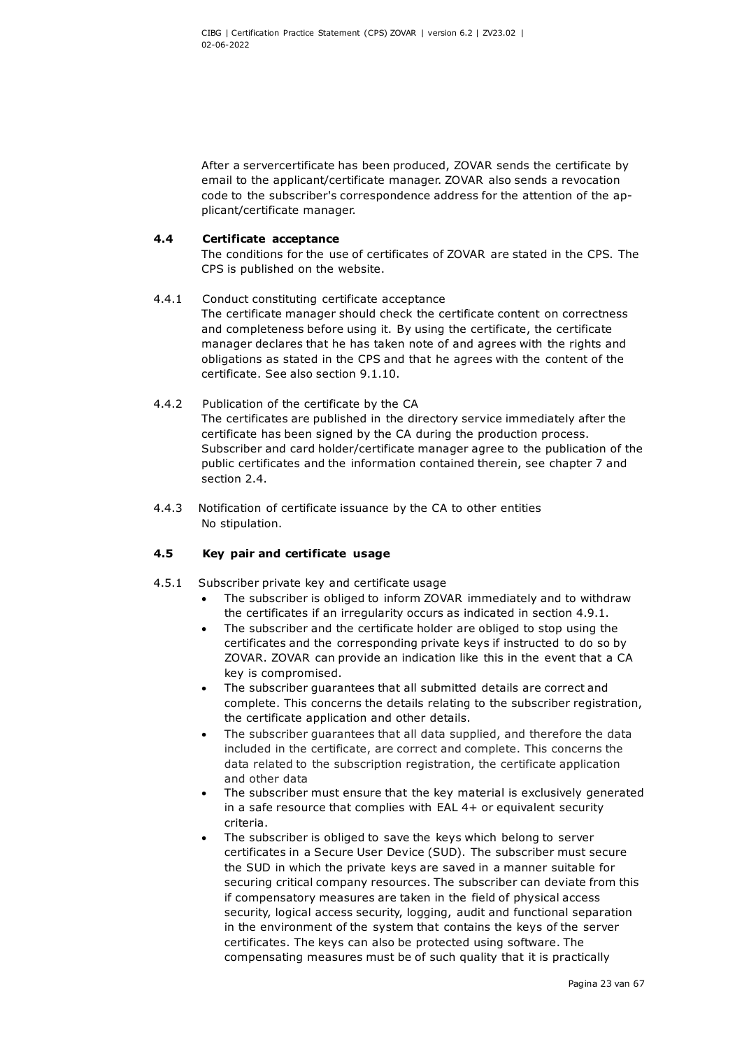After a servercertificate has been produced, ZOVAR sends the certificate by email to the applicant/certificate manager. ZOVAR also sends a revocation code to the subscriber's correspondence address for the attention of the applicant/certificate manager.

## 4.4 Certificate acceptance

The conditions for the use of certificates of ZOVAR are stated in the CPS. The CPS is published on the website.

### 4.4.1 Conduct constituting certificate acceptance

The certificate manager should check the certificate content on correctness and completeness before using it. By using the certificate, the certificate manager declares that he has taken note of and agrees with the rights and obligations as stated in the CPS and that he agrees with the content of the certificate. See also section 9.1.10.

### 4.4.2 Publication of the certificate by the CA

The certificates are published in the directory service immediately after the certificate has been signed by the CA during the production process. Subscriber and card holder/certificate manager agree to the publication of the public certificates and the information contained therein, see chapter 7 and section 2.4.

### 4.4.3 Notification of certificate issuance by the CA to other entities

No stipulation.

## 4.5 Key pair and certificate usage

### 4.5.1 Subscriber private key and certificate usage

- The subscriber is obliged to inform ZOVAR immediately and to withdraw the certificates if an irregularity occurs as indicated in section 4.9.1.
- The subscriber and the certificate holder are obliged to stop using the certificates and the corresponding private keys if instructed to do so by ZOVAR. ZOVAR can provide an indication like this in the event that a CA key is compromised.
- The subscriber guarantees that all submitted details are correct and complete. This concerns the details relating to the subscriber registration, the certificate application and other details.
- The subscriber guarantees that all data supplied, and therefore the data included in the certificate, are correct and complete. This concerns the data related to the subscription registration, the certificate application and other data
- The subscriber must ensure that the key material is exclusively generated in a safe resource that complies with EAL 4+ or equivalent security criteria.
- The subscriber is obliged to save the keys which belong to server certificates in a Secure User Device (SUD). The subscriber must secure the SUD in which the private keys are saved in a manner suitable for securing critical company resources. The subscriber can deviate from this if compensatory measures are taken in the field of physical access security, logical access security, logging, audit and functional separation in the environment of the system that contains the keys of the server certificates. The keys can also be protected using software. The compensating measures must be of such quality that it is practically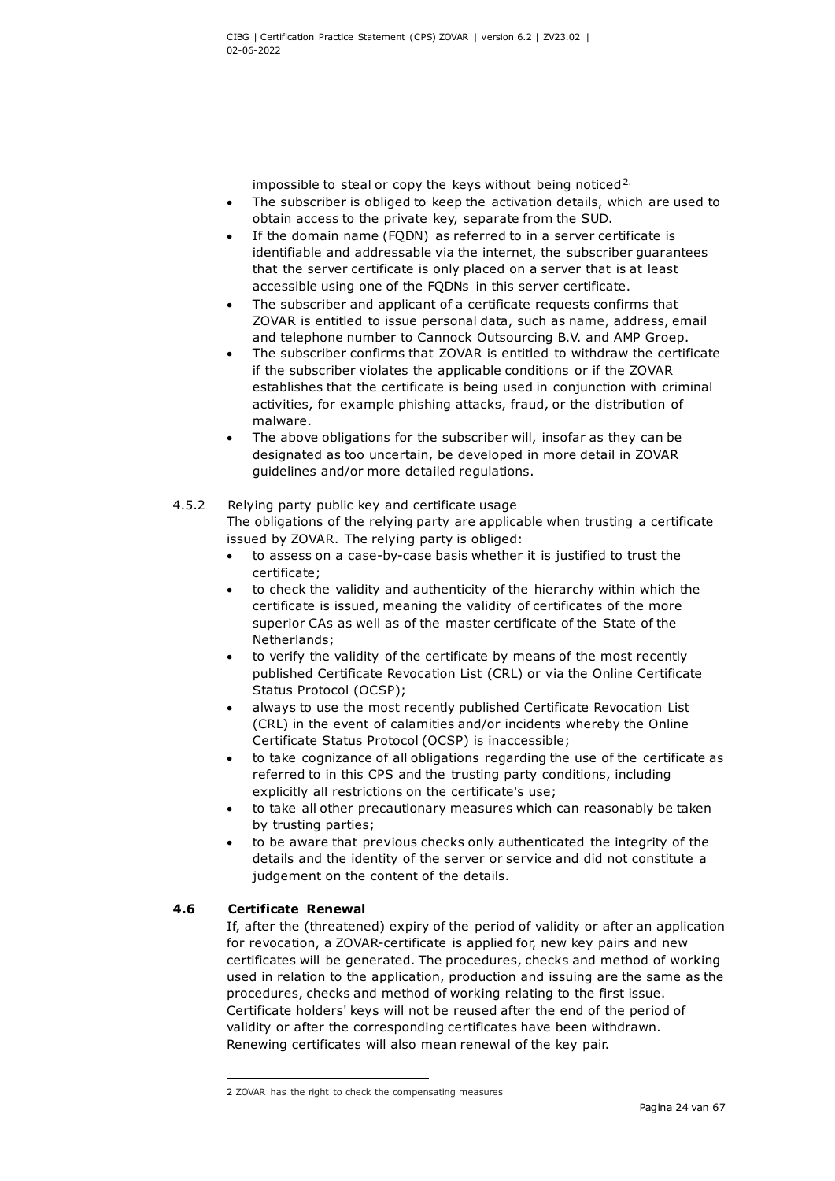impossible to steal or copy the keys without being noticed[2].

- The subscriber is obliged to keep the activation details, which are used to obtain access to the private key, separate from the SUD.
- If the domain name (FQDN) as referred to in a server certificate is identifiable and addressable via the internet, the subscriber guarantees that the server certificate is only placed on a server that is at least accessible using one of the FQDNs in this server certificate.
- The subscriber and applicant of a certificate requests confirms that ZOVAR is entitled to issue personal data, such as name, address, email and telephone number to Cannock Outsourcing B.V. and AMP Groep.
- The subscriber confirms that ZOVAR is entitled to withdraw the certificate if the subscriber violates the applicable conditions or if the ZOVAR establishes that the certificate is being used in conjunction with criminal activities, for example phishing attacks, fraud, or the distribution of malware.
- The above obligations for the subscriber will, insofar as they can be designated as too uncertain, be developed in more detail in ZOVAR guidelines and/or more detailed regulations.

#### 4.5.2 Relying party public key and certificate usage

The obligations of the relying party are applicable when trusting a certificate issued by ZOVAR. The relying party is obliged:

- to assess on a case-by-case basis whether it is justified to trust the certificate;
- to check the validity and authenticity of the hierarchy within which the certificate is issued, meaning the validity of certificates of the more superior CAs as well as of the master certificate of the State of the Netherlands;
- to verify the validity of the certificate by means of the most recently published Certificate Revocation List (CRL) or via the Online Certificate Status Protocol (OCSP);
- always to use the most recently published Certificate Revocation List (CRL) in the event of calamities and/or incidents whereby the Online Certificate Status Protocol (OCSP) is inaccessible;
- to take cognizance of all obligations regarding the use of the certificate as referred to in this CPS and the trusting party conditions, including explicitly all restrictions on the certificate's use;
- to take all other precautionary measures which can reasonably be taken by trusting parties;
- to be aware that previous checks only authenticated the integrity of the details and the identity of the server or service and did not constitute a judgement on the content of the details.

### 4.6 Certificate Renewal

If, after the (threatened) expiry of the period of validity or after an application for revocation, a ZOVAR-certificate is applied for, new key pairs and new certificates will be generated. The procedures, checks and method of working used in relation to the application, production and issuing are the same as the procedures, checks and method of working relating to the first issue. Certificate holders' keys will not be reused after the end of the period of validity or after the corresponding certificates have been withdrawn. Renewing certificates will also mean renewal of the key pair.

---

[2] ZOVAR has the right to check the compensating measures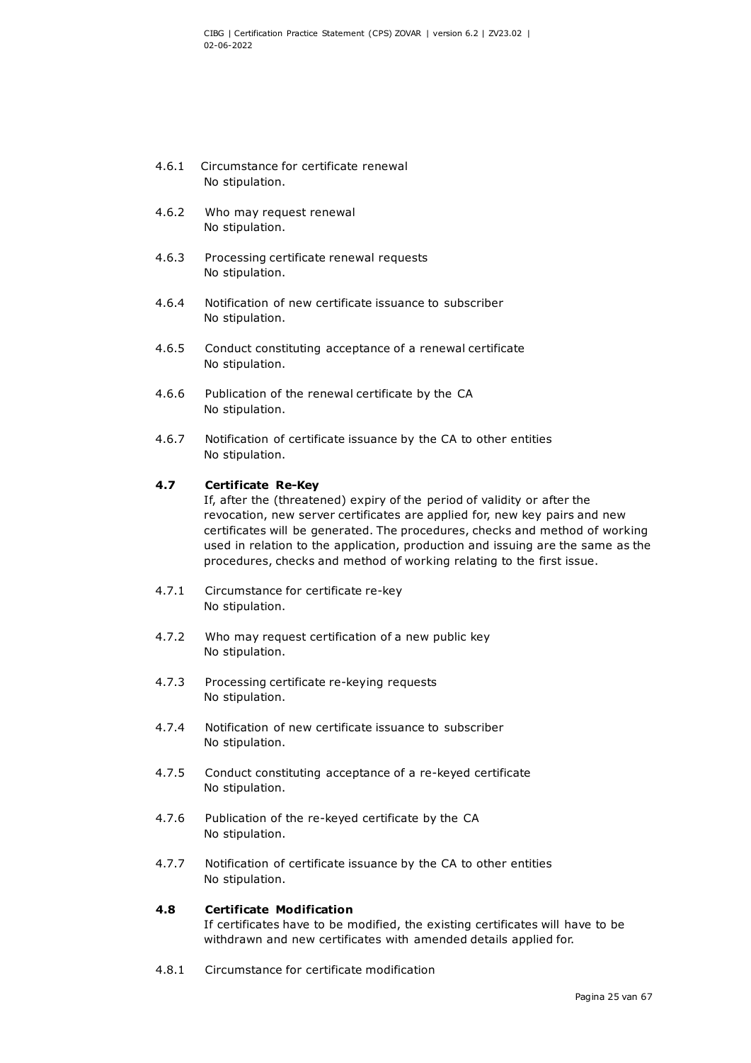#### 4.6.1 Circumstance for certificate renewal

No stipulation.

#### 4.6.2 Who may request renewal

No stipulation.

#### 4.6.3 Processing certificate renewal requests

No stipulation.

#### 4.6.4 Notification of new certificate issuance to subscriber

No stipulation.

#### 4.6.5 Conduct constituting acceptance of a renewal certificate

No stipulation.

#### 4.6.6 Publication of the renewal certificate by the CA

No stipulation.

#### 4.6.7 Notification of certificate issuance by the CA to other entities

No stipulation.

### 4.7 Certificate Re-Key

If, after the (threatened) expiry of the period of validity or after the revocation, new server certificates are applied for, new key pairs and new certificates will be generated. The procedures, checks and method of working used in relation to the application, production and issuing are the same as the procedures, checks and method of working relating to the first issue.

#### 4.7.1 Circumstance for certificate re-key

No stipulation.

#### 4.7.2 Who may request certification of a new public key

No stipulation.

#### 4.7.3 Processing certificate re-keying requests

No stipulation.

#### 4.7.4 Notification of new certificate issuance to subscriber

No stipulation.

#### 4.7.5 Conduct constituting acceptance of a re-keyed certificate

No stipulation.

#### 4.7.6 Publication of the re-keyed certificate by the CA

No stipulation.

#### 4.7.7 Notification of certificate issuance by the CA to other entities

No stipulation.

### 4.8 Certificate Modification

If certificates have to be modified, the existing certificates will have to be withdrawn and new certificates with amended details applied for.

#### 4.8.1 Circumstance for certificate modification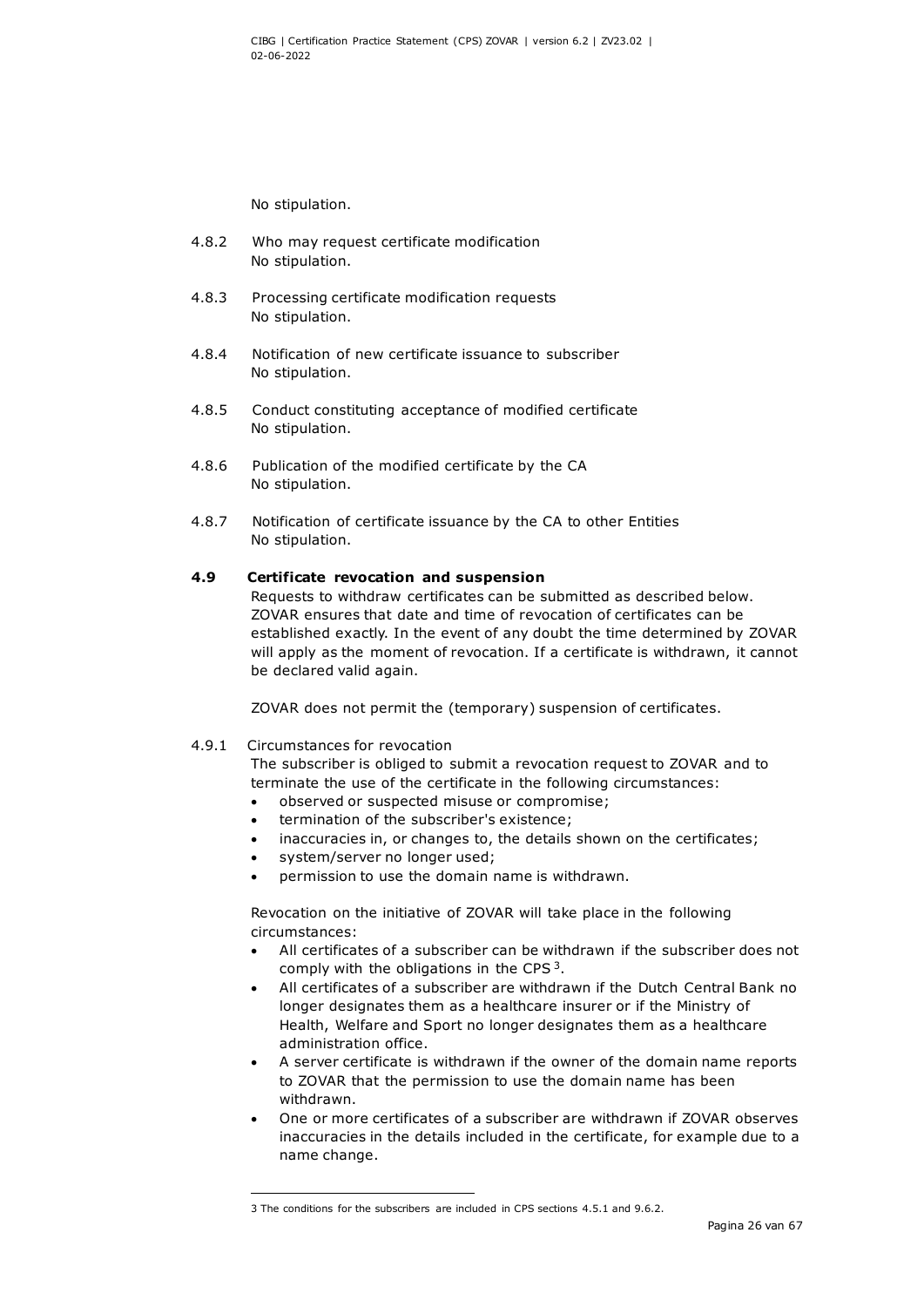No stipulation.

4.8.2 Who may request certificate modification
No stipulation.

4.8.3 Processing certificate modification requests
No stipulation.

4.8.4 Notification of new certificate issuance to subscriber
No stipulation.

4.8.5 Conduct constituting acceptance of modified certificate
No stipulation.

4.8.6 Publication of the modified certificate by the CA
No stipulation.

4.8.7 Notification of certificate issuance by the CA to other Entities
No stipulation.

## 4.9 Certificate revocation and suspension

Requests to withdraw certificates can be submitted as described below. ZOVAR ensures that date and time of revocation of certificates can be established exactly. In the event of any doubt the time determined by ZOVAR will apply as the moment of revocation. If a certificate is withdrawn, it cannot be declared valid again.

ZOVAR does not permit the (temporary) suspension of certificates.

4.9.1 Circumstances for revocation

The subscriber is obliged to submit a revocation request to ZOVAR and to terminate the use of the certificate in the following circumstances:

- observed or suspected misuse or compromise;
- termination of the subscriber's existence;
- inaccuracies in, or changes to, the details shown on the certificates;
- system/server no longer used;
- permission to use the domain name is withdrawn.

Revocation on the initiative of ZOVAR will take place in the following circumstances:

- All certificates of a subscriber can be withdrawn if the subscriber does not comply with the obligations in the CPS [3].
- All certificates of a subscriber are withdrawn if the Dutch Central Bank no longer designates them as a healthcare insurer or if the Ministry of Health, Welfare and Sport no longer designates them as a healthcare administration office.
- A server certificate is withdrawn if the owner of the domain name reports to ZOVAR that the permission to use the domain name has been withdrawn.
- One or more certificates of a subscriber are withdrawn if ZOVAR observes inaccuracies in the details included in the certificate, for example due to a name change.

---

[3] The conditions for the subscribers are included in CPS sections 4.5.1 and 9.6.2.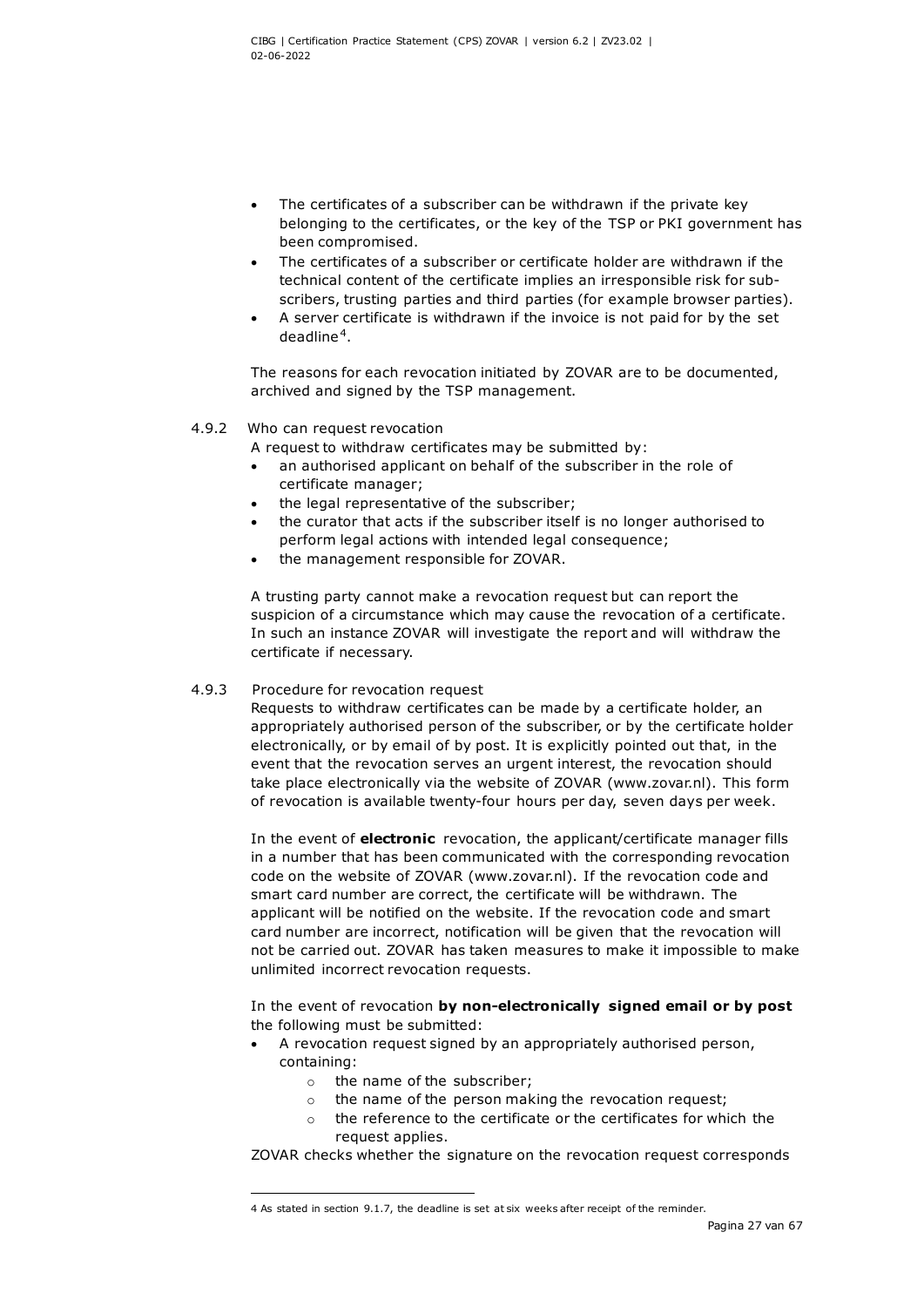- The certificates of a subscriber can be withdrawn if the private key belonging to the certificates, or the key of the TSP or PKI government has been compromised.
- The certificates of a subscriber or certificate holder are withdrawn if the technical content of the certificate implies an irresponsible risk for subscribers, trusting parties and third parties (for example browser parties).
- A server certificate is withdrawn if the invoice is not paid for by the set deadline[4].

The reasons for each revocation initiated by ZOVAR are to be documented, archived and signed by the TSP management.

### 4.9.2 Who can request revocation

A request to withdraw certificates may be submitted by:

- an authorised applicant on behalf of the subscriber in the role of certificate manager;
- the legal representative of the subscriber;
- the curator that acts if the subscriber itself is no longer authorised to perform legal actions with intended legal consequence;
- the management responsible for ZOVAR.

A trusting party cannot make a revocation request but can report the suspicion of a circumstance which may cause the revocation of a certificate. In such an instance ZOVAR will investigate the report and will withdraw the certificate if necessary.

### 4.9.3 Procedure for revocation request

Requests to withdraw certificates can be made by a certificate holder, an appropriately authorised person of the subscriber, or by the certificate holder electronically, or by email of by post. It is explicitly pointed out that, in the event that the revocation serves an urgent interest, the revocation should take place electronically via the website of ZOVAR (www.zovar.nl). This form of revocation is available twenty-four hours per day, seven days per week.

In the event of **electronic** revocation, the applicant/certificate manager fills in a number that has been communicated with the corresponding revocation code on the website of ZOVAR (www.zovar.nl). If the revocation code and smart card number are correct, the certificate will be withdrawn. The applicant will be notified on the website. If the revocation code and smart card number are incorrect, notification will be given that the revocation will not be carried out. ZOVAR has taken measures to make it impossible to make unlimited incorrect revocation requests.

In the event of revocation **by non-electronically signed email or by post** the following must be submitted:

- A revocation request signed by an appropriately authorised person, containing:
  - the name of the subscriber;
  - the name of the person making the revocation request;
  - the reference to the certificate or the certificates for which the request applies.

ZOVAR checks whether the signature on the revocation request corresponds

[4] As stated in section 9.1.7, the deadline is set at six weeks after receipt of the reminder.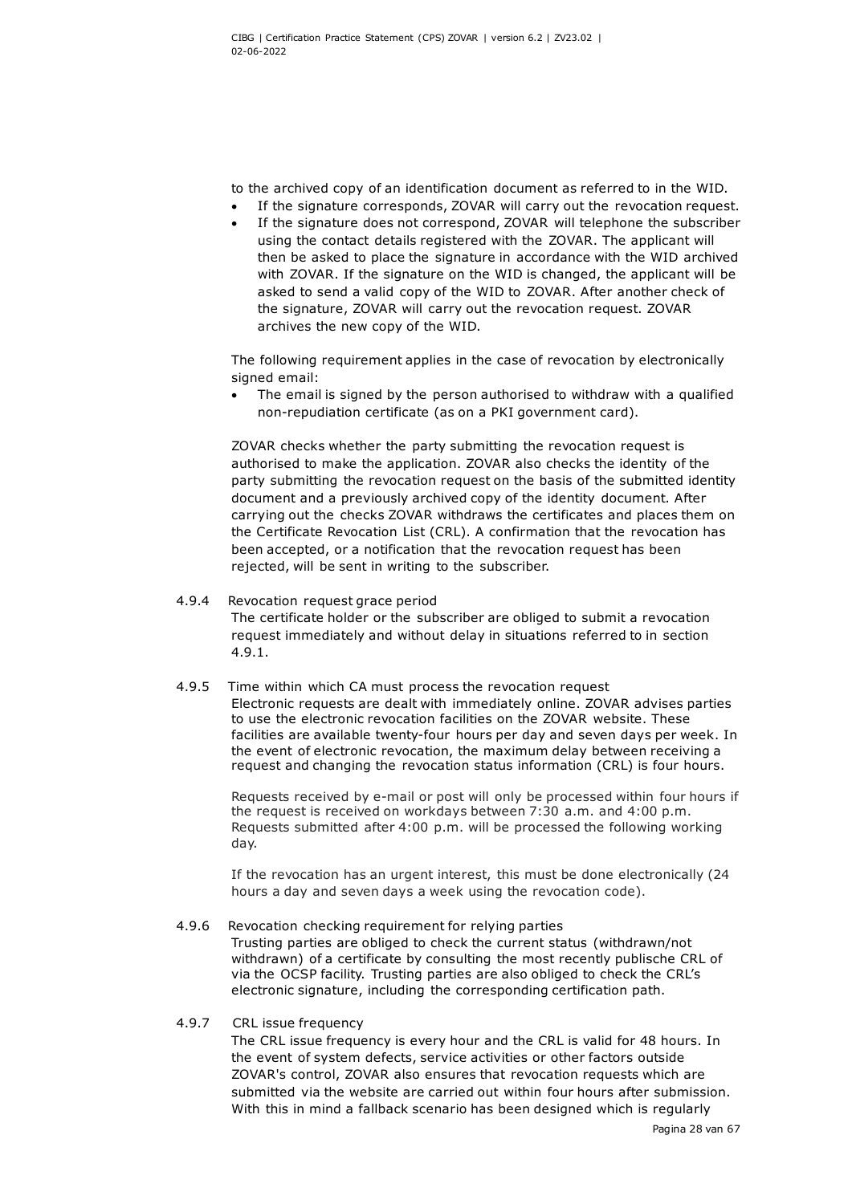to the archived copy of an identification document as referred to in the WID.

- If the signature corresponds, ZOVAR will carry out the revocation request.
- If the signature does not correspond, ZOVAR will telephone the subscriber using the contact details registered with the ZOVAR. The applicant will then be asked to place the signature in accordance with the WID archived with ZOVAR. If the signature on the WID is changed, the applicant will be asked to send a valid copy of the WID to ZOVAR. After another check of the signature, ZOVAR will carry out the revocation request. ZOVAR archives the new copy of the WID.

The following requirement applies in the case of revocation by electronically signed email:

- The email is signed by the person authorised to withdraw with a qualified non-repudiation certificate (as on a PKI government card).

ZOVAR checks whether the party submitting the revocation request is authorised to make the application. ZOVAR also checks the identity of the party submitting the revocation request on the basis of the submitted identity document and a previously archived copy of the identity document. After carrying out the checks ZOVAR withdraws the certificates and places them on the Certificate Revocation List (CRL). A confirmation that the revocation has been accepted, or a notification that the revocation request has been rejected, will be sent in writing to the subscriber.

### 4.9.4 Revocation request grace period

The certificate holder or the subscriber are obliged to submit a revocation request immediately and without delay in situations referred to in section 4.9.1.

### 4.9.5 Time within which CA must process the revocation request

Electronic requests are dealt with immediately online. ZOVAR advises parties to use the electronic revocation facilities on the ZOVAR website. These facilities are available twenty-four hours per day and seven days per week. In the event of electronic revocation, the maximum delay between receiving a request and changing the revocation status information (CRL) is four hours.

Requests received by e-mail or post will only be processed within four hours if the request is received on workdays between 7:30 a.m. and 4:00 p.m. Requests submitted after 4:00 p.m. will be processed the following working day.

If the revocation has an urgent interest, this must be done electronically (24 hours a day and seven days a week using the revocation code).

### 4.9.6 Revocation checking requirement for relying parties

Trusting parties are obliged to check the current status (withdrawn/not withdrawn) of a certificate by consulting the most recently publische CRL of via the OCSP facility. Trusting parties are also obliged to check the CRL's electronic signature, including the corresponding certification path.

### 4.9.7 CRL issue frequency

The CRL issue frequency is every hour and the CRL is valid for 48 hours. In the event of system defects, service activities or other factors outside ZOVAR's control, ZOVAR also ensures that revocation requests which are submitted via the website are carried out within four hours after submission. With this in mind a fallback scenario has been designed which is regularly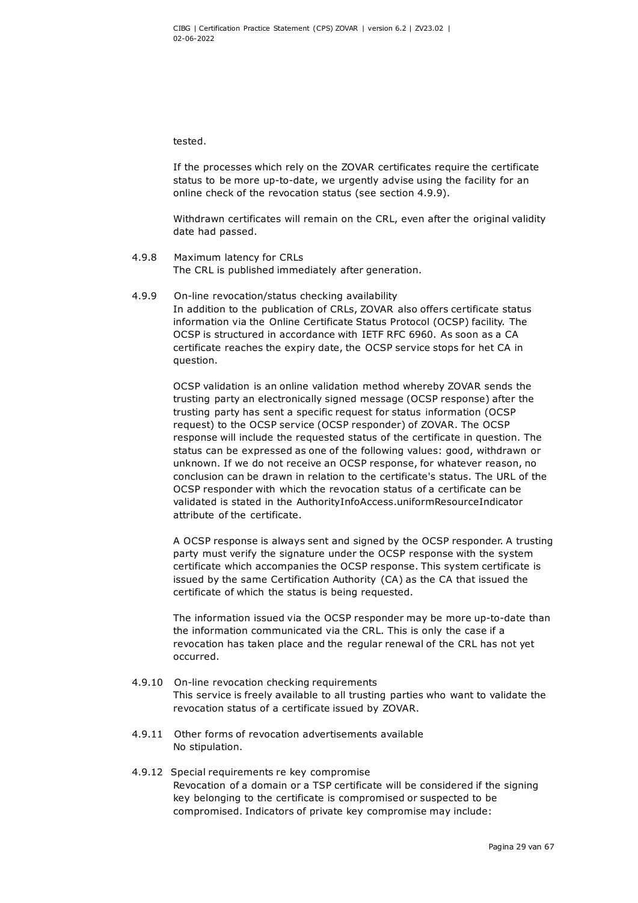tested.

If the processes which rely on the ZOVAR certificates require the certificate status to be more up-to-date, we urgently advise using the facility for an online check of the revocation status (see section 4.9.9).

Withdrawn certificates will remain on the CRL, even after the original validity date had passed.

#### 4.9.8 Maximum latency for CRLs

The CRL is published immediately after generation.

#### 4.9.9 On-line revocation/status checking availability

In addition to the publication of CRLs, ZOVAR also offers certificate status information via the Online Certificate Status Protocol (OCSP) facility. The OCSP is structured in accordance with IETF RFC 6960. As soon as a CA certificate reaches the expiry date, the OCSP service stops for het CA in question.

OCSP validation is an online validation method whereby ZOVAR sends the trusting party an electronically signed message (OCSP response) after the trusting party has sent a specific request for status information (OCSP request) to the OCSP service (OCSP responder) of ZOVAR. The OCSP response will include the requested status of the certificate in question. The status can be expressed as one of the following values: good, withdrawn or unknown. If we do not receive an OCSP response, for whatever reason, no conclusion can be drawn in relation to the certificate's status. The URL of the OCSP responder with which the revocation status of a certificate can be validated is stated in the AuthorityInfoAccess.uniformResourceIndicator attribute of the certificate.

A OCSP response is always sent and signed by the OCSP responder. A trusting party must verify the signature under the OCSP response with the system certificate which accompanies the OCSP response. This system certificate is issued by the same Certification Authority (CA) as the CA that issued the certificate of which the status is being requested.

The information issued via the OCSP responder may be more up-to-date than the information communicated via the CRL. This is only the case if a revocation has taken place and the regular renewal of the CRL has not yet occurred.

#### 4.9.10 On-line revocation checking requirements

This service is freely available to all trusting parties who want to validate the revocation status of a certificate issued by ZOVAR.

#### 4.9.11 Other forms of revocation advertisements available

No stipulation.

#### 4.9.12 Special requirements re key compromise

Revocation of a domain or a TSP certificate will be considered if the signing key belonging to the certificate is compromised or suspected to be compromised. Indicators of private key compromise may include: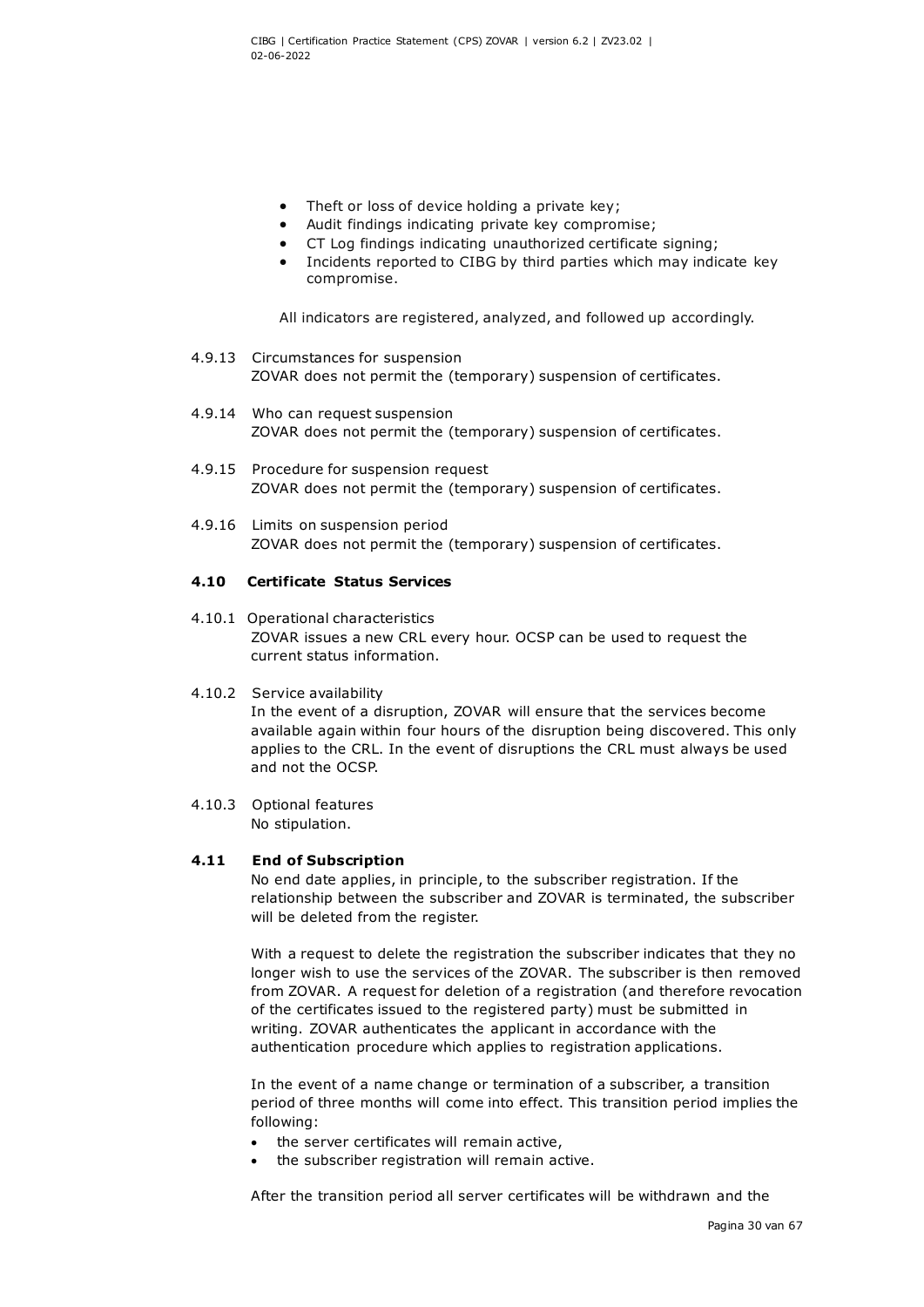- Theft or loss of device holding a private key;
- Audit findings indicating private key compromise;
- CT Log findings indicating unauthorized certificate signing;
- Incidents reported to CIBG by third parties which may indicate key compromise.

All indicators are registered, analyzed, and followed up accordingly.

4.9.13 Circumstances for suspension
ZOVAR does not permit the (temporary) suspension of certificates.

4.9.14 Who can request suspension
ZOVAR does not permit the (temporary) suspension of certificates.

4.9.15 Procedure for suspension request
ZOVAR does not permit the (temporary) suspension of certificates.

4.9.16 Limits on suspension period
ZOVAR does not permit the (temporary) suspension of certificates.

### 4.10 Certificate Status Services

4.10.1 Operational characteristics
ZOVAR issues a new CRL every hour. OCSP can be used to request the current status information.

4.10.2 Service availability
In the event of a disruption, ZOVAR will ensure that the services become available again within four hours of the disruption being discovered. This only applies to the CRL. In the event of disruptions the CRL must always be used and not the OCSP.

4.10.3 Optional features
No stipulation.

### 4.11 End of Subscription

No end date applies, in principle, to the subscriber registration. If the relationship between the subscriber and ZOVAR is terminated, the subscriber will be deleted from the register.

With a request to delete the registration the subscriber indicates that they no longer wish to use the services of the ZOVAR. The subscriber is then removed from ZOVAR. A request for deletion of a registration (and therefore revocation of the certificates issued to the registered party) must be submitted in writing. ZOVAR authenticates the applicant in accordance with the authentication procedure which applies to registration applications.

In the event of a name change or termination of a subscriber, a transition period of three months will come into effect. This transition period implies the following:

- the server certificates will remain active,
- the subscriber registration will remain active.

After the transition period all server certificates will be withdrawn and the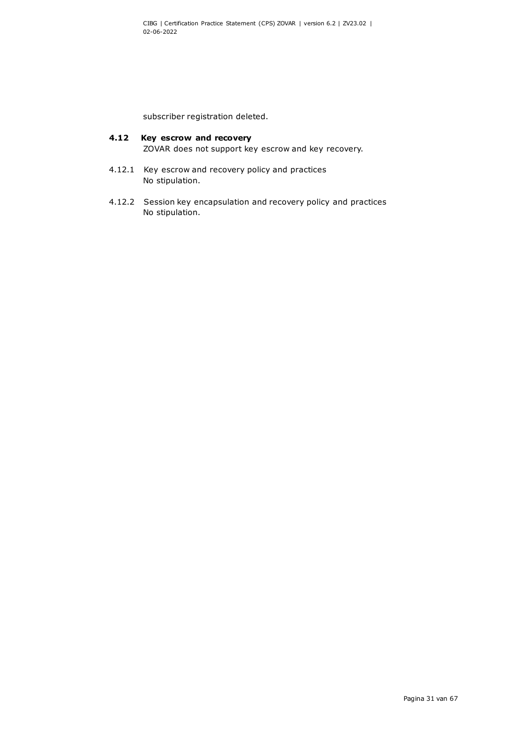subscriber registration deleted.

## 4.12 Key escrow and recovery

ZOVAR does not support key escrow and key recovery.

### 4.12.1 Key escrow and recovery policy and practices

No stipulation.

### 4.12.2 Session key encapsulation and recovery policy and practices

No stipulation.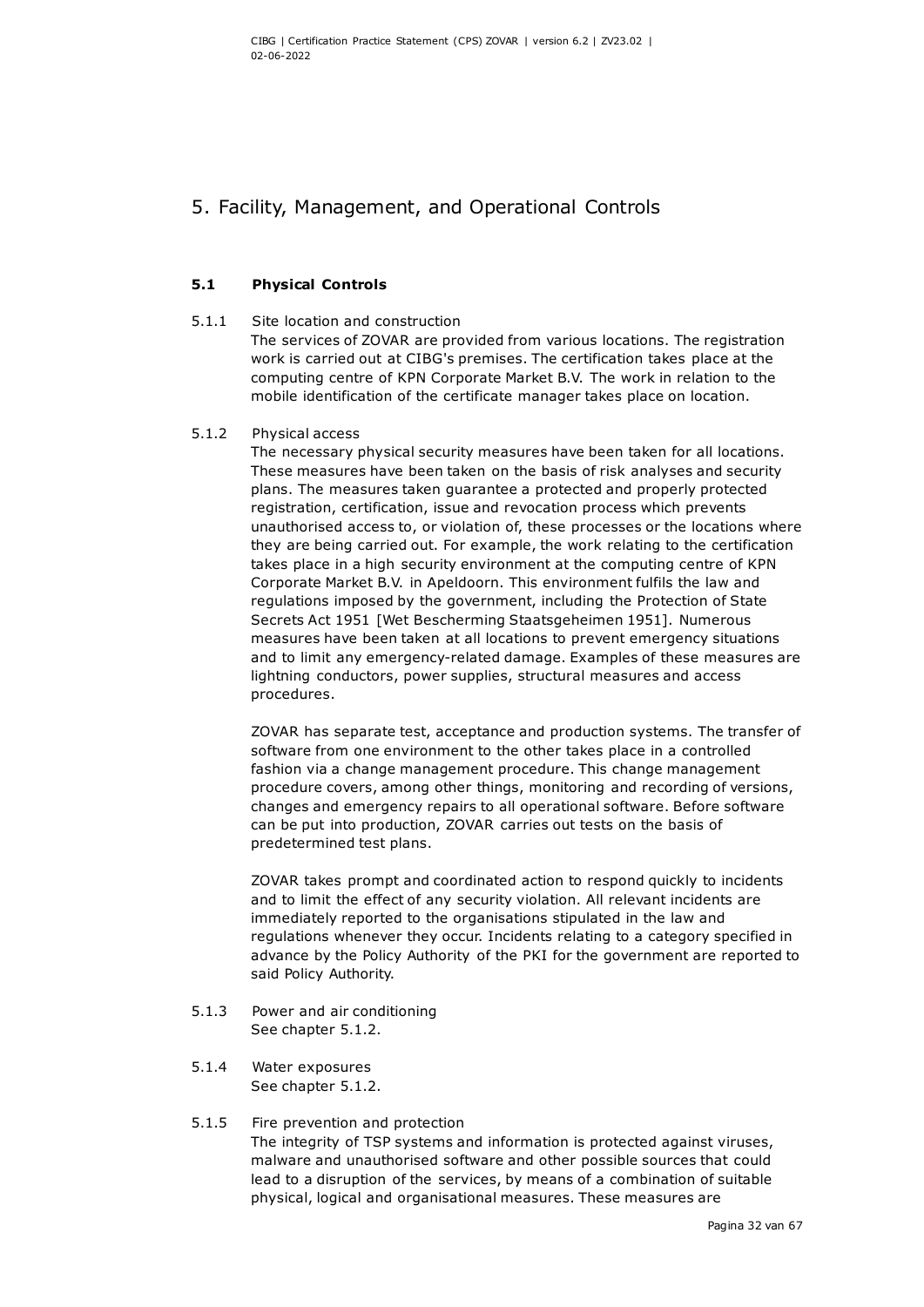# 5. Facility, Management, and Operational Controls

## 5.1 Physical Controls

### 5.1.1 Site location and construction

The services of ZOVAR are provided from various locations. The registration work is carried out at CIBG's premises. The certification takes place at the computing centre of KPN Corporate Market B.V. The work in relation to the mobile identification of the certificate manager takes place on location.

### 5.1.2 Physical access

The necessary physical security measures have been taken for all locations. These measures have been taken on the basis of risk analyses and security plans. The measures taken guarantee a protected and properly protected registration, certification, issue and revocation process which prevents unauthorised access to, or violation of, these processes or the locations where they are being carried out. For example, the work relating to the certification takes place in a high security environment at the computing centre of KPN Corporate Market B.V. in Apeldoorn. This environment fulfils the law and regulations imposed by the government, including the Protection of State Secrets Act 1951 [Wet Bescherming Staatsgeheimen 1951]. Numerous measures have been taken at all locations to prevent emergency situations and to limit any emergency-related damage. Examples of these measures are lightning conductors, power supplies, structural measures and access procedures.

ZOVAR has separate test, acceptance and production systems. The transfer of software from one environment to the other takes place in a controlled fashion via a change management procedure. This change management procedure covers, among other things, monitoring and recording of versions, changes and emergency repairs to all operational software. Before software can be put into production, ZOVAR carries out tests on the basis of predetermined test plans.

ZOVAR takes prompt and coordinated action to respond quickly to incidents and to limit the effect of any security violation. All relevant incidents are immediately reported to the organisations stipulated in the law and regulations whenever they occur. Incidents relating to a category specified in advance by the Policy Authority of the PKI for the government are reported to said Policy Authority.

### 5.1.3 Power and air conditioning

See chapter 5.1.2.

### 5.1.4 Water exposures

See chapter 5.1.2.

### 5.1.5 Fire prevention and protection

The integrity of TSP systems and information is protected against viruses, malware and unauthorised software and other possible sources that could lead to a disruption of the services, by means of a combination of suitable physical, logical and organisational measures. These measures are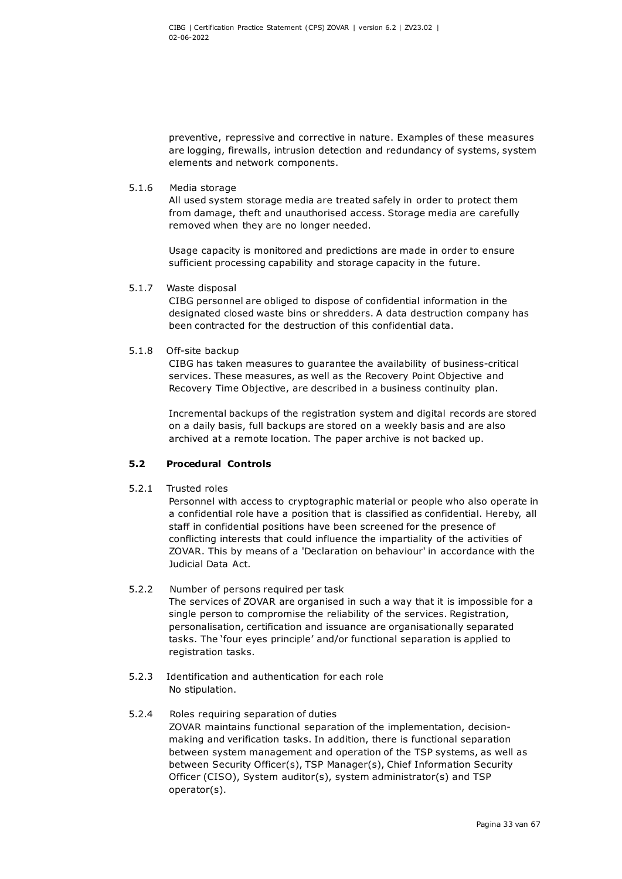preventive, repressive and corrective in nature. Examples of these measures are logging, firewalls, intrusion detection and redundancy of systems, system elements and network components.

5.1.6 Media storage

All used system storage media are treated safely in order to protect them from damage, theft and unauthorised access. Storage media are carefully removed when they are no longer needed.

Usage capacity is monitored and predictions are made in order to ensure sufficient processing capability and storage capacity in the future.

5.1.7 Waste disposal

CIBG personnel are obliged to dispose of confidential information in the designated closed waste bins or shredders. A data destruction company has been contracted for the destruction of this confidential data.

5.1.8 Off-site backup

CIBG has taken measures to guarantee the availability of business-critical services. These measures, as well as the Recovery Point Objective and Recovery Time Objective, are described in a business continuity plan.

Incremental backups of the registration system and digital records are stored on a daily basis, full backups are stored on a weekly basis and are also archived at a remote location. The paper archive is not backed up.

## 5.2 Procedural Controls

5.2.1 Trusted roles

Personnel with access to cryptographic material or people who also operate in a confidential role have a position that is classified as confidential. Hereby, all staff in confidential positions have been screened for the presence of conflicting interests that could influence the impartiality of the activities of ZOVAR. This by means of a 'Declaration on behaviour' in accordance with the Judicial Data Act.

5.2.2 Number of persons required per task

The services of ZOVAR are organised in such a way that it is impossible for a single person to compromise the reliability of the services. Registration, personalisation, certification and issuance are organisationally separated tasks. The 'four eyes principle' and/or functional separation is applied to registration tasks.

5.2.3 Identification and authentication for each role

No stipulation.

5.2.4 Roles requiring separation of duties

ZOVAR maintains functional separation of the implementation, decision-making and verification tasks. In addition, there is functional separation between system management and operation of the TSP systems, as well as between Security Officer(s), TSP Manager(s), Chief Information Security Officer (CISO), System auditor(s), system administrator(s) and TSP operator(s).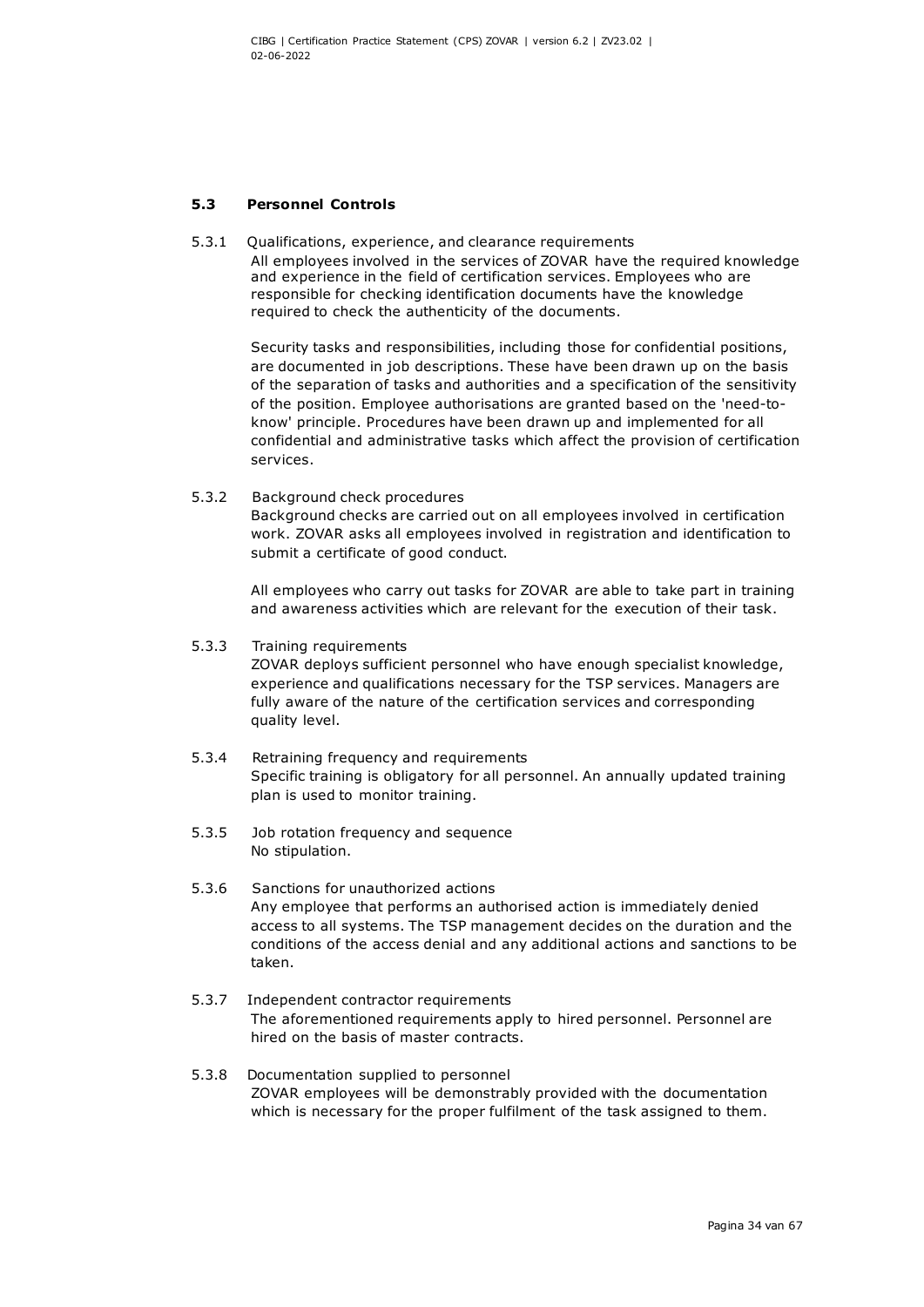### 5.3 Personnel Controls

#### 5.3.1 Qualifications, experience, and clearance requirements

All employees involved in the services of ZOVAR have the required knowledge and experience in the field of certification services. Employees who are responsible for checking identification documents have the knowledge required to check the authenticity of the documents.

Security tasks and responsibilities, including those for confidential positions, are documented in job descriptions. These have been drawn up on the basis of the separation of tasks and authorities and a specification of the sensitivity of the position. Employee authorisations are granted based on the 'need-to-know' principle. Procedures have been drawn up and implemented for all confidential and administrative tasks which affect the provision of certification services.

#### 5.3.2 Background check procedures

Background checks are carried out on all employees involved in certification work. ZOVAR asks all employees involved in registration and identification to submit a certificate of good conduct.

All employees who carry out tasks for ZOVAR are able to take part in training and awareness activities which are relevant for the execution of their task.

#### 5.3.3 Training requirements

ZOVAR deploys sufficient personnel who have enough specialist knowledge, experience and qualifications necessary for the TSP services. Managers are fully aware of the nature of the certification services and corresponding quality level.

#### 5.3.4 Retraining frequency and requirements

Specific training is obligatory for all personnel. An annually updated training plan is used to monitor training.

#### 5.3.5 Job rotation frequency and sequence

No stipulation.

#### 5.3.6 Sanctions for unauthorized actions

Any employee that performs an authorised action is immediately denied access to all systems. The TSP management decides on the duration and the conditions of the access denial and any additional actions and sanctions to be taken.

#### 5.3.7 Independent contractor requirements

The aforementioned requirements apply to hired personnel. Personnel are hired on the basis of master contracts.

#### 5.3.8 Documentation supplied to personnel

ZOVAR employees will be demonstrably provided with the documentation which is necessary for the proper fulfilment of the task assigned to them.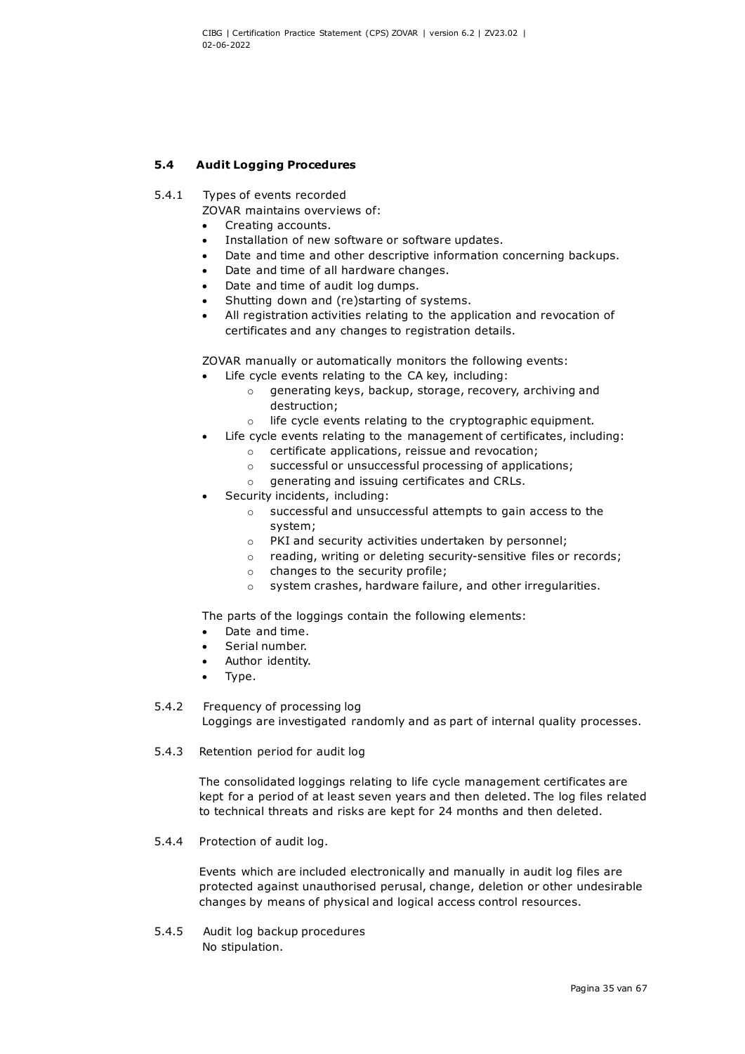## 5.4 Audit Logging Procedures

5.4.1 Types of events recorded

ZOVAR maintains overviews of:

- Creating accounts.
- Installation of new software or software updates.
- Date and time and other descriptive information concerning backups.
- Date and time of all hardware changes.
- Date and time of audit log dumps.
- Shutting down and (re)starting of systems.
- All registration activities relating to the application and revocation of certificates and any changes to registration details.

ZOVAR manually or automatically monitors the following events:

- Life cycle events relating to the CA key, including:
  - generating keys, backup, storage, recovery, archiving and destruction;
  - life cycle events relating to the cryptographic equipment.
- Life cycle events relating to the management of certificates, including:
  - certificate applications, reissue and revocation;
  - successful or unsuccessful processing of applications;
  - generating and issuing certificates and CRLs.
- Security incidents, including:
  - successful and unsuccessful attempts to gain access to the system;
  - PKI and security activities undertaken by personnel;
  - reading, writing or deleting security-sensitive files or records;
  - changes to the security profile;
  - system crashes, hardware failure, and other irregularities.

The parts of the loggings contain the following elements:

- Date and time.
- Serial number.
- Author identity.
- Type.

5.4.2 Frequency of processing log

Loggings are investigated randomly and as part of internal quality processes.

5.4.3 Retention period for audit log

The consolidated loggings relating to life cycle management certificates are kept for a period of at least seven years and then deleted. The log files related to technical threats and risks are kept for 24 months and then deleted.

5.4.4 Protection of audit log.

Events which are included electronically and manually in audit log files are protected against unauthorised perusal, change, deletion or other undesirable changes by means of physical and logical access control resources.

5.4.5 Audit log backup procedures

No stipulation.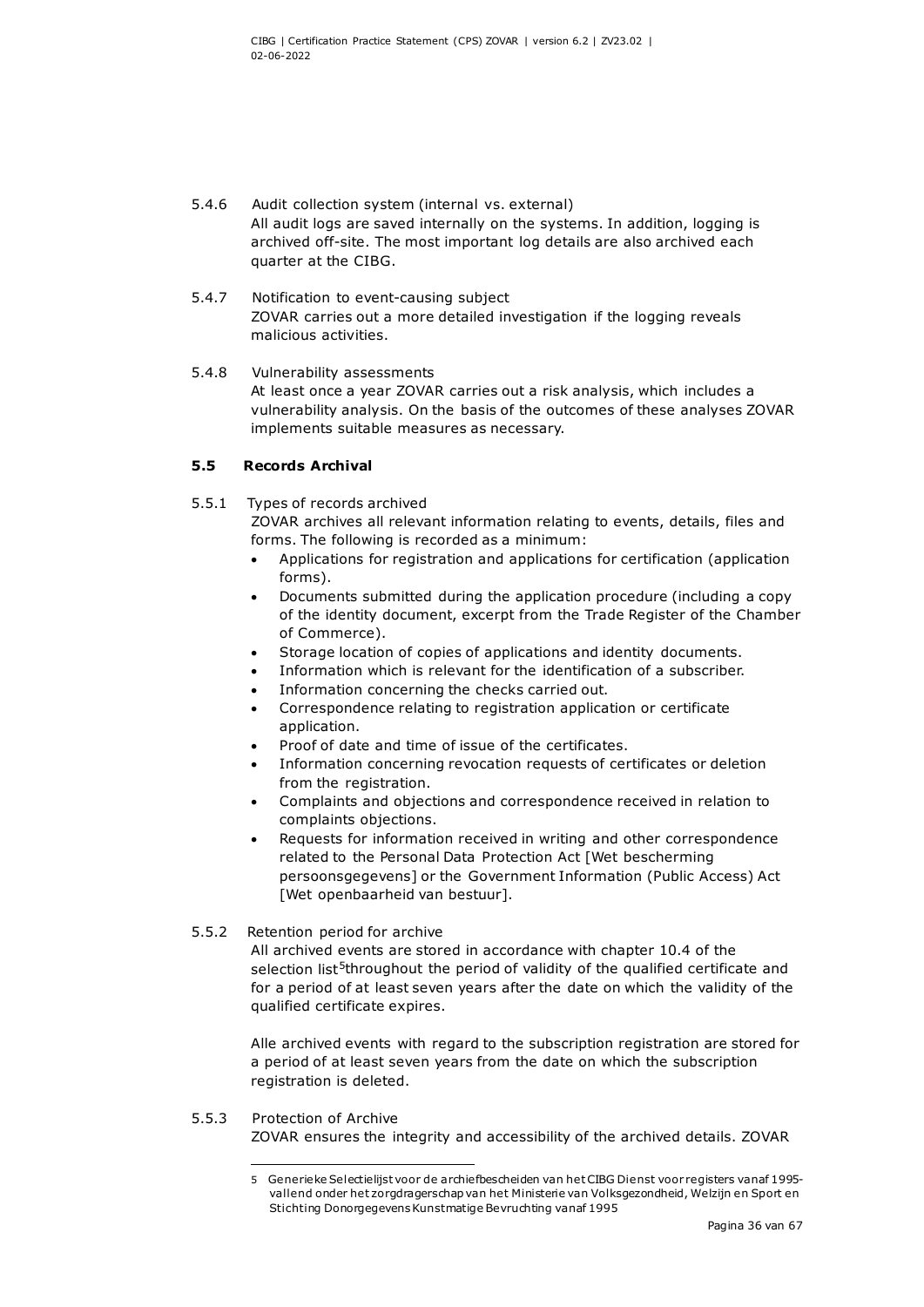5.4.6 Audit collection system (internal vs. external)

All audit logs are saved internally on the systems. In addition, logging is archived off-site. The most important log details are also archived each quarter at the CIBG.

5.4.7 Notification to event-causing subject

ZOVAR carries out a more detailed investigation if the logging reveals malicious activities.

5.4.8 Vulnerability assessments

At least once a year ZOVAR carries out a risk analysis, which includes a vulnerability analysis. On the basis of the outcomes of these analyses ZOVAR implements suitable measures as necessary.

### 5.5 Records Archival

5.5.1 Types of records archived

ZOVAR archives all relevant information relating to events, details, files and forms. The following is recorded as a minimum:

- Applications for registration and applications for certification (application forms).
- Documents submitted during the application procedure (including a copy of the identity document, excerpt from the Trade Register of the Chamber of Commerce).
- Storage location of copies of applications and identity documents.
- Information which is relevant for the identification of a subscriber.
- Information concerning the checks carried out.
- Correspondence relating to registration application or certificate application.
- Proof of date and time of issue of the certificates.
- Information concerning revocation requests of certificates or deletion from the registration.
- Complaints and objections and correspondence received in relation to complaints objections.
- Requests for information received in writing and other correspondence related to the Personal Data Protection Act [Wet bescherming persoonsgegevens] or the Government Information (Public Access) Act [Wet openbaarheid van bestuur].

5.5.2 Retention period for archive

All archived events are stored in accordance with chapter 10.4 of the selection list[5] throughout the period of validity of the qualified certificate and for a period of at least seven years after the date on which the validity of the qualified certificate expires.

Alle archived events with regard to the subscription registration are stored for a period of at least seven years from the date on which the subscription registration is deleted.

5.5.3 Protection of Archive

ZOVAR ensures the integrity and accessibility of the archived details. ZOVAR

---

5 Generieke Selectielijst voor de archiefbescheiden van het CIBG Dienst voor registers vanaf 1995-vallend onder het zorgdragerschap van het Ministerie van Volksgezondheid, Welzijn en Sport en Stichting Donorgegevens Kunstmatige Bevruchting vanaf 1995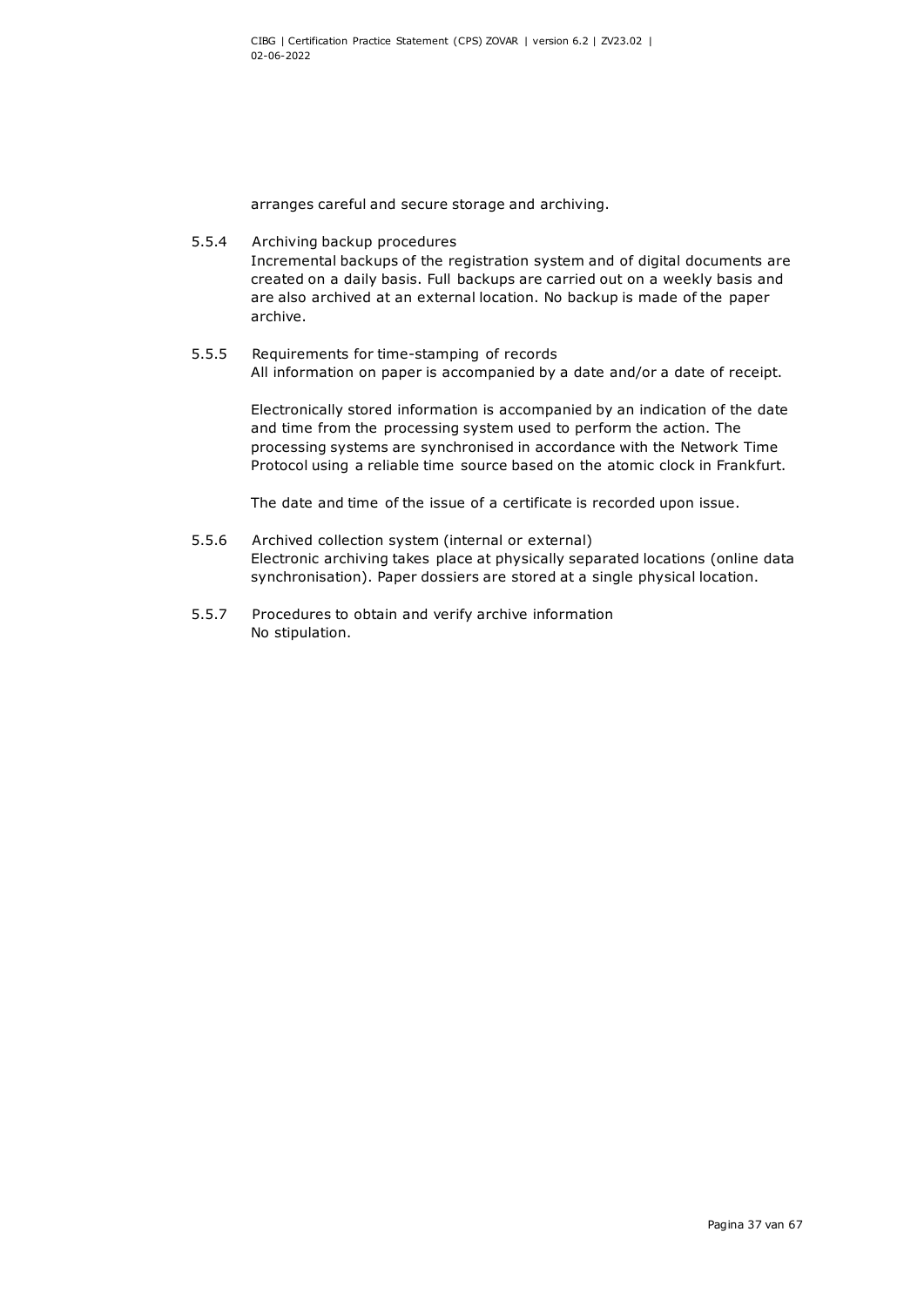arranges careful and secure storage and archiving.

#### 5.5.4 Archiving backup procedures

Incremental backups of the registration system and of digital documents are created on a daily basis. Full backups are carried out on a weekly basis and are also archived at an external location. No backup is made of the paper archive.

#### 5.5.5 Requirements for time-stamping of records

All information on paper is accompanied by a date and/or a date of receipt.

Electronically stored information is accompanied by an indication of the date and time from the processing system used to perform the action. The processing systems are synchronised in accordance with the Network Time Protocol using a reliable time source based on the atomic clock in Frankfurt.

The date and time of the issue of a certificate is recorded upon issue.

#### 5.5.6 Archived collection system (internal or external)

Electronic archiving takes place at physically separated locations (online data synchronisation). Paper dossiers are stored at a single physical location.

#### 5.5.7 Procedures to obtain and verify archive information

No stipulation.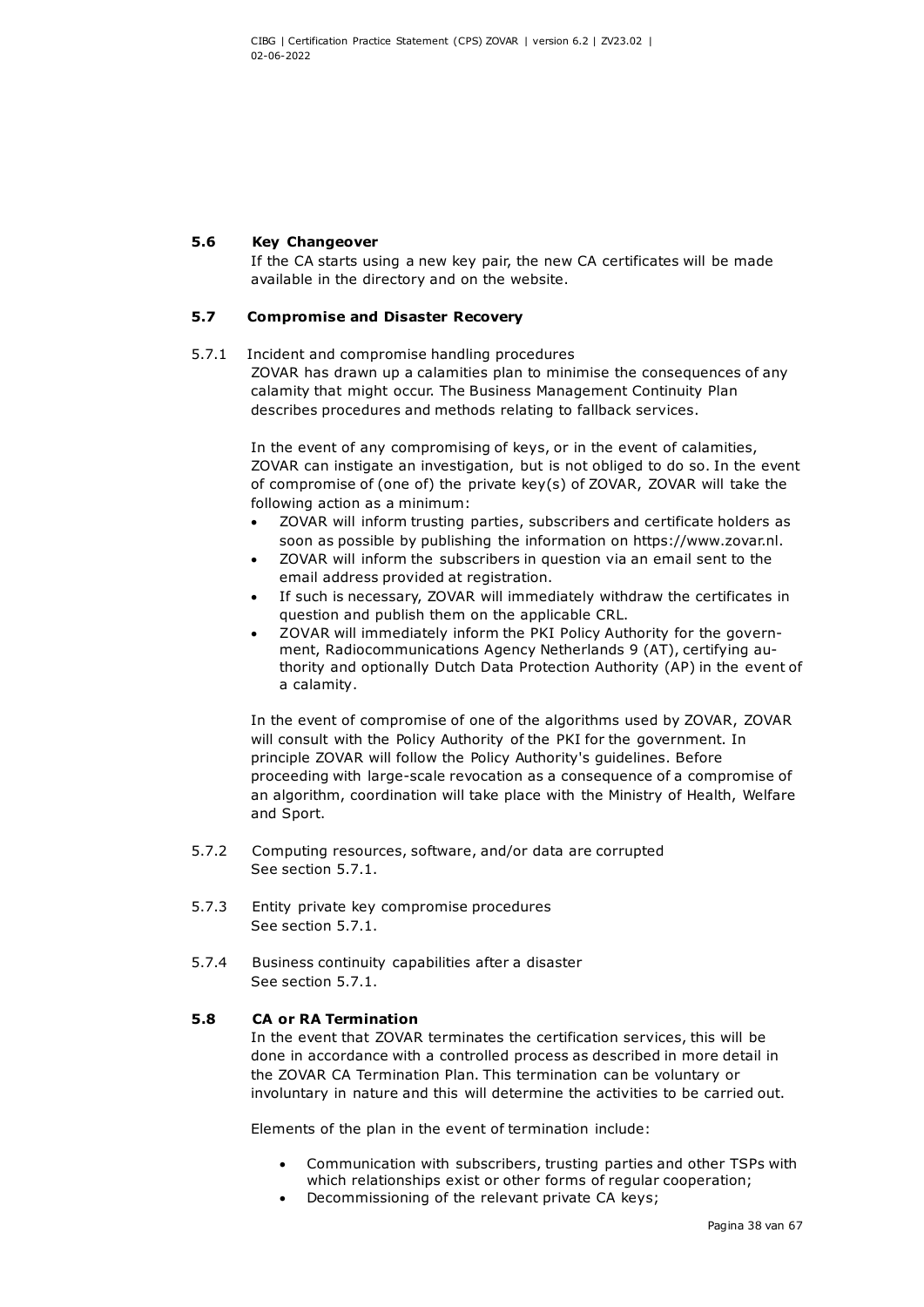## 5.6 Key Changeover

If the CA starts using a new key pair, the new CA certificates will be made available in the directory and on the website.

## 5.7 Compromise and Disaster Recovery

### 5.7.1 Incident and compromise handling procedures

ZOVAR has drawn up a calamities plan to minimise the consequences of any calamity that might occur. The Business Management Continuity Plan describes procedures and methods relating to fallback services.

In the event of any compromising of keys, or in the event of calamities, ZOVAR can instigate an investigation, but is not obliged to do so. In the event of compromise of (one of) the private key(s) of ZOVAR, ZOVAR will take the following action as a minimum:

- ZOVAR will inform trusting parties, subscribers and certificate holders as soon as possible by publishing the information on https://www.zovar.nl.
- ZOVAR will inform the subscribers in question via an email sent to the email address provided at registration.
- If such is necessary, ZOVAR will immediately withdraw the certificates in question and publish them on the applicable CRL.
- ZOVAR will immediately inform the PKI Policy Authority for the government, Radiocommunications Agency Netherlands 9 (AT), certifying authority and optionally Dutch Data Protection Authority (AP) in the event of a calamity.

In the event of compromise of one of the algorithms used by ZOVAR, ZOVAR will consult with the Policy Authority of the PKI for the government. In principle ZOVAR will follow the Policy Authority's guidelines. Before proceeding with large-scale revocation as a consequence of a compromise of an algorithm, coordination will take place with the Ministry of Health, Welfare and Sport.

### 5.7.2 Computing resources, software, and/or data are corrupted

See section 5.7.1.

### 5.7.3 Entity private key compromise procedures

See section 5.7.1.

### 5.7.4 Business continuity capabilities after a disaster

See section 5.7.1.

## 5.8 CA or RA Termination

In the event that ZOVAR terminates the certification services, this will be done in accordance with a controlled process as described in more detail in the ZOVAR CA Termination Plan. This termination can be voluntary or involuntary in nature and this will determine the activities to be carried out.

Elements of the plan in the event of termination include:

- Communication with subscribers, trusting parties and other TSPs with which relationships exist or other forms of regular cooperation;
- Decommissioning of the relevant private CA keys;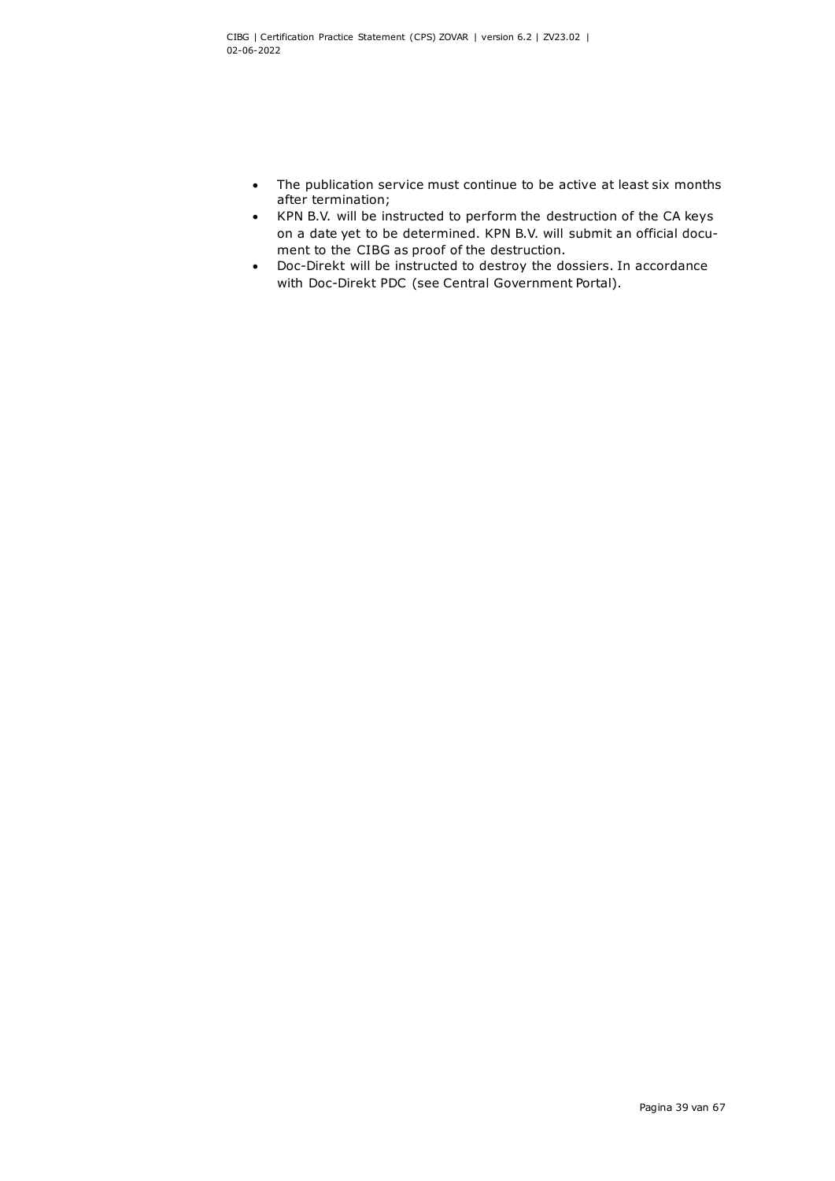- The publication service must continue to be active at least six months after termination;
- KPN B.V. will be instructed to perform the destruction of the CA keys on a date yet to be determined. KPN B.V. will submit an official document to the CIBG as proof of the destruction.
- Doc-Direkt will be instructed to destroy the dossiers. In accordance with Doc-Direkt PDC (see Central Government Portal).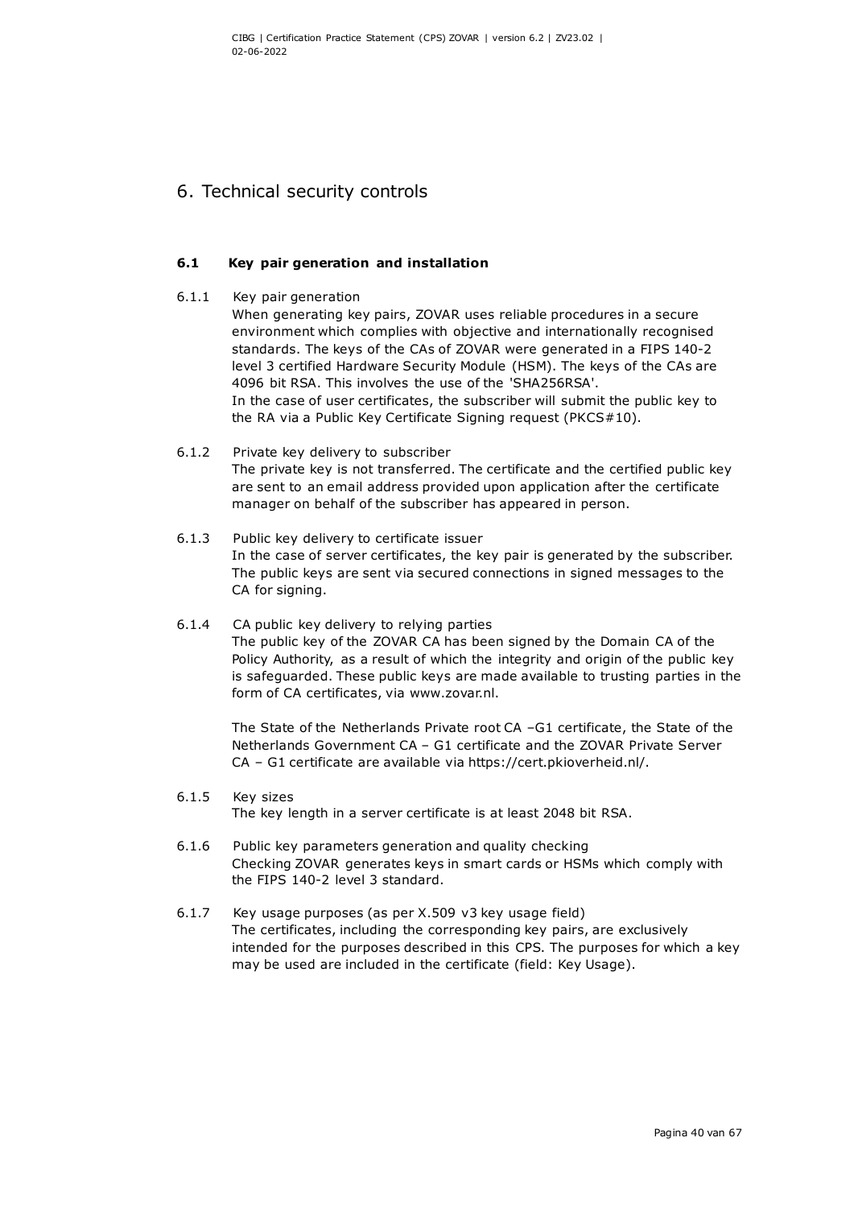# 6. Technical security controls

## 6.1 Key pair generation and installation

### 6.1.1 Key pair generation

When generating key pairs, ZOVAR uses reliable procedures in a secure environment which complies with objective and internationally recognised standards. The keys of the CAs of ZOVAR were generated in a FIPS 140-2 level 3 certified Hardware Security Module (HSM). The keys of the CAs are 4096 bit RSA. This involves the use of the 'SHA256RSA'.
In the case of user certificates, the subscriber will submit the public key to the RA via a Public Key Certificate Signing request (PKCS#10).

### 6.1.2 Private key delivery to subscriber

The private key is not transferred. The certificate and the certified public key are sent to an email address provided upon application after the certificate manager on behalf of the subscriber has appeared in person.

### 6.1.3 Public key delivery to certificate issuer

In the case of server certificates, the key pair is generated by the subscriber. The public keys are sent via secured connections in signed messages to the CA for signing.

### 6.1.4 CA public key delivery to relying parties

The public key of the ZOVAR CA has been signed by the Domain CA of the Policy Authority, as a result of which the integrity and origin of the public key is safeguarded. These public keys are made available to trusting parties in the form of CA certificates, via www.zovar.nl.

The State of the Netherlands Private root CA –G1 certificate, the State of the Netherlands Government CA – G1 certificate and the ZOVAR Private Server CA – G1 certificate are available via https://cert.pkioverheid.nl/.

### 6.1.5 Key sizes

The key length in a server certificate is at least 2048 bit RSA.

### 6.1.6 Public key parameters generation and quality checking

Checking ZOVAR generates keys in smart cards or HSMs which comply with the FIPS 140-2 level 3 standard.

### 6.1.7 Key usage purposes (as per X.509 v3 key usage field)

The certificates, including the corresponding key pairs, are exclusively intended for the purposes described in this CPS. The purposes for which a key may be used are included in the certificate (field: Key Usage).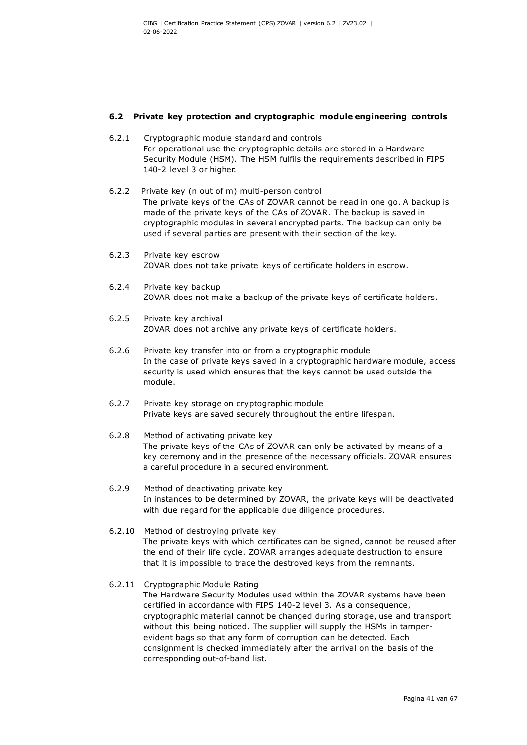### 6.2 Private key protection and cryptographic module engineering controls

6.2.1 Cryptographic module standard and controls
For operational use the cryptographic details are stored in a Hardware Security Module (HSM). The HSM fulfils the requirements described in FIPS 140-2 level 3 or higher.

6.2.2 Private key (n out of m) multi-person control
The private keys of the CAs of ZOVAR cannot be read in one go. A backup is made of the private keys of the CAs of ZOVAR. The backup is saved in cryptographic modules in several encrypted parts. The backup can only be used if several parties are present with their section of the key.

6.2.3 Private key escrow
ZOVAR does not take private keys of certificate holders in escrow.

6.2.4 Private key backup
ZOVAR does not make a backup of the private keys of certificate holders.

6.2.5 Private key archival
ZOVAR does not archive any private keys of certificate holders.

6.2.6 Private key transfer into or from a cryptographic module
In the case of private keys saved in a cryptographic hardware module, access security is used which ensures that the keys cannot be used outside the module.

6.2.7 Private key storage on cryptographic module
Private keys are saved securely throughout the entire lifespan.

6.2.8 Method of activating private key
The private keys of the CAs of ZOVAR can only be activated by means of a key ceremony and in the presence of the necessary officials. ZOVAR ensures a careful procedure in a secured environment.

6.2.9 Method of deactivating private key
In instances to be determined by ZOVAR, the private keys will be deactivated with due regard for the applicable due diligence procedures.

6.2.10 Method of destroying private key
The private keys with which certificates can be signed, cannot be reused after the end of their life cycle. ZOVAR arranges adequate destruction to ensure that it is impossible to trace the destroyed keys from the remnants.

6.2.11 Cryptographic Module Rating
The Hardware Security Modules used within the ZOVAR systems have been certified in accordance with FIPS 140-2 level 3. As a consequence, cryptographic material cannot be changed during storage, use and transport without this being noticed. The supplier will supply the HSMs in tamper-evident bags so that any form of corruption can be detected. Each consignment is checked immediately after the arrival on the basis of the corresponding out-of-band list.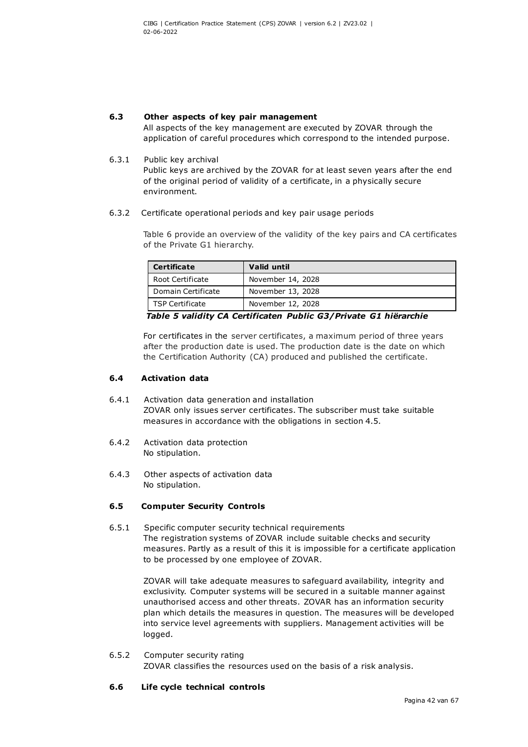## 6.3 Other aspects of key pair management

All aspects of the key management are executed by ZOVAR through the application of careful procedures which correspond to the intended purpose.

### 6.3.1 Public key archival

Public keys are archived by the ZOVAR for at least seven years after the end of the original period of validity of a certificate, in a physically secure environment.

### 6.3.2 Certificate operational periods and key pair usage periods

Table 6 provide an overview of the validity of the key pairs and CA certificates of the Private G1 hierarchy.

| Certificate | Valid until |
|---|---|
| Root Certificate | November 14, 2028 |
| Domain Certificate | November 13, 2028 |
| TSP Certificate | November 12, 2028 |

***Table 5 validity CA Certificaten Public G3/Private G1 hiërarchie***

For certificates in the server certificates, a maximum period of three years after the production date is used. The production date is the date on which the Certification Authority (CA) produced and published the certificate.

## 6.4 Activation data

### 6.4.1 Activation data generation and installation

ZOVAR only issues server certificates. The subscriber must take suitable measures in accordance with the obligations in section 4.5.

### 6.4.2 Activation data protection

No stipulation.

### 6.4.3 Other aspects of activation data

No stipulation.

## 6.5 Computer Security Controls

### 6.5.1 Specific computer security technical requirements

The registration systems of ZOVAR include suitable checks and security measures. Partly as a result of this it is impossible for a certificate application to be processed by one employee of ZOVAR.

ZOVAR will take adequate measures to safeguard availability, integrity and exclusivity. Computer systems will be secured in a suitable manner against unauthorised access and other threats. ZOVAR has an information security plan which details the measures in question. The measures will be developed into service level agreements with suppliers. Management activities will be logged.

### 6.5.2 Computer security rating

ZOVAR classifies the resources used on the basis of a risk analysis.

## 6.6 Life cycle technical controls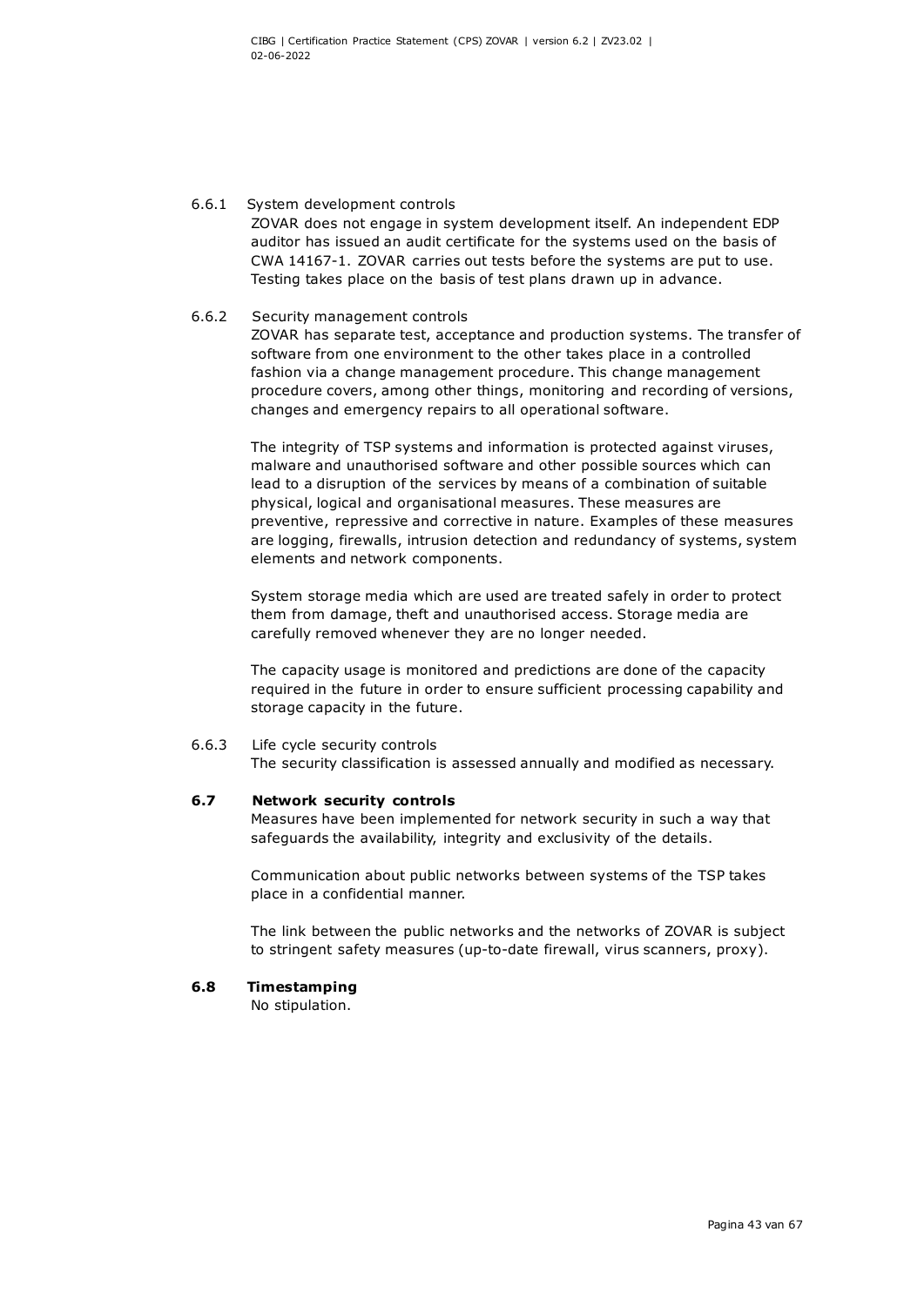#### 6.6.1 System development controls

ZOVAR does not engage in system development itself. An independent EDP auditor has issued an audit certificate for the systems used on the basis of CWA 14167-1. ZOVAR carries out tests before the systems are put to use. Testing takes place on the basis of test plans drawn up in advance.

#### 6.6.2 Security management controls

ZOVAR has separate test, acceptance and production systems. The transfer of software from one environment to the other takes place in a controlled fashion via a change management procedure. This change management procedure covers, among other things, monitoring and recording of versions, changes and emergency repairs to all operational software.

The integrity of TSP systems and information is protected against viruses, malware and unauthorised software and other possible sources which can lead to a disruption of the services by means of a combination of suitable physical, logical and organisational measures. These measures are preventive, repressive and corrective in nature. Examples of these measures are logging, firewalls, intrusion detection and redundancy of systems, system elements and network components.

System storage media which are used are treated safely in order to protect them from damage, theft and unauthorised access. Storage media are carefully removed whenever they are no longer needed.

The capacity usage is monitored and predictions are done of the capacity required in the future in order to ensure sufficient processing capability and storage capacity in the future.

#### 6.6.3 Life cycle security controls

The security classification is assessed annually and modified as necessary.

### 6.7 Network security controls

Measures have been implemented for network security in such a way that safeguards the availability, integrity and exclusivity of the details.

Communication about public networks between systems of the TSP takes place in a confidential manner.

The link between the public networks and the networks of ZOVAR is subject to stringent safety measures (up-to-date firewall, virus scanners, proxy).

### 6.8 Timestamping

No stipulation.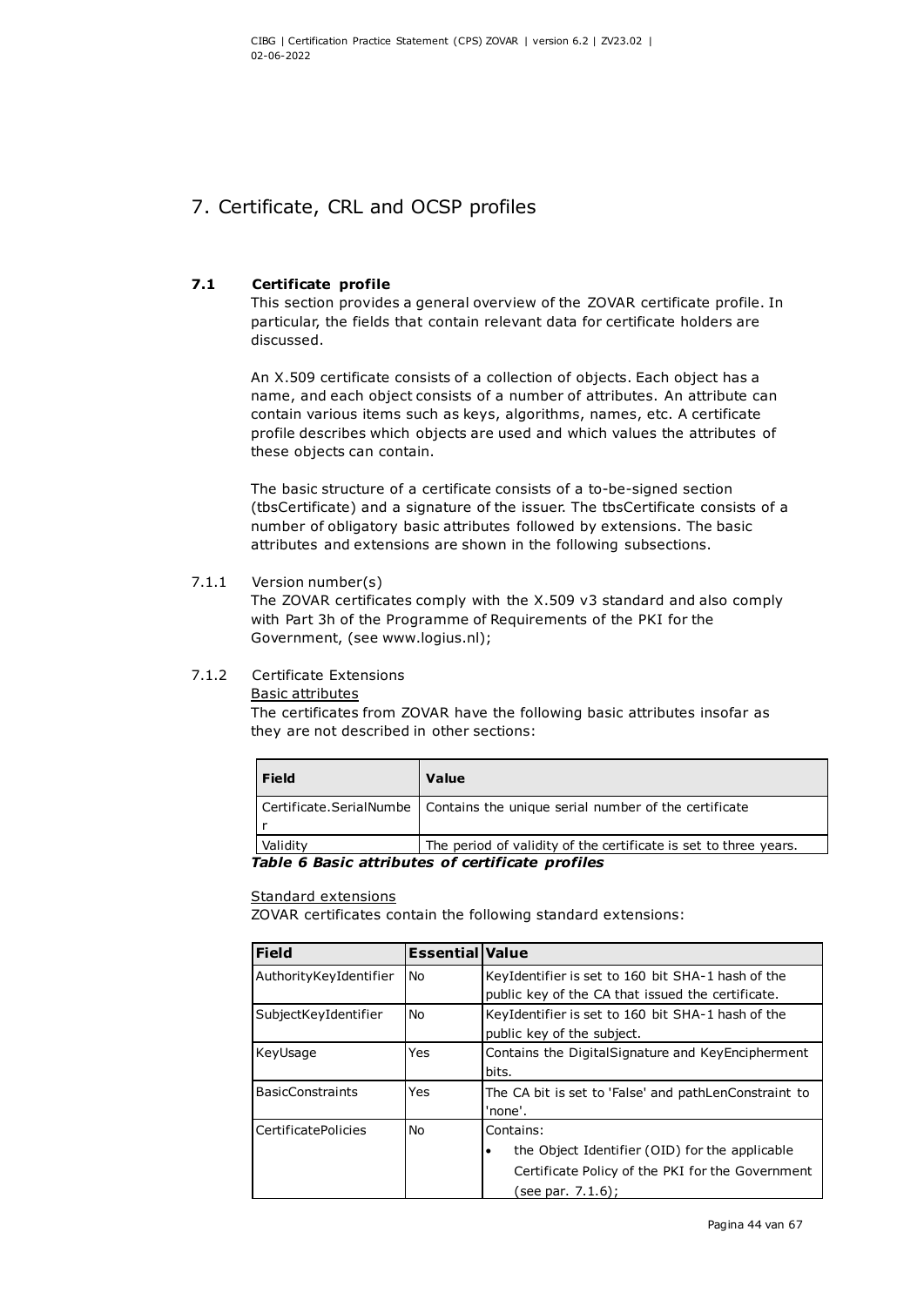# 7. Certificate, CRL and OCSP profiles

## 7.1 Certificate profile

This section provides a general overview of the ZOVAR certificate profile. In particular, the fields that contain relevant data for certificate holders are discussed.

An X.509 certificate consists of a collection of objects. Each object has a name, and each object consists of a number of attributes. An attribute can contain various items such as keys, algorithms, names, etc. A certificate profile describes which objects are used and which values the attributes of these objects can contain.

The basic structure of a certificate consists of a to-be-signed section (tbsCertificate) and a signature of the issuer. The tbsCertificate consists of a number of obligatory basic attributes followed by extensions. The basic attributes and extensions are shown in the following subsections.

### 7.1.1 Version number(s)

The ZOVAR certificates comply with the X.509 v3 standard and also comply with Part 3h of the Programme of Requirements of the PKI for the Government, (see www.logius.nl);

### 7.1.2 Certificate Extensions

Basic attributes

The certificates from ZOVAR have the following basic attributes insofar as they are not described in other sections:

| Field | Value |
|---|---|
| Certificate.SerialNumber | Contains the unique serial number of the certificate |
| Validity | The period of validity of the certificate is set to three years. |

***Table 6 Basic attributes of certificate profiles***

Standard extensions

ZOVAR certificates contain the following standard extensions:

| Field | Essential | Value |
|---|---|---|
| AuthorityKeyIdentifier | No | KeyIdentifier is set to 160 bit SHA-1 hash of the public key of the CA that issued the certificate. |
| SubjectKeyIdentifier | No | KeyIdentifier is set to 160 bit SHA-1 hash of the public key of the subject. |
| KeyUsage | Yes | Contains the DigitalSignature and KeyEncipherment bits. |
| BasicConstraints | Yes | The CA bit is set to 'False' and pathLenConstraint to 'none'. |
| CertificatePolicies | No | Contains:<br>• the Object Identifier (OID) for the applicable Certificate Policy of the PKI for the Government (see par. 7.1.6); |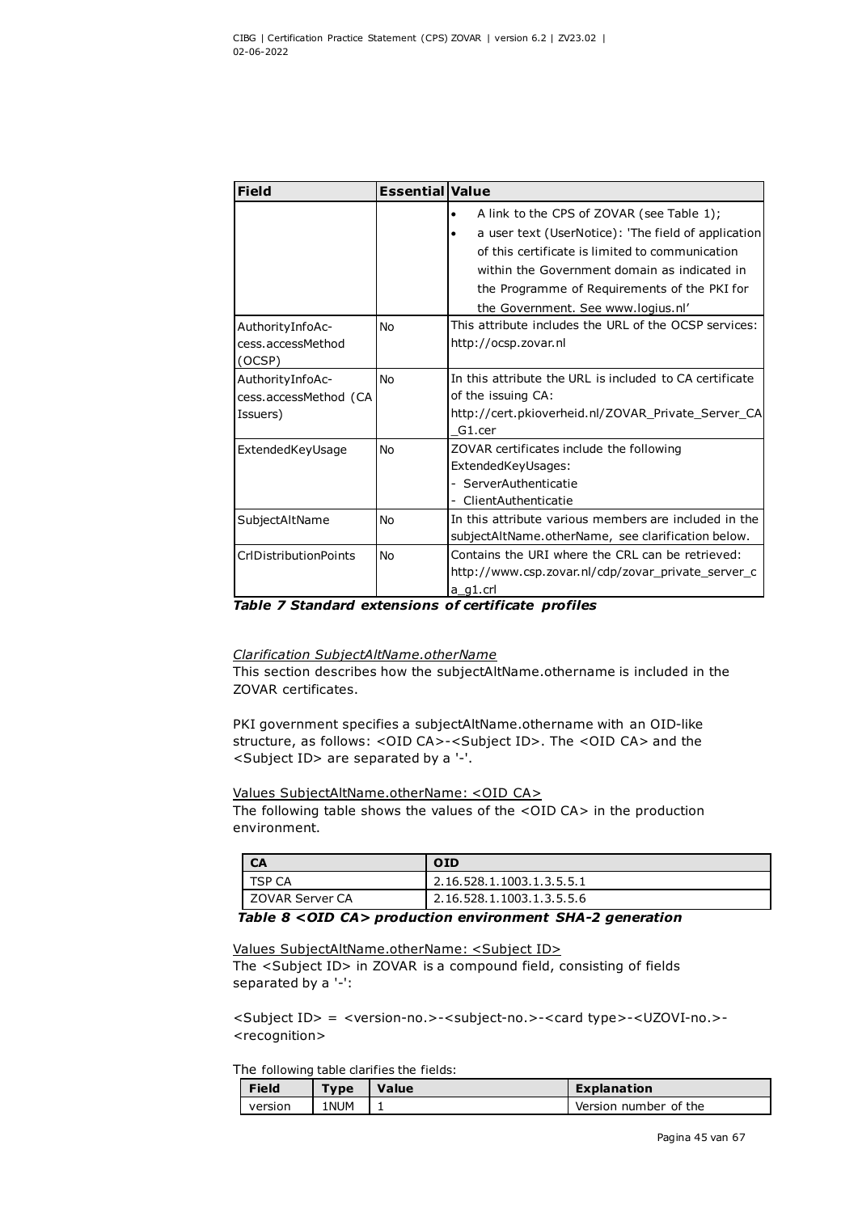| Field | Essential | Value |
|---|---|---|
| | | • A link to the CPS of ZOVAR (see Table 1);<br>• a user text (UserNotice): 'The field of application of this certificate is limited to communication within the Government domain as indicated in the Programme of Requirements of the PKI for the Government. See www.logius.nl' |
| AuthorityInfoAccess.accessMethod (OCSP) | No | This attribute includes the URL of the OCSP services: http://ocsp.zovar.nl |
| AuthorityInfoAccess.accessMethod (CA Issuers) | No | In this attribute the URL is included to CA certificate of the issuing CA: http://cert.pkioverheid.nl/ZOVAR_Private_Server_CA_G1.cer |
| ExtendedKeyUsage | No | ZOVAR certificates include the following ExtendedKeyUsages:<br>- ServerAuthenticatie<br>- ClientAuthenticatie |
| SubjectAltName | No | In this attribute various members are included in the subjectAltName.otherName, see clarification below. |
| CrlDistributionPoints | No | Contains the URI where the CRL can be retrieved: http://www.csp.zovar.nl/cdp/zovar_private_server_ca_g1.crl |

***Table 7 Standard extensions of certificate profiles***

*Clarification SubjectAltName.otherName*

This section describes how the subjectAltName.othername is included in the ZOVAR certificates.

PKI government specifies a subjectAltName.othername with an OID-like structure, as follows: <OID CA>-<Subject ID>. The <OID CA> and the <Subject ID> are separated by a '-'.

Values SubjectAltName.otherName: <OID CA>

The following table shows the values of the <OID CA> in the production environment.

| CA | OID |
|---|---|
| TSP CA | 2.16.528.1.1003.1.3.5.5.1 |
| ZOVAR Server CA | 2.16.528.1.1003.1.3.5.5.6 |

***Table 8 <OID CA> production environment SHA-2 generation***

Values SubjectAltName.otherName: <Subject ID>

The <Subject ID> in ZOVAR is a compound field, consisting of fields separated by a '-':

<Subject ID> = <version-no.>-<subject-no.>-<card type>-<UZOVI-no.>-<recognition>

The following table clarifies the fields:

| Field | Type | Value | Explanation |
|---|---|---|---|
| version | 1NUM | 1 | Version number of the |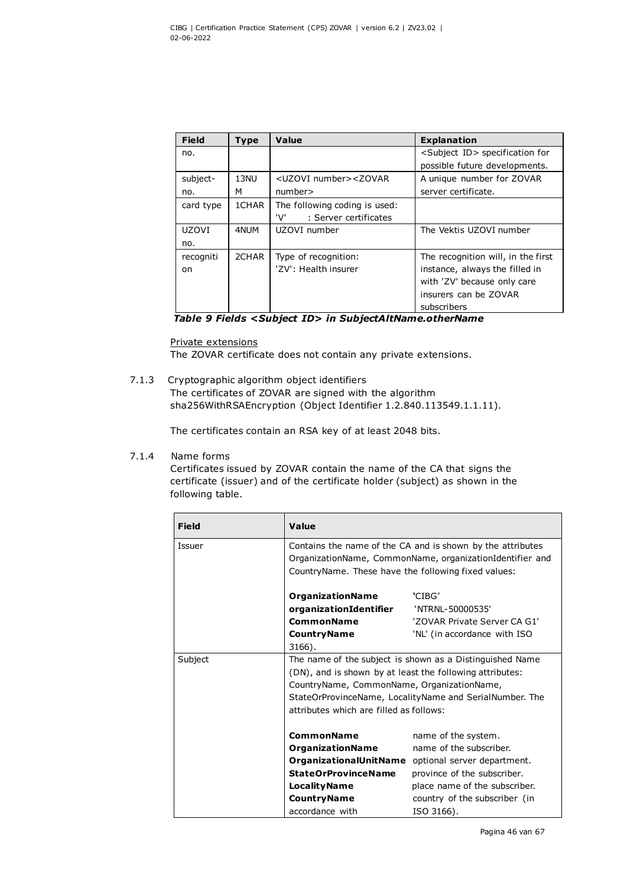| Field | Type | Value | Explanation |
|---|---|---|---|
| no. | | | <Subject ID> specification for possible future developments. |
| subject-no. | 13NUM | <UZOVI number><ZOVAR number> | A unique number for ZOVAR server certificate. |
| card type | 1CHAR | The following coding is used: 'V' : Server certificates | |
| UZOVI no. | 4NUM | UZOVI number | The Vektis UZOVI number |
| recognition | 2CHAR | Type of recognition: 'ZV': Health insurer | The recognition will, in the first instance, always the filled in with 'ZV' because only care insurers can be ZOVAR subscribers |

***Table 9 Fields <Subject ID> in SubjectAltName.otherName***

Private extensions

The ZOVAR certificate does not contain any private extensions.

7.1.3 Cryptographic algorithm object identifiers

The certificates of ZOVAR are signed with the algorithm sha256WithRSAEncryption (Object Identifier 1.2.840.113549.1.1.11).

The certificates contain an RSA key of at least 2048 bits.

7.1.4 Name forms

Certificates issued by ZOVAR contain the name of the CA that signs the certificate (issuer) and of the certificate holder (subject) as shown in the following table.

| Field | Value |
|---|---|
| Issuer | Contains the name of the CA and is shown by the attributes OrganizationName, CommonName, organizationIdentifier and CountryName. These have the following fixed values:<br><br>**OrganizationName** 'CIBG'<br>**organizationIdentifier** 'NTRNL-50000535'<br>**CommonName** 'ZOVAR Private Server CA G1'<br>**CountryName** 'NL' (in accordance with ISO 3166). |
| Subject | The name of the subject is shown as a Distinguished Name (DN), and is shown by at least the following attributes: CountryName, CommonName, OrganizationName, StateOrProvinceName, LocalityName and SerialNumber. The attributes which are filled as follows:<br><br>**CommonName** name of the system.<br>**OrganizationName** name of the subscriber.<br>**OrganizationalUnitName** optional server department.<br>**StateOrProvinceName** province of the subscriber.<br>**LocalityName** place name of the subscriber.<br>**CountryName** country of the subscriber (in accordance with ISO 3166). |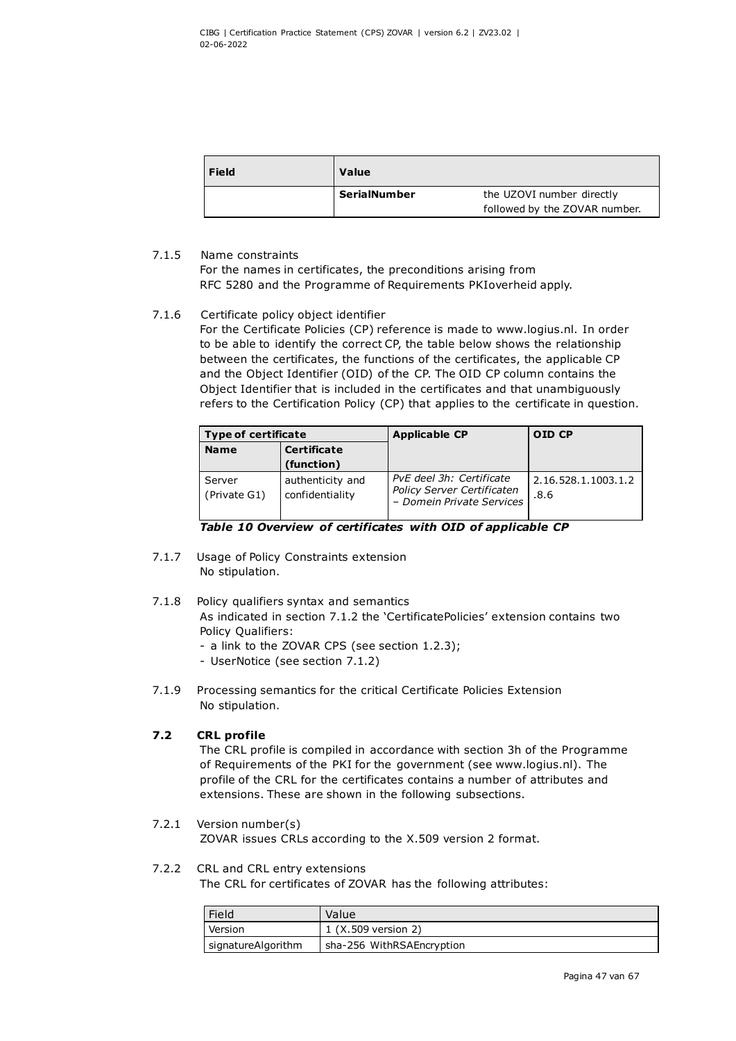| Field | Value | |
|---|---|---|
| | **SerialNumber** | the UZOVI number directly followed by the ZOVAR number. |

7.1.5 Name constraints

For the names in certificates, the preconditions arising from RFC 5280 and the Programme of Requirements PKIoverheid apply.

7.1.6 Certificate policy object identifier

For the Certificate Policies (CP) reference is made to www.logius.nl. In order to be able to identify the correct CP, the table below shows the relationship between the certificates, the functions of the certificates, the applicable CP and the Object Identifier (OID) of the CP. The OID CP column contains the Object Identifier that is included in the certificates and that unambiguously refers to the Certification Policy (CP) that applies to the certificate in question.

| **Type of certificate** | | **Applicable CP** | **OID CP** |
|---|---|---|---|
| **Name** | **Certificate (function)** | | |
| Server (Private G1) | authenticity and confidentiality | *PvE deel 3h: Certificate Policy Server Certificaten – Domein Private Services* | 2.16.528.1.1003.1.2.8.6 |

***Table 10 Overview of certificates with OID of applicable CP***

7.1.7 Usage of Policy Constraints extension

No stipulation.

7.1.8 Policy qualifiers syntax and semantics

As indicated in section 7.1.2 the 'CertificatePolicies' extension contains two Policy Qualifiers:

- a link to the ZOVAR CPS (see section 1.2.3);
- UserNotice (see section 7.1.2)

7.1.9 Processing semantics for the critical Certificate Policies Extension

No stipulation.

## 7.2 CRL profile

The CRL profile is compiled in accordance with section 3h of the Programme of Requirements of the PKI for the government (see www.logius.nl). The profile of the CRL for the certificates contains a number of attributes and extensions. These are shown in the following subsections.

7.2.1 Version number(s)

ZOVAR issues CRLs according to the X.509 version 2 format.

7.2.2 CRL and CRL entry extensions

The CRL for certificates of ZOVAR has the following attributes:

| Field | Value |
|---|---|
| Version | 1 (X.509 version 2) |
| signatureAlgorithm | sha-256 WithRSAEncryption |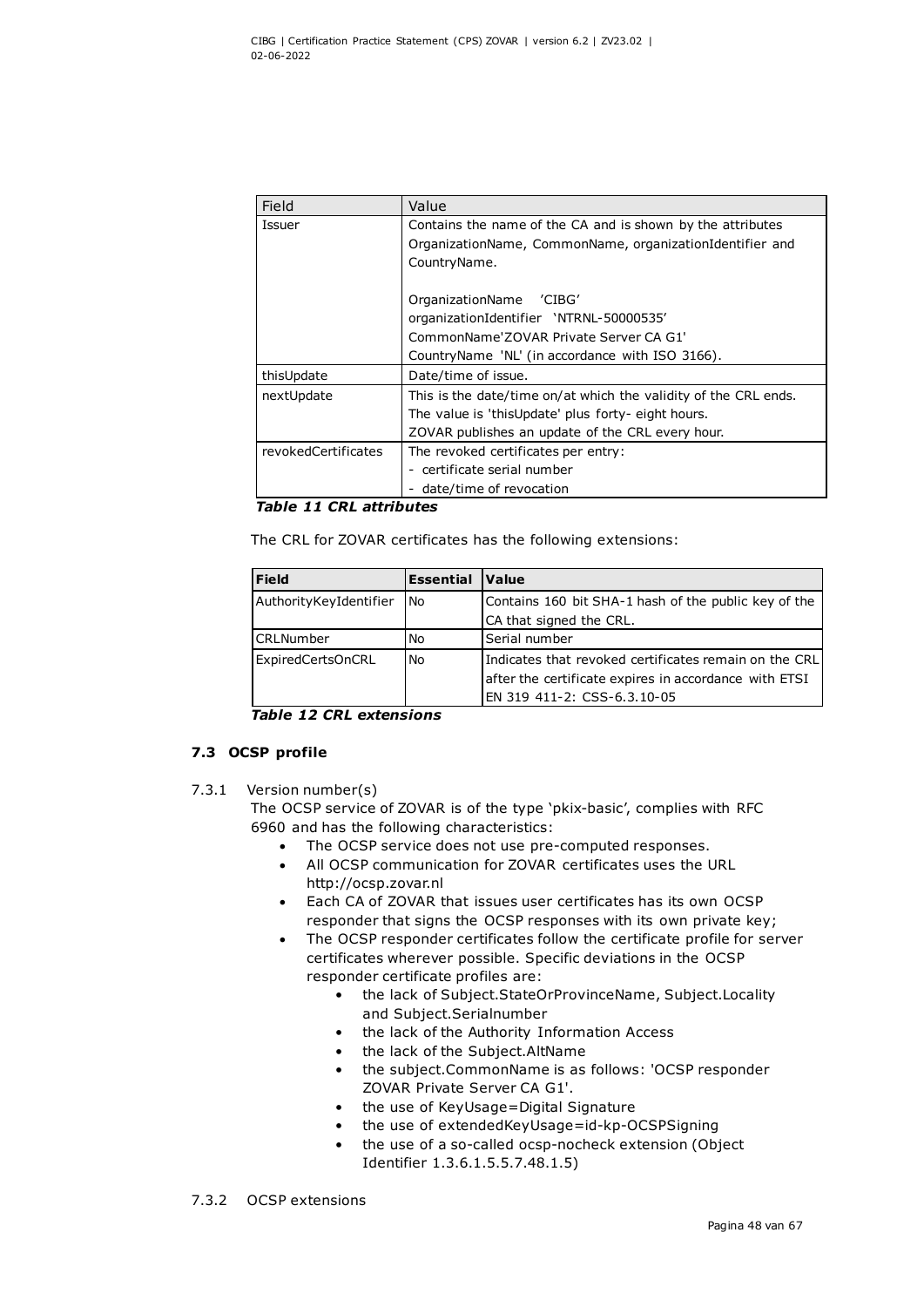| Field | Value |
|---|---|
| Issuer | Contains the name of the CA and is shown by the attributes OrganizationName, CommonName, organizationIdentifier and CountryName.<br><br>OrganizationName 'CIBG'<br>organizationIdentifier 'NTRNL-50000535'<br>CommonName'ZOVAR Private Server CA G1'<br>CountryName 'NL' (in accordance with ISO 3166). |
| thisUpdate | Date/time of issue. |
| nextUpdate | This is the date/time on/at which the validity of the CRL ends. The value is 'thisUpdate' plus forty- eight hours. ZOVAR publishes an update of the CRL every hour. |
| revokedCertificates | The revoked certificates per entry:<br>- certificate serial number<br>- date/time of revocation |

***Table 11 CRL attributes***

The CRL for ZOVAR certificates has the following extensions:

| Field | Essential | Value |
|---|---|---|
| AuthorityKeyIdentifier | No | Contains 160 bit SHA-1 hash of the public key of the CA that signed the CRL. |
| CRLNumber | No | Serial number |
| ExpiredCertsOnCRL | No | Indicates that revoked certificates remain on the CRL after the certificate expires in accordance with ETSI EN 319 411-2: CSS-6.3.10-05 |

***Table 12 CRL extensions***

### 7.3 OCSP profile

7.3.1 Version number(s)

The OCSP service of ZOVAR is of the type 'pkix-basic', complies with RFC 6960 and has the following characteristics:

- The OCSP service does not use pre-computed responses.
- All OCSP communication for ZOVAR certificates uses the URL http://ocsp.zovar.nl
- Each CA of ZOVAR that issues user certificates has its own OCSP responder that signs the OCSP responses with its own private key;
- The OCSP responder certificates follow the certificate profile for server certificates wherever possible. Specific deviations in the OCSP responder certificate profiles are:
  - the lack of Subject.StateOrProvinceName, Subject.Locality and Subject.Serialnumber
  - the lack of the Authority Information Access
  - the lack of the Subject.AltName
  - the subject.CommonName is as follows: 'OCSP responder ZOVAR Private Server CA G1'.
  - the use of KeyUsage=Digital Signature
  - the use of extendedKeyUsage=id-kp-OCSPSigning
  - the use of a so-called ocsp-nocheck extension (Object Identifier 1.3.6.1.5.5.7.48.1.5)

7.3.2 OCSP extensions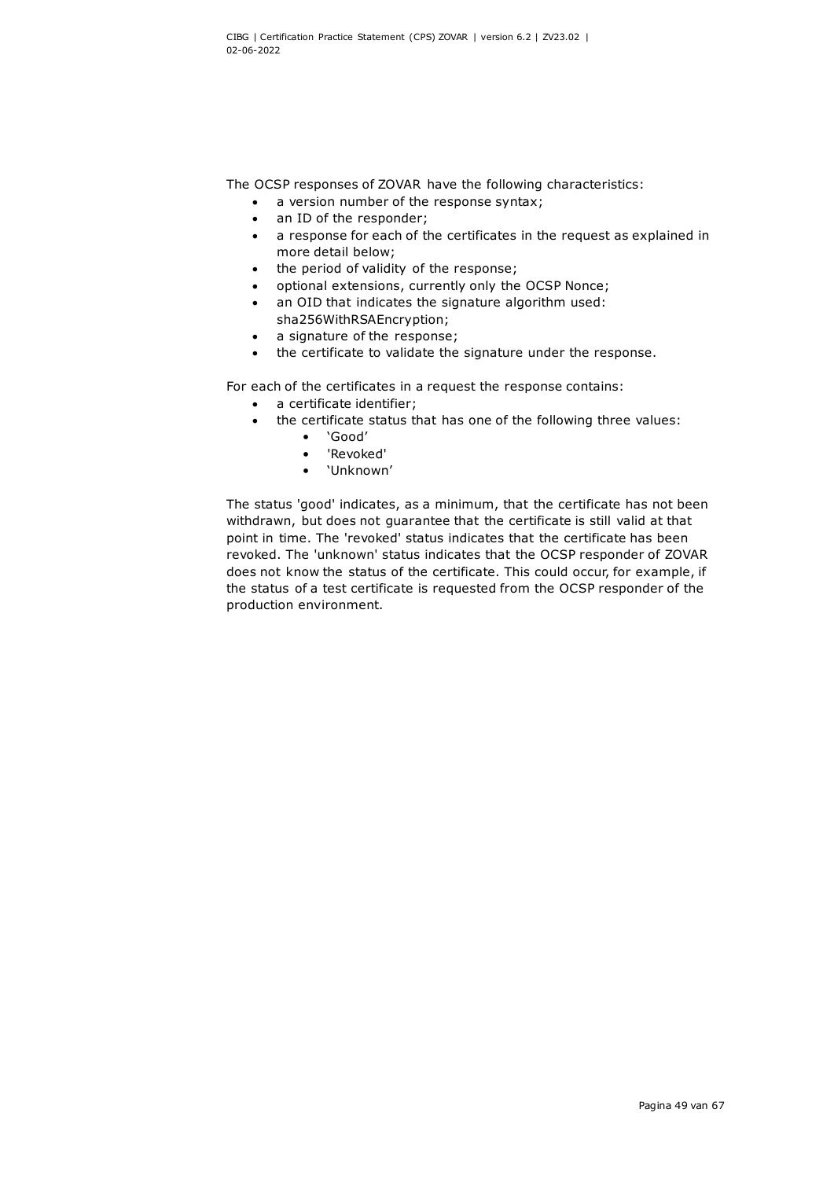The OCSP responses of ZOVAR have the following characteristics:

- a version number of the response syntax;
- an ID of the responder;
- a response for each of the certificates in the request as explained in more detail below;
- the period of validity of the response;
- optional extensions, currently only the OCSP Nonce;
- an OID that indicates the signature algorithm used: sha256WithRSAEncryption;
- a signature of the response;
- the certificate to validate the signature under the response.

For each of the certificates in a request the response contains:

- a certificate identifier;
- the certificate status that has one of the following three values:
  - 'Good'
  - 'Revoked'
  - 'Unknown'

The status 'good' indicates, as a minimum, that the certificate has not been withdrawn, but does not guarantee that the certificate is still valid at that point in time. The 'revoked' status indicates that the certificate has been revoked. The 'unknown' status indicates that the OCSP responder of ZOVAR does not know the status of the certificate. This could occur, for example, if the status of a test certificate is requested from the OCSP responder of the production environment.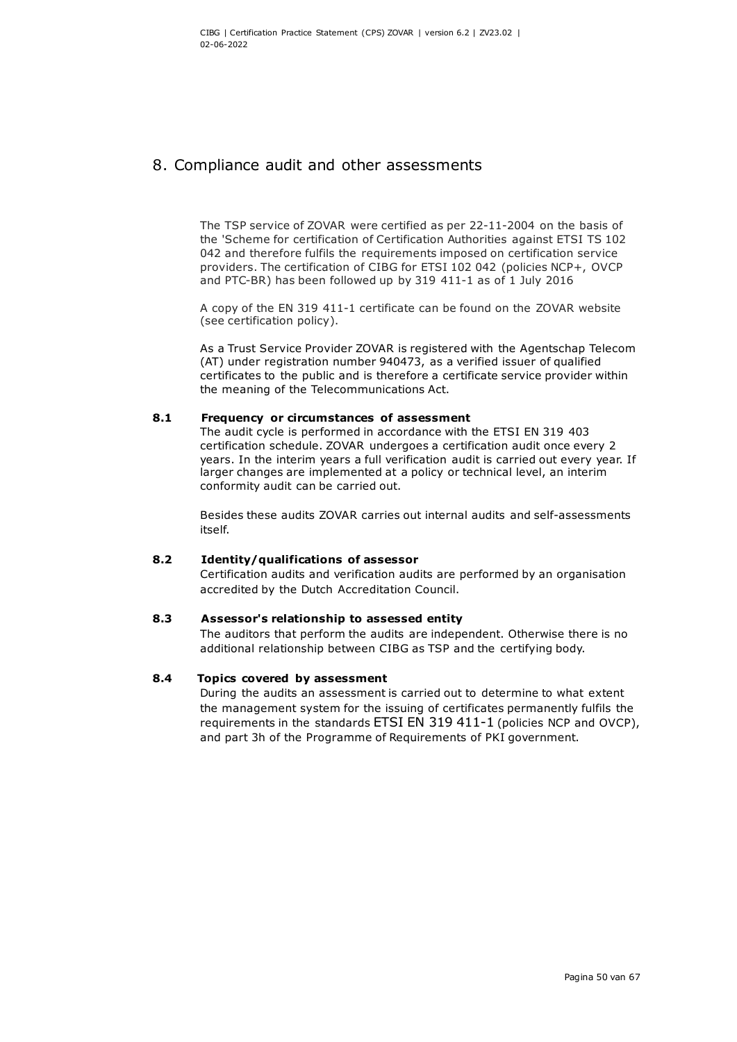# 8. Compliance audit and other assessments

The TSP service of ZOVAR were certified as per 22-11-2004 on the basis of the 'Scheme for certification of Certification Authorities against ETSI TS 102 042 and therefore fulfils the requirements imposed on certification service providers. The certification of CIBG for ETSI 102 042 (policies NCP+, OVCP and PTC-BR) has been followed up by 319 411-1 as of 1 July 2016

A copy of the EN 319 411-1 certificate can be found on the ZOVAR website (see certification policy).

As a Trust Service Provider ZOVAR is registered with the Agentschap Telecom (AT) under registration number 940473, as a verified issuer of qualified certificates to the public and is therefore a certificate service provider within the meaning of the Telecommunications Act.

## 8.1 Frequency or circumstances of assessment

The audit cycle is performed in accordance with the ETSI EN 319 403 certification schedule. ZOVAR undergoes a certification audit once every 2 years. In the interim years a full verification audit is carried out every year. If larger changes are implemented at a policy or technical level, an interim conformity audit can be carried out.

Besides these audits ZOVAR carries out internal audits and self-assessments itself.

## 8.2 Identity/qualifications of assessor

Certification audits and verification audits are performed by an organisation accredited by the Dutch Accreditation Council.

## 8.3 Assessor's relationship to assessed entity

The auditors that perform the audits are independent. Otherwise there is no additional relationship between CIBG as TSP and the certifying body.

## 8.4 Topics covered by assessment

During the audits an assessment is carried out to determine to what extent the management system for the issuing of certificates permanently fulfils the requirements in the standards ETSI EN 319 411-1 (policies NCP and OVCP), and part 3h of the Programme of Requirements of PKI government.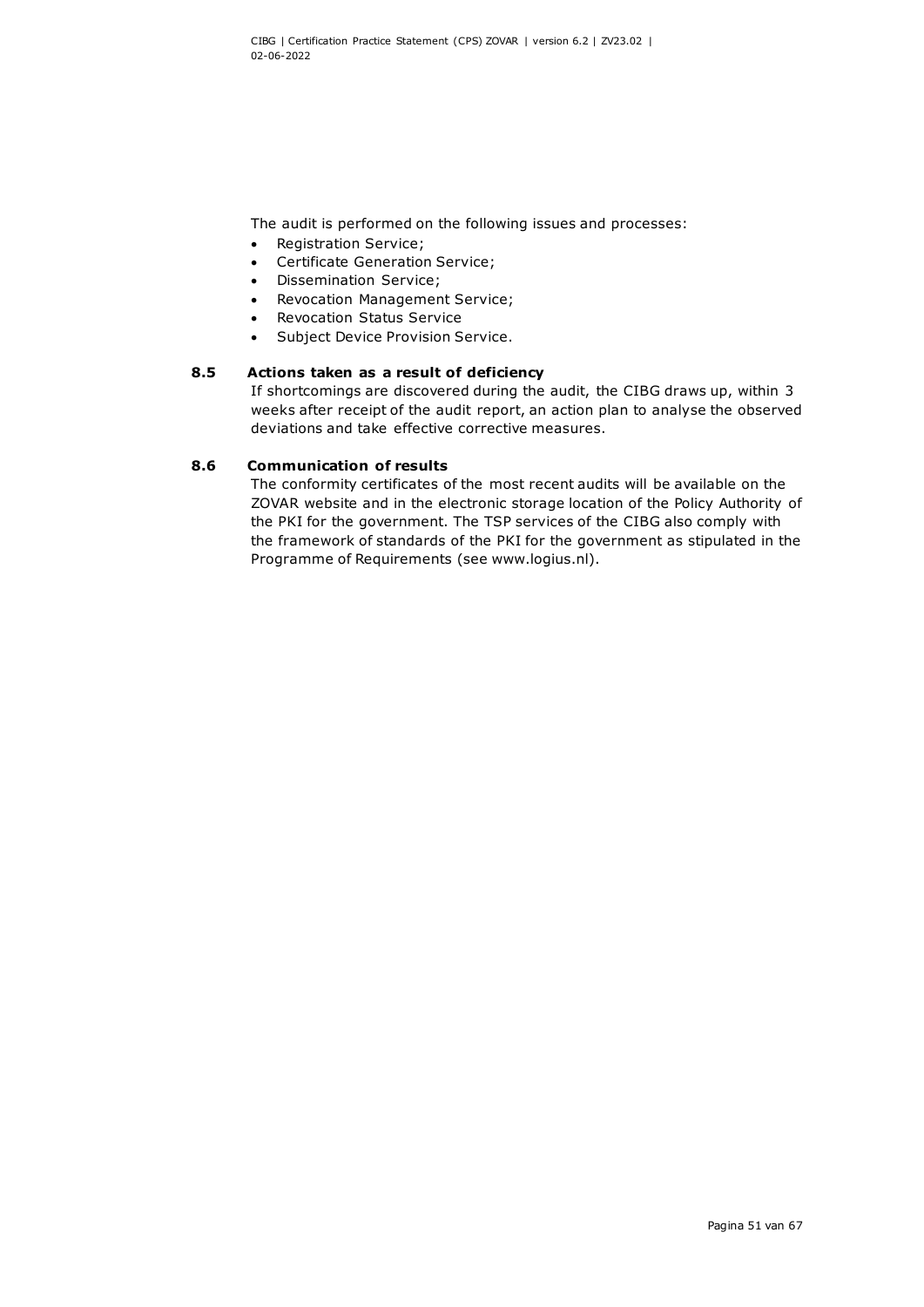The audit is performed on the following issues and processes:

- Registration Service;
- Certificate Generation Service;
- Dissemination Service;
- Revocation Management Service;
- Revocation Status Service
- Subject Device Provision Service.

### 8.5 Actions taken as a result of deficiency

If shortcomings are discovered during the audit, the CIBG draws up, within 3 weeks after receipt of the audit report, an action plan to analyse the observed deviations and take effective corrective measures.

### 8.6 Communication of results

The conformity certificates of the most recent audits will be available on the ZOVAR website and in the electronic storage location of the Policy Authority of the PKI for the government. The TSP services of the CIBG also comply with the framework of standards of the PKI for the government as stipulated in the Programme of Requirements (see www.logius.nl).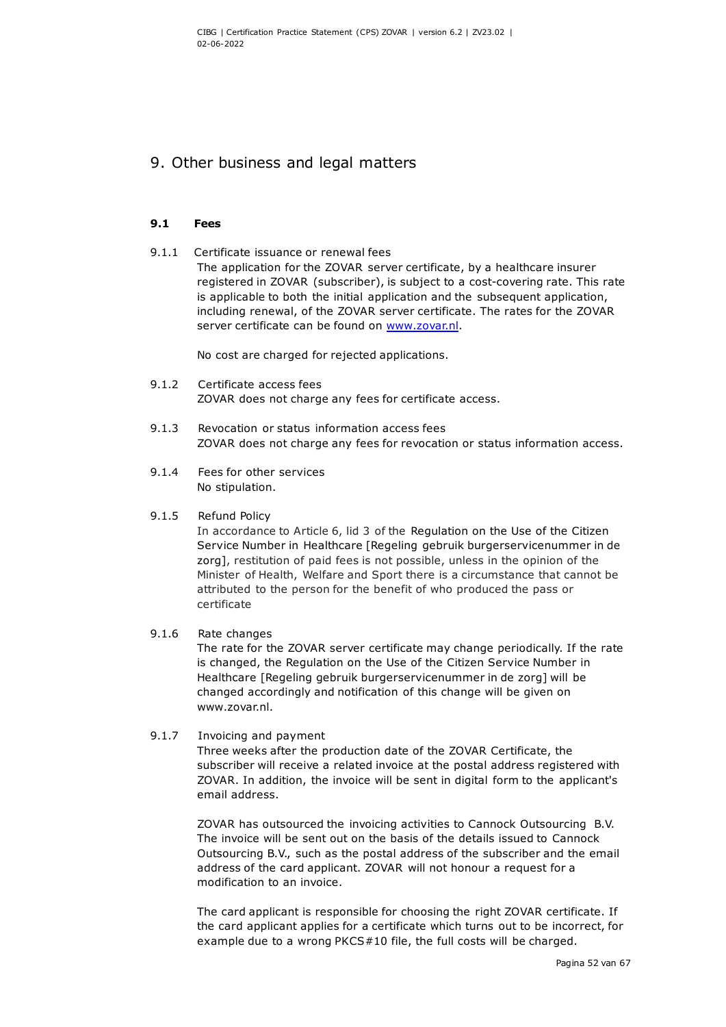# 9. Other business and legal matters

## 9.1 Fees

9.1.1 Certificate issuance or renewal fees

The application for the ZOVAR server certificate, by a healthcare insurer registered in ZOVAR (subscriber), is subject to a cost-covering rate. This rate is applicable to both the initial application and the subsequent application, including renewal, of the ZOVAR server certificate. The rates for the ZOVAR server certificate can be found on www.zovar.nl.

No cost are charged for rejected applications.

9.1.2 Certificate access fees

ZOVAR does not charge any fees for certificate access.

9.1.3 Revocation or status information access fees

ZOVAR does not charge any fees for revocation or status information access.

9.1.4 Fees for other services

No stipulation.

9.1.5 Refund Policy

In accordance to Article 6, lid 3 of the Regulation on the Use of the Citizen Service Number in Healthcare [Regeling gebruik burgerservicenummer in de zorg], restitution of paid fees is not possible, unless in the opinion of the Minister of Health, Welfare and Sport there is a circumstance that cannot be attributed to the person for the benefit of who produced the pass or certificate

9.1.6 Rate changes

The rate for the ZOVAR server certificate may change periodically. If the rate is changed, the Regulation on the Use of the Citizen Service Number in Healthcare [Regeling gebruik burgerservicenummer in de zorg] will be changed accordingly and notification of this change will be given on www.zovar.nl.

9.1.7 Invoicing and payment

Three weeks after the production date of the ZOVAR Certificate, the subscriber will receive a related invoice at the postal address registered with ZOVAR. In addition, the invoice will be sent in digital form to the applicant's email address.

ZOVAR has outsourced the invoicing activities to Cannock Outsourcing B.V. The invoice will be sent out on the basis of the details issued to Cannock Outsourcing B.V., such as the postal address of the subscriber and the email address of the card applicant. ZOVAR will not honour a request for a modification to an invoice.

The card applicant is responsible for choosing the right ZOVAR certificate. If the card applicant applies for a certificate which turns out to be incorrect, for example due to a wrong PKCS#10 file, the full costs will be charged.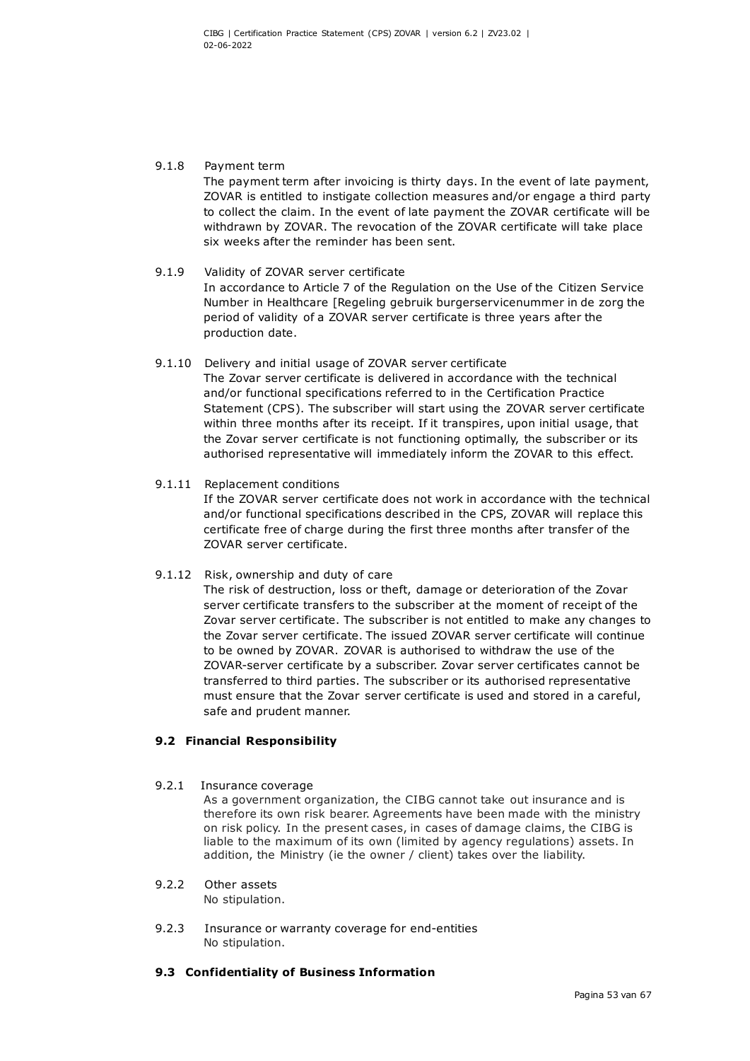9.1.8 Payment term

The payment term after invoicing is thirty days. In the event of late payment, ZOVAR is entitled to instigate collection measures and/or engage a third party to collect the claim. In the event of late payment the ZOVAR certificate will be withdrawn by ZOVAR. The revocation of the ZOVAR certificate will take place six weeks after the reminder has been sent.

9.1.9 Validity of ZOVAR server certificate

In accordance to Article 7 of the Regulation on the Use of the Citizen Service Number in Healthcare [Regeling gebruik burgerservicenummer in de zorg the period of validity of a ZOVAR server certificate is three years after the production date.

9.1.10 Delivery and initial usage of ZOVAR server certificate

The Zovar server certificate is delivered in accordance with the technical and/or functional specifications referred to in the Certification Practice Statement (CPS). The subscriber will start using the ZOVAR server certificate within three months after its receipt. If it transpires, upon initial usage, that the Zovar server certificate is not functioning optimally, the subscriber or its authorised representative will immediately inform the ZOVAR to this effect.

9.1.11 Replacement conditions

If the ZOVAR server certificate does not work in accordance with the technical and/or functional specifications described in the CPS, ZOVAR will replace this certificate free of charge during the first three months after transfer of the ZOVAR server certificate.

9.1.12 Risk, ownership and duty of care

The risk of destruction, loss or theft, damage or deterioration of the Zovar server certificate transfers to the subscriber at the moment of receipt of the Zovar server certificate. The subscriber is not entitled to make any changes to the Zovar server certificate. The issued ZOVAR server certificate will continue to be owned by ZOVAR. ZOVAR is authorised to withdraw the use of the ZOVAR-server certificate by a subscriber. Zovar server certificates cannot be transferred to third parties. The subscriber or its authorised representative must ensure that the Zovar server certificate is used and stored in a careful, safe and prudent manner.

## 9.2 Financial Responsibility

9.2.1 Insurance coverage

As a government organization, the CIBG cannot take out insurance and is therefore its own risk bearer. Agreements have been made with the ministry on risk policy. In the present cases, in cases of damage claims, the CIBG is liable to the maximum of its own (limited by agency regulations) assets. In addition, the Ministry (ie the owner / client) takes over the liability.

9.2.2 Other assets

No stipulation.

9.2.3 Insurance or warranty coverage for end-entities

No stipulation.

## 9.3 Confidentiality of Business Information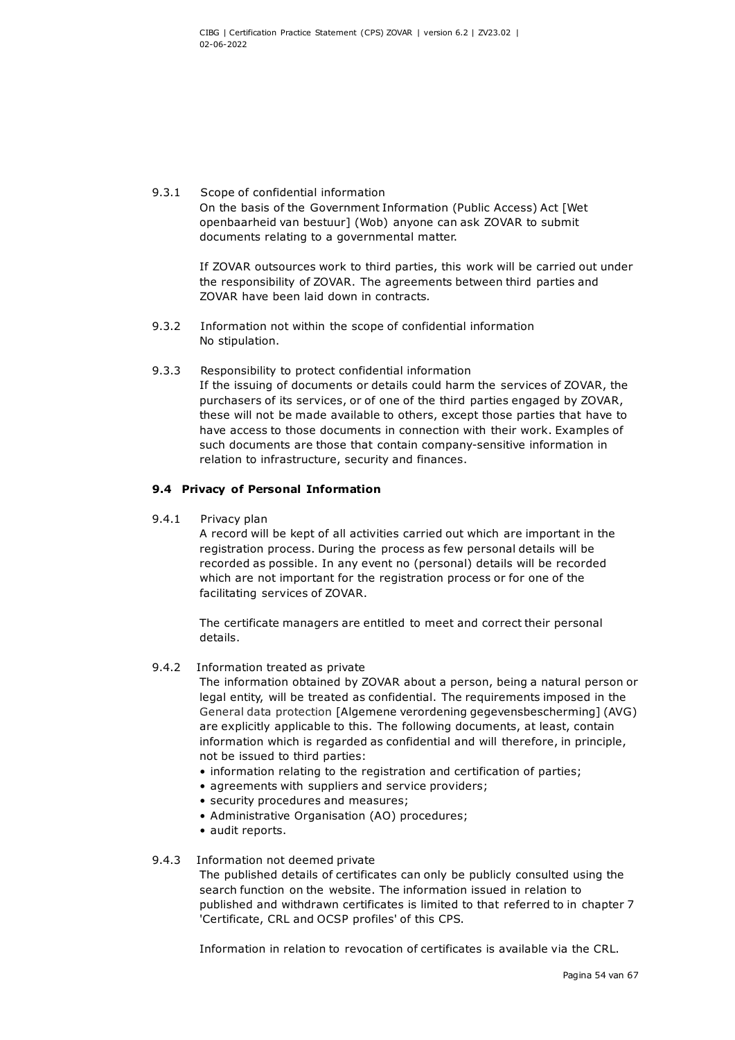9.3.1 Scope of confidential information

On the basis of the Government Information (Public Access) Act [Wet openbaarheid van bestuur] (Wob) anyone can ask ZOVAR to submit documents relating to a governmental matter.

If ZOVAR outsources work to third parties, this work will be carried out under the responsibility of ZOVAR. The agreements between third parties and ZOVAR have been laid down in contracts.

9.3.2 Information not within the scope of confidential information

No stipulation.

9.3.3 Responsibility to protect confidential information

If the issuing of documents or details could harm the services of ZOVAR, the purchasers of its services, or of one of the third parties engaged by ZOVAR, these will not be made available to others, except those parties that have to have access to those documents in connection with their work. Examples of such documents are those that contain company-sensitive information in relation to infrastructure, security and finances.

## 9.4 Privacy of Personal Information

9.4.1 Privacy plan

A record will be kept of all activities carried out which are important in the registration process. During the process as few personal details will be recorded as possible. In any event no (personal) details will be recorded which are not important for the registration process or for one of the facilitating services of ZOVAR.

The certificate managers are entitled to meet and correct their personal details.

9.4.2 Information treated as private

The information obtained by ZOVAR about a person, being a natural person or legal entity, will be treated as confidential. The requirements imposed in the General data protection [Algemene verordening gegevensbescherming] (AVG) are explicitly applicable to this. The following documents, at least, contain information which is regarded as confidential and will therefore, in principle, not be issued to third parties:

- information relating to the registration and certification of parties;
- agreements with suppliers and service providers;
- security procedures and measures;
- Administrative Organisation (AO) procedures;
- audit reports.

9.4.3 Information not deemed private

The published details of certificates can only be publicly consulted using the search function on the website. The information issued in relation to published and withdrawn certificates is limited to that referred to in chapter 7 'Certificate, CRL and OCSP profiles' of this CPS.

Information in relation to revocation of certificates is available via the CRL.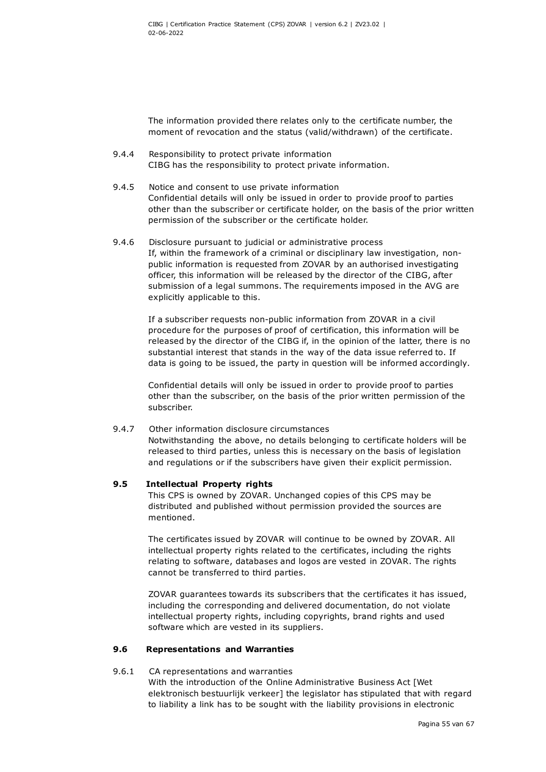The information provided there relates only to the certificate number, the moment of revocation and the status (valid/withdrawn) of the certificate.

#### 9.4.4 Responsibility to protect private information

CIBG has the responsibility to protect private information.

#### 9.4.5 Notice and consent to use private information

Confidential details will only be issued in order to provide proof to parties other than the subscriber or certificate holder, on the basis of the prior written permission of the subscriber or the certificate holder.

#### 9.4.6 Disclosure pursuant to judicial or administrative process

If, within the framework of a criminal or disciplinary law investigation, non-public information is requested from ZOVAR by an authorised investigating officer, this information will be released by the director of the CIBG, after submission of a legal summons. The requirements imposed in the AVG are explicitly applicable to this.

If a subscriber requests non-public information from ZOVAR in a civil procedure for the purposes of proof of certification, this information will be released by the director of the CIBG if, in the opinion of the latter, there is no substantial interest that stands in the way of the data issue referred to. If data is going to be issued, the party in question will be informed accordingly.

Confidential details will only be issued in order to provide proof to parties other than the subscriber, on the basis of the prior written permission of the subscriber.

#### 9.4.7 Other information disclosure circumstances

Notwithstanding the above, no details belonging to certificate holders will be released to third parties, unless this is necessary on the basis of legislation and regulations or if the subscribers have given their explicit permission.

### 9.5 Intellectual Property rights

This CPS is owned by ZOVAR. Unchanged copies of this CPS may be distributed and published without permission provided the sources are mentioned.

The certificates issued by ZOVAR will continue to be owned by ZOVAR. All intellectual property rights related to the certificates, including the rights relating to software, databases and logos are vested in ZOVAR. The rights cannot be transferred to third parties.

ZOVAR guarantees towards its subscribers that the certificates it has issued, including the corresponding and delivered documentation, do not violate intellectual property rights, including copyrights, brand rights and used software which are vested in its suppliers.

### 9.6 Representations and Warranties

#### 9.6.1 CA representations and warranties

With the introduction of the Online Administrative Business Act [Wet elektronisch bestuurlijk verkeer] the legislator has stipulated that with regard to liability a link has to be sought with the liability provisions in electronic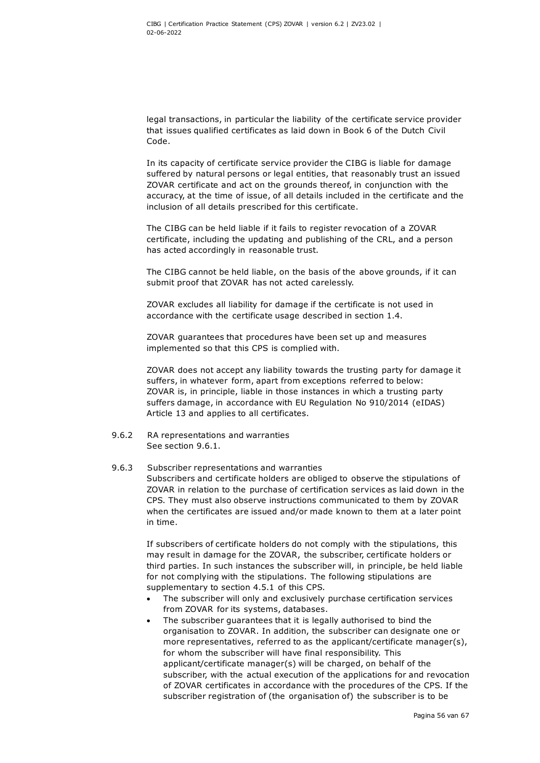legal transactions, in particular the liability of the certificate service provider that issues qualified certificates as laid down in Book 6 of the Dutch Civil Code.

In its capacity of certificate service provider the CIBG is liable for damage suffered by natural persons or legal entities, that reasonably trust an issued ZOVAR certificate and act on the grounds thereof, in conjunction with the accuracy, at the time of issue, of all details included in the certificate and the inclusion of all details prescribed for this certificate.

The CIBG can be held liable if it fails to register revocation of a ZOVAR certificate, including the updating and publishing of the CRL, and a person has acted accordingly in reasonable trust.

The CIBG cannot be held liable, on the basis of the above grounds, if it can submit proof that ZOVAR has not acted carelessly.

ZOVAR excludes all liability for damage if the certificate is not used in accordance with the certificate usage described in section 1.4.

ZOVAR guarantees that procedures have been set up and measures implemented so that this CPS is complied with.

ZOVAR does not accept any liability towards the trusting party for damage it suffers, in whatever form, apart from exceptions referred to below:
ZOVAR is, in principle, liable in those instances in which a trusting party suffers damage, in accordance with EU Regulation No 910/2014 (eIDAS) Article 13 and applies to all certificates.

### 9.6.2 RA representations and warranties

See section 9.6.1.

### 9.6.3 Subscriber representations and warranties

Subscribers and certificate holders are obliged to observe the stipulations of ZOVAR in relation to the purchase of certification services as laid down in the CPS. They must also observe instructions communicated to them by ZOVAR when the certificates are issued and/or made known to them at a later point in time.

If subscribers of certificate holders do not comply with the stipulations, this may result in damage for the ZOVAR, the subscriber, certificate holders or third parties. In such instances the subscriber will, in principle, be held liable for not complying with the stipulations. The following stipulations are supplementary to section 4.5.1 of this CPS.

- The subscriber will only and exclusively purchase certification services from ZOVAR for its systems, databases.
- The subscriber guarantees that it is legally authorised to bind the organisation to ZOVAR. In addition, the subscriber can designate one or more representatives, referred to as the applicant/certificate manager(s), for whom the subscriber will have final responsibility. This applicant/certificate manager(s) will be charged, on behalf of the subscriber, with the actual execution of the applications for and revocation of ZOVAR certificates in accordance with the procedures of the CPS. If the subscriber registration of (the organisation of) the subscriber is to be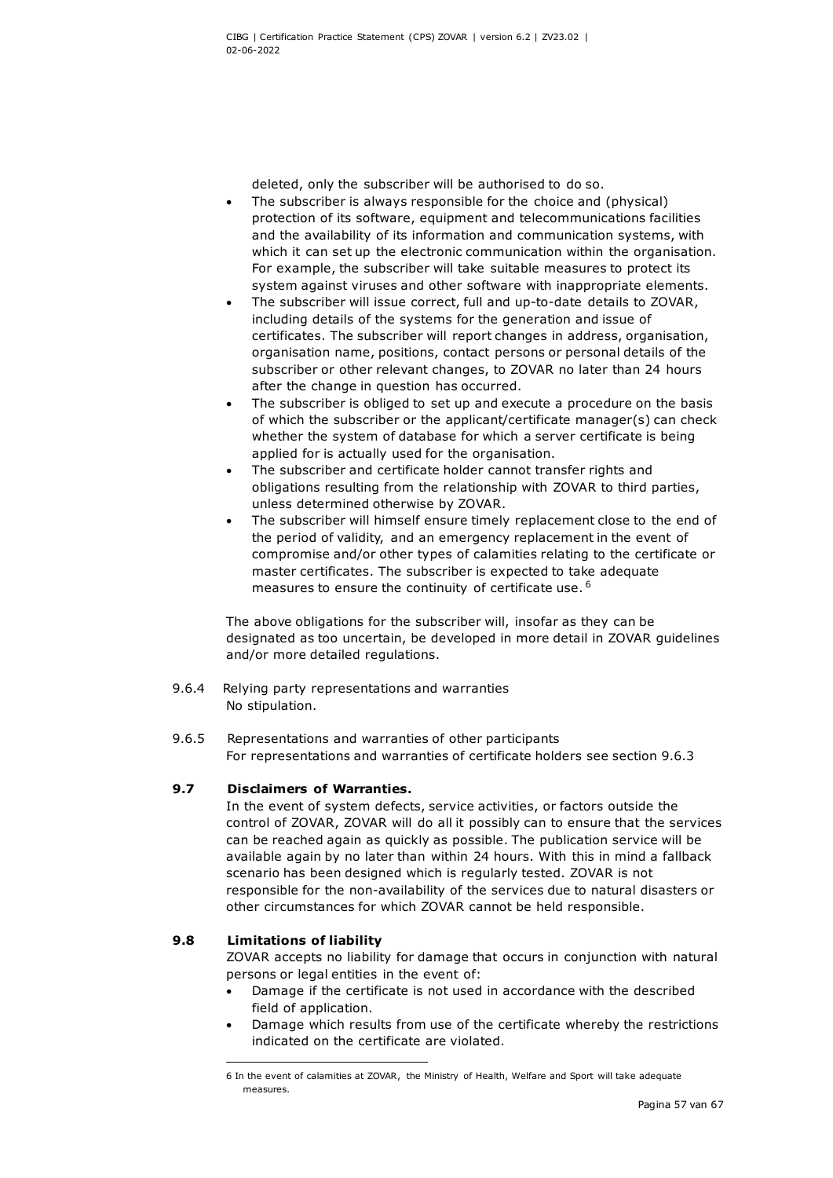deleted, only the subscriber will be authorised to do so.

- The subscriber is always responsible for the choice and (physical) protection of its software, equipment and telecommunications facilities and the availability of its information and communication systems, with which it can set up the electronic communication within the organisation. For example, the subscriber will take suitable measures to protect its system against viruses and other software with inappropriate elements.
- The subscriber will issue correct, full and up-to-date details to ZOVAR, including details of the systems for the generation and issue of certificates. The subscriber will report changes in address, organisation, organisation name, positions, contact persons or personal details of the subscriber or other relevant changes, to ZOVAR no later than 24 hours after the change in question has occurred.
- The subscriber is obliged to set up and execute a procedure on the basis of which the subscriber or the applicant/certificate manager(s) can check whether the system of database for which a server certificate is being applied for is actually used for the organisation.
- The subscriber and certificate holder cannot transfer rights and obligations resulting from the relationship with ZOVAR to third parties, unless determined otherwise by ZOVAR.
- The subscriber will himself ensure timely replacement close to the end of the period of validity, and an emergency replacement in the event of compromise and/or other types of calamities relating to the certificate or master certificates. The subscriber is expected to take adequate measures to ensure the continuity of certificate use. [6]

The above obligations for the subscriber will, insofar as they can be designated as too uncertain, be developed in more detail in ZOVAR guidelines and/or more detailed regulations.

9.6.4 Relying party representations and warranties

No stipulation.

9.6.5 Representations and warranties of other participants

For representations and warranties of certificate holders see section 9.6.3

### 9.7 Disclaimers of Warranties.

In the event of system defects, service activities, or factors outside the control of ZOVAR, ZOVAR will do all it possibly can to ensure that the services can be reached again as quickly as possible. The publication service will be available again by no later than within 24 hours. With this in mind a fallback scenario has been designed which is regularly tested. ZOVAR is not responsible for the non-availability of the services due to natural disasters or other circumstances for which ZOVAR cannot be held responsible.

### 9.8 Limitations of liability

ZOVAR accepts no liability for damage that occurs in conjunction with natural persons or legal entities in the event of:

- Damage if the certificate is not used in accordance with the described field of application.
- Damage which results from use of the certificate whereby the restrictions indicated on the certificate are violated.

[6] In the event of calamities at ZOVAR, the Ministry of Health, Welfare and Sport will take adequate measures.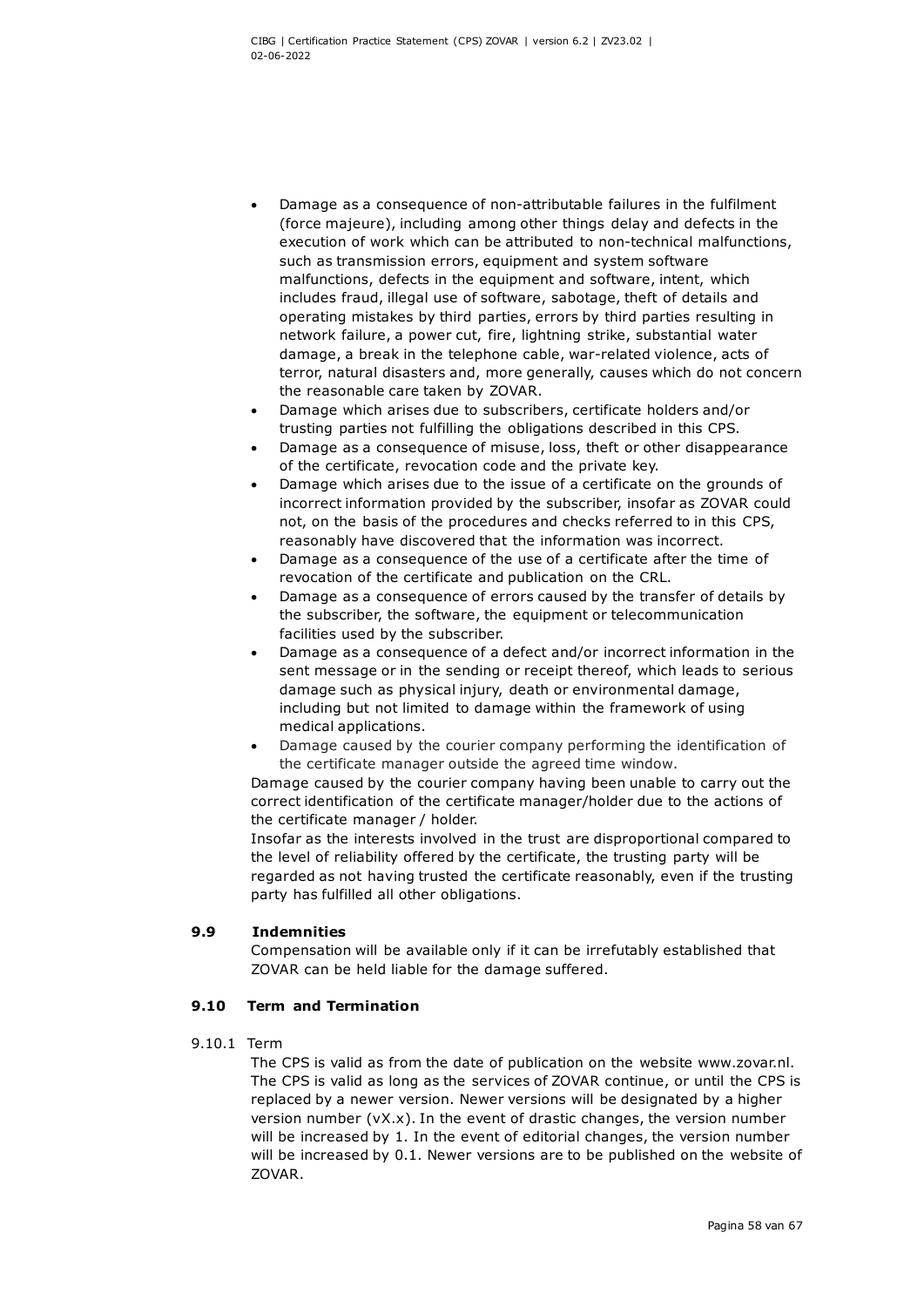- Damage as a consequence of non-attributable failures in the fulfilment (force majeure), including among other things delay and defects in the execution of work which can be attributed to non-technical malfunctions, such as transmission errors, equipment and system software malfunctions, defects in the equipment and software, intent, which includes fraud, illegal use of software, sabotage, theft of details and operating mistakes by third parties, errors by third parties resulting in network failure, a power cut, fire, lightning strike, substantial water damage, a break in the telephone cable, war-related violence, acts of terror, natural disasters and, more generally, causes which do not concern the reasonable care taken by ZOVAR.
- Damage which arises due to subscribers, certificate holders and/or trusting parties not fulfilling the obligations described in this CPS.
- Damage as a consequence of misuse, loss, theft or other disappearance of the certificate, revocation code and the private key.
- Damage which arises due to the issue of a certificate on the grounds of incorrect information provided by the subscriber, insofar as ZOVAR could not, on the basis of the procedures and checks referred to in this CPS, reasonably have discovered that the information was incorrect.
- Damage as a consequence of the use of a certificate after the time of revocation of the certificate and publication on the CRL.
- Damage as a consequence of errors caused by the transfer of details by the subscriber, the software, the equipment or telecommunication facilities used by the subscriber.
- Damage as a consequence of a defect and/or incorrect information in the sent message or in the sending or receipt thereof, which leads to serious damage such as physical injury, death or environmental damage, including but not limited to damage within the framework of using medical applications.
- Damage caused by the courier company performing the identification of the certificate manager outside the agreed time window.

Damage caused by the courier company having been unable to carry out the correct identification of the certificate manager/holder due to the actions of the certificate manager / holder.

Insofar as the interests involved in the trust are disproportional compared to the level of reliability offered by the certificate, the trusting party will be regarded as not having trusted the certificate reasonably, even if the trusting party has fulfilled all other obligations.

## 9.9 Indemnities

Compensation will be available only if it can be irrefutably established that ZOVAR can be held liable for the damage suffered.

## 9.10 Term and Termination

### 9.10.1 Term

The CPS is valid as from the date of publication on the website www.zovar.nl. The CPS is valid as long as the services of ZOVAR continue, or until the CPS is replaced by a newer version. Newer versions will be designated by a higher version number (vX.x). In the event of drastic changes, the version number will be increased by 1. In the event of editorial changes, the version number will be increased by 0.1. Newer versions are to be published on the website of ZOVAR.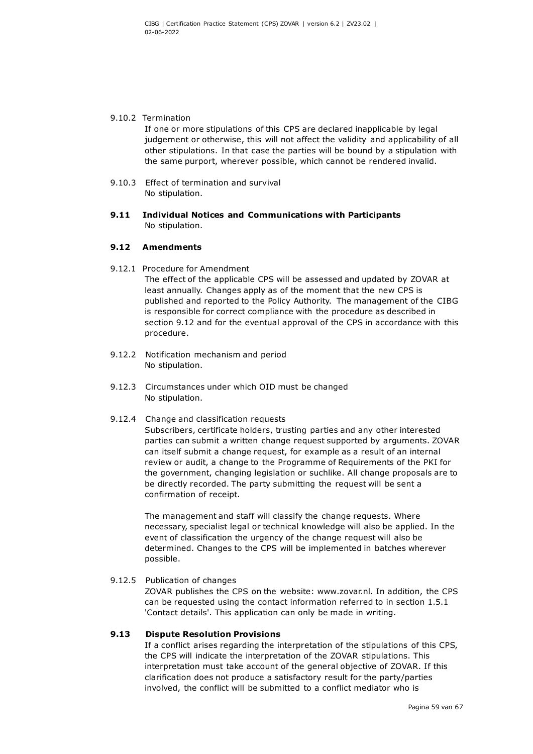9.10.2 Termination

If one or more stipulations of this CPS are declared inapplicable by legal judgement or otherwise, this will not affect the validity and applicability of all other stipulations. In that case the parties will be bound by a stipulation with the same purport, wherever possible, which cannot be rendered invalid.

9.10.3 Effect of termination and survival

No stipulation.

### 9.11 Individual Notices and Communications with Participants

No stipulation.

### 9.12 Amendments

9.12.1 Procedure for Amendment

The effect of the applicable CPS will be assessed and updated by ZOVAR at least annually. Changes apply as of the moment that the new CPS is published and reported to the Policy Authority. The management of the CIBG is responsible for correct compliance with the procedure as described in section 9.12 and for the eventual approval of the CPS in accordance with this procedure.

9.12.2 Notification mechanism and period

No stipulation.

9.12.3 Circumstances under which OID must be changed

No stipulation.

9.12.4 Change and classification requests

Subscribers, certificate holders, trusting parties and any other interested parties can submit a written change request supported by arguments. ZOVAR can itself submit a change request, for example as a result of an internal review or audit, a change to the Programme of Requirements of the PKI for the government, changing legislation or suchlike. All change proposals are to be directly recorded. The party submitting the request will be sent a confirmation of receipt.

The management and staff will classify the change requests. Where necessary, specialist legal or technical knowledge will also be applied. In the event of classification the urgency of the change request will also be determined. Changes to the CPS will be implemented in batches wherever possible.

9.12.5 Publication of changes

ZOVAR publishes the CPS on the website: www.zovar.nl. In addition, the CPS can be requested using the contact information referred to in section 1.5.1 'Contact details'. This application can only be made in writing.

### 9.13 Dispute Resolution Provisions

If a conflict arises regarding the interpretation of the stipulations of this CPS, the CPS will indicate the interpretation of the ZOVAR stipulations. This interpretation must take account of the general objective of ZOVAR. If this clarification does not produce a satisfactory result for the party/parties involved, the conflict will be submitted to a conflict mediator who is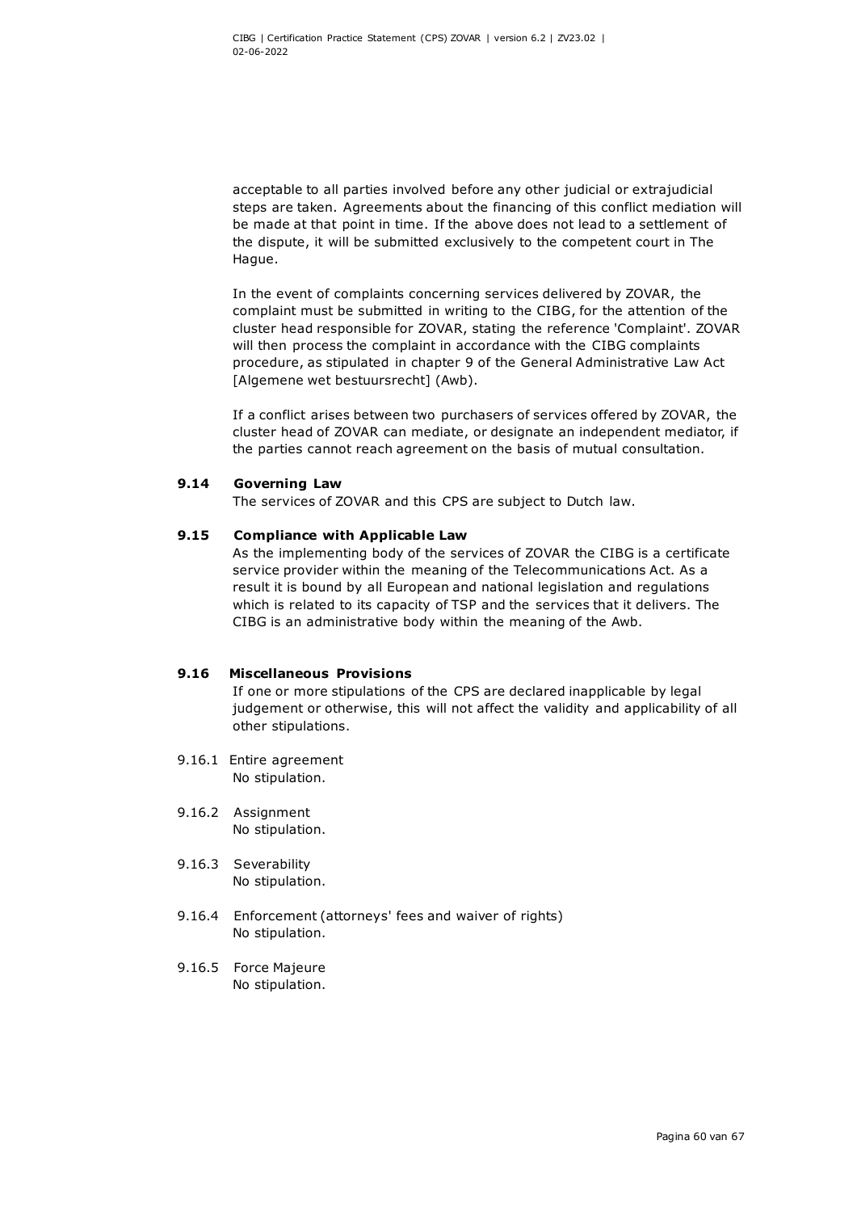acceptable to all parties involved before any other judicial or extrajudicial steps are taken. Agreements about the financing of this conflict mediation will be made at that point in time. If the above does not lead to a settlement of the dispute, it will be submitted exclusively to the competent court in The Hague.

In the event of complaints concerning services delivered by ZOVAR, the complaint must be submitted in writing to the CIBG, for the attention of the cluster head responsible for ZOVAR, stating the reference 'Complaint'. ZOVAR will then process the complaint in accordance with the CIBG complaints procedure, as stipulated in chapter 9 of the General Administrative Law Act [Algemene wet bestuursrecht] (Awb).

If a conflict arises between two purchasers of services offered by ZOVAR, the cluster head of ZOVAR can mediate, or designate an independent mediator, if the parties cannot reach agreement on the basis of mutual consultation.

### 9.14 Governing Law

The services of ZOVAR and this CPS are subject to Dutch law.

### 9.15 Compliance with Applicable Law

As the implementing body of the services of ZOVAR the CIBG is a certificate service provider within the meaning of the Telecommunications Act. As a result it is bound by all European and national legislation and regulations which is related to its capacity of TSP and the services that it delivers. The CIBG is an administrative body within the meaning of the Awb.

### 9.16 Miscellaneous Provisions

If one or more stipulations of the CPS are declared inapplicable by legal judgement or otherwise, this will not affect the validity and applicability of all other stipulations.

#### 9.16.1 Entire agreement

No stipulation.

#### 9.16.2 Assignment

No stipulation.

#### 9.16.3 Severability

No stipulation.

#### 9.16.4 Enforcement (attorneys' fees and waiver of rights)

No stipulation.

#### 9.16.5 Force Majeure

No stipulation.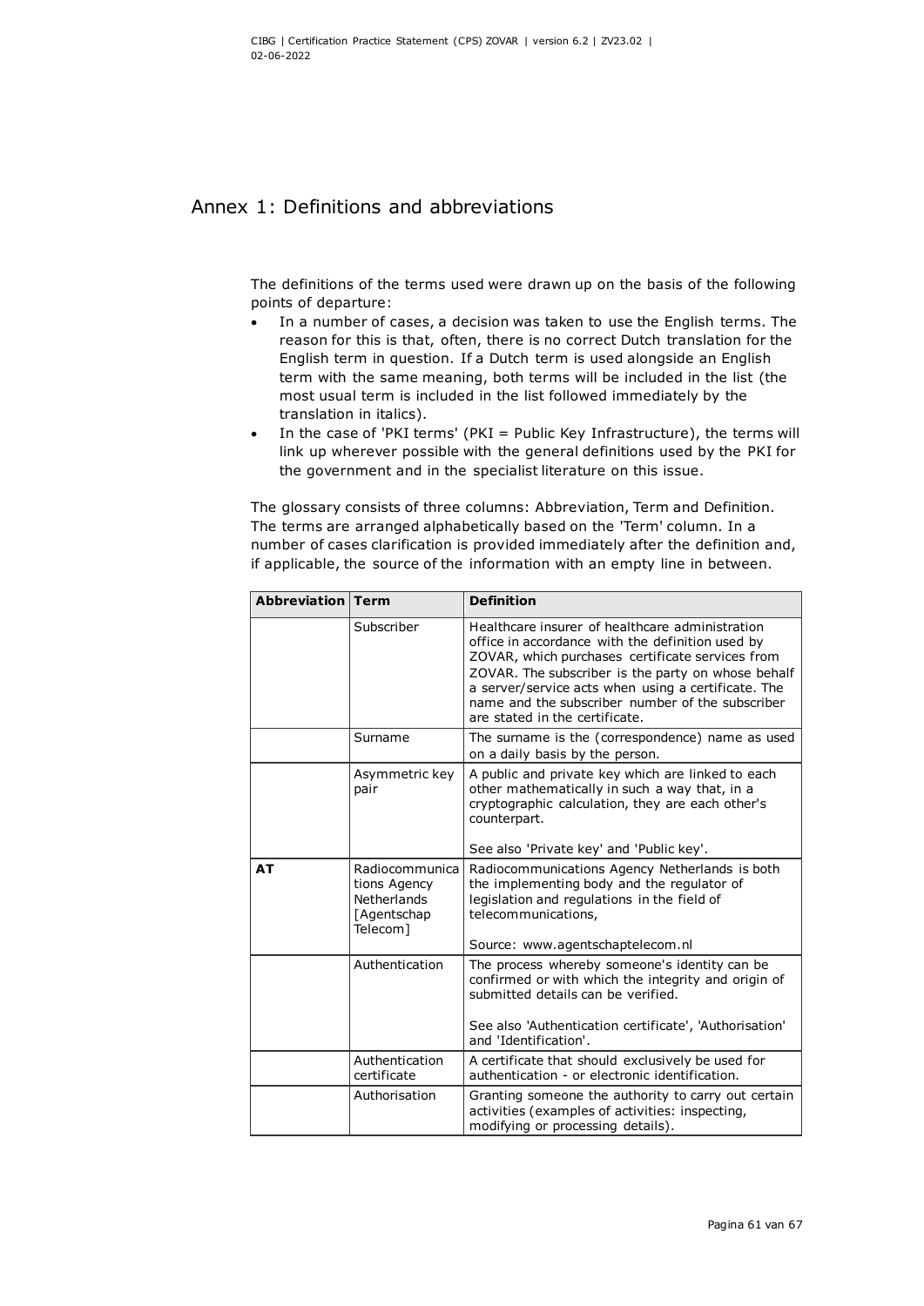# Annex 1: Definitions and abbreviations

The definitions of the terms used were drawn up on the basis of the following points of departure:

- In a number of cases, a decision was taken to use the English terms. The reason for this is that, often, there is no correct Dutch translation for the English term in question. If a Dutch term is used alongside an English term with the same meaning, both terms will be included in the list (the most usual term is included in the list followed immediately by the translation in italics).
- In the case of 'PKI terms' (PKI = Public Key Infrastructure), the terms will link up wherever possible with the general definitions used by the PKI for the government and in the specialist literature on this issue.

The glossary consists of three columns: Abbreviation, Term and Definition. The terms are arranged alphabetically based on the 'Term' column. In a number of cases clarification is provided immediately after the definition and, if applicable, the source of the information with an empty line in between.

| Abbreviation | Term | Definition |
|---|---|---|
| | Subscriber | Healthcare insurer of healthcare administration office in accordance with the definition used by ZOVAR, which purchases certificate services from ZOVAR. The subscriber is the party on whose behalf a server/service acts when using a certificate. The name and the subscriber number of the subscriber are stated in the certificate. |
| | Surname | The surname is the (correspondence) name as used on a daily basis by the person. |
| | Asymmetric key pair | A public and private key which are linked to each other mathematically in such a way that, in a cryptographic calculation, they are each other's counterpart.<br><br>See also 'Private key' and 'Public key'. |
| **AT** | Radiocommunications Agency Netherlands [Agentschap Telecom] | Radiocommunications Agency Netherlands is both the implementing body and the regulator of legislation and regulations in the field of telecommunications,<br><br>Source: www.agentschaptelecom.nl |
| | Authentication | The process whereby someone's identity can be confirmed or with which the integrity and origin of submitted details can be verified.<br><br>See also 'Authentication certificate', 'Authorisation' and 'Identification'. |
| | Authentication certificate | A certificate that should exclusively be used for authentication - or electronic identification. |
| | Authorisation | Granting someone the authority to carry out certain activities (examples of activities: inspecting, modifying or processing details). |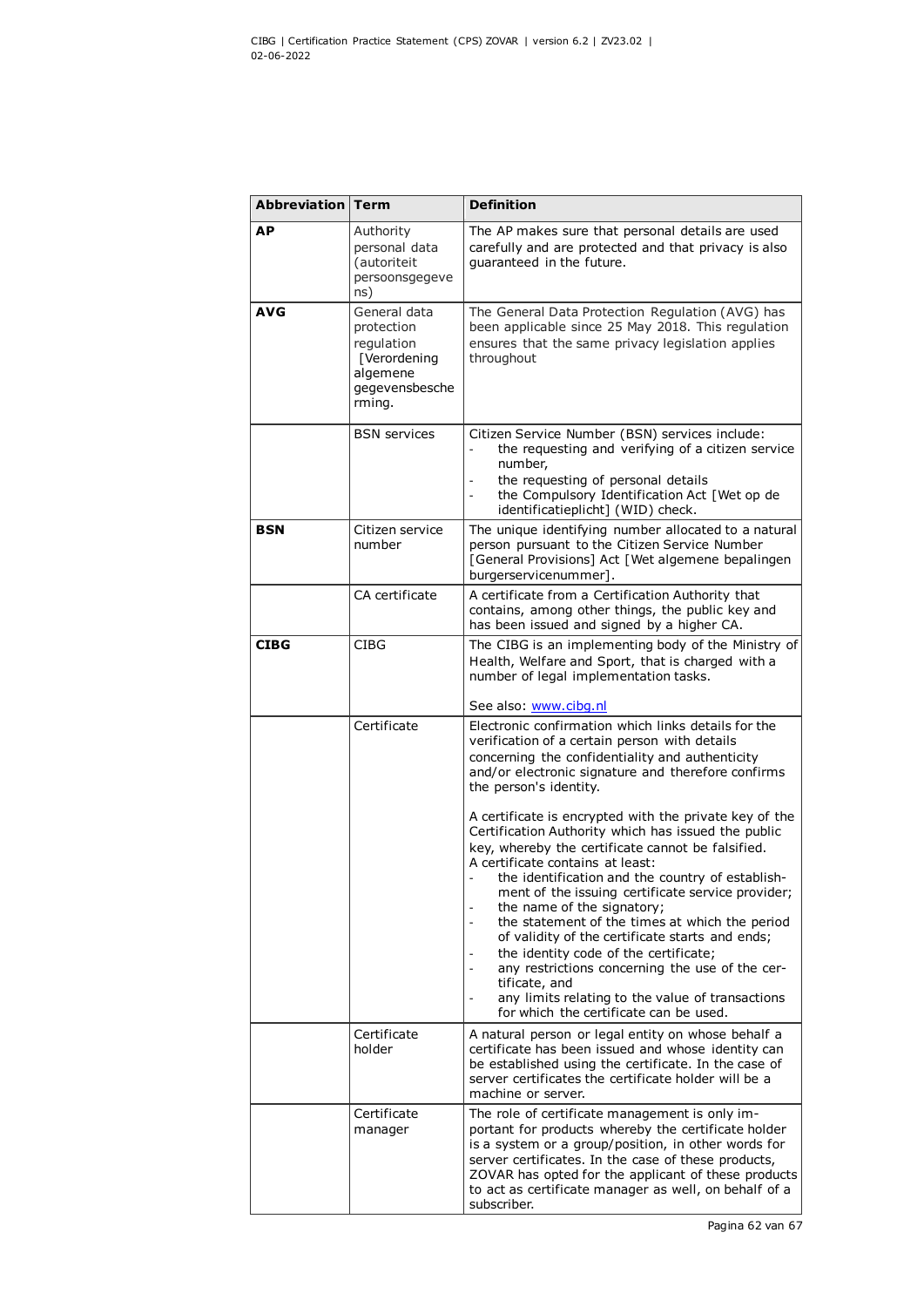| Abbreviation | Term | Definition |
|---|---|---|
| **AP** | Authority personal data (autoriteit persoonsgegevens) | The AP makes sure that personal details are used carefully and are protected and that privacy is also guaranteed in the future. |
| **AVG** | General data protection regulation [Verordening algemene gegevensbescherming. | The General Data Protection Regulation (AVG) has been applicable since 25 May 2018. This regulation ensures that the same privacy legislation applies throughout |
| | BSN services | Citizen Service Number (BSN) services include:<br>- the requesting and verifying of a citizen service number,<br>- the requesting of personal details<br>- the Compulsory Identification Act [Wet op de identificatieplicht] (WID) check. |
| **BSN** | Citizen service number | The unique identifying number allocated to a natural person pursuant to the Citizen Service Number [General Provisions] Act [Wet algemene bepalingen burgerservicenummer]. |
| | CA certificate | A certificate from a Certification Authority that contains, among other things, the public key and has been issued and signed by a higher CA. |
| **CIBG** | CIBG | The CIBG is an implementing body of the Ministry of Health, Welfare and Sport, that is charged with a number of legal implementation tasks.<br><br>See also: www.cibg.nl |
| | Certificate | Electronic confirmation which links details for the verification of a certain person with details concerning the confidentiality and authenticity and/or electronic signature and therefore confirms the person's identity.<br><br>A certificate is encrypted with the private key of the Certification Authority which has issued the public key, whereby the certificate cannot be falsified.<br>A certificate contains at least:<br>- the identification and the country of establishment of the issuing certificate service provider;<br>- the name of the signatory;<br>- the statement of the times at which the period of validity of the certificate starts and ends;<br>- the identity code of the certificate;<br>- any restrictions concerning the use of the certificate, and<br>- any limits relating to the value of transactions for which the certificate can be used. |
| | Certificate holder | A natural person or legal entity on whose behalf a certificate has been issued and whose identity can be established using the certificate. In the case of server certificates the certificate holder will be a machine or server. |
| | Certificate manager | The role of certificate management is only important for products whereby the certificate holder is a system or a group/position, in other words for server certificates. In the case of these products, ZOVAR has opted for the applicant of these products to act as certificate manager as well, on behalf of a subscriber. |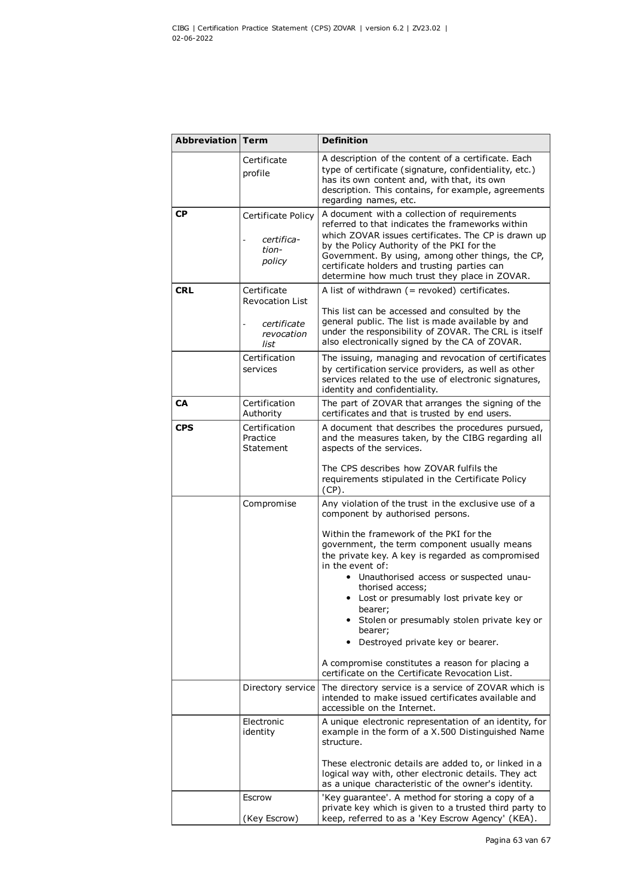| Abbreviation | Term | Definition |
|---|---|---|
| | Certificate profile | A description of the content of a certificate. Each type of certificate (signature, confidentiality, etc.) has its own content and, with that, its own description. This contains, for example, agreements regarding names, etc. |
| **CP** | Certificate Policy<br>- *certificatiepolicy* | A document with a collection of requirements referred to that indicates the frameworks within which ZOVAR issues certificates. The CP is drawn up by the Policy Authority of the PKI for the Government. By using, among other things, the CP, certificate holders and trusting parties can determine how much trust they place in ZOVAR. |
| **CRL** | Certificate Revocation List<br>- *certificate revocation list* | A list of withdrawn (= revoked) certificates.<br><br>This list can be accessed and consulted by the general public. The list is made available by and under the responsibility of ZOVAR. The CRL is itself also electronically signed by the CA of ZOVAR. |
| | Certification services | The issuing, managing and revocation of certificates by certification service providers, as well as other services related to the use of electronic signatures, identity and confidentiality. |
| **CA** | Certification Authority | The part of ZOVAR that arranges the signing of the certificates and that is trusted by end users. |
| **CPS** | Certification Practice Statement | A document that describes the procedures pursued, and the measures taken, by the CIBG regarding all aspects of the services.<br><br>The CPS describes how ZOVAR fulfils the requirements stipulated in the Certificate Policy (CP). |
| | Compromise | Any violation of the trust in the exclusive use of a component by authorised persons.<br><br>Within the framework of the PKI for the government, the term component usually means the private key. A key is regarded as compromised in the event of:<br>• Unauthorised access or suspected unauthorised access;<br>• Lost or presumably lost private key or bearer;<br>• Stolen or presumably stolen private key or bearer;<br>• Destroyed private key or bearer.<br><br>A compromise constitutes a reason for placing a certificate on the Certificate Revocation List. |
| | Directory service | The directory service is a service of ZOVAR which is intended to make issued certificates available and accessible on the Internet. |
| | Electronic identity | A unique electronic representation of an identity, for example in the form of a X.500 Distinguished Name structure.<br><br>These electronic details are added to, or linked in a logical way with, other electronic details. They act as a unique characteristic of the owner's identity. |
| | Escrow<br><br>(Key Escrow) | 'Key guarantee'. A method for storing a copy of a private key which is given to a trusted third party to keep, referred to as a 'Key Escrow Agency' (KEA). |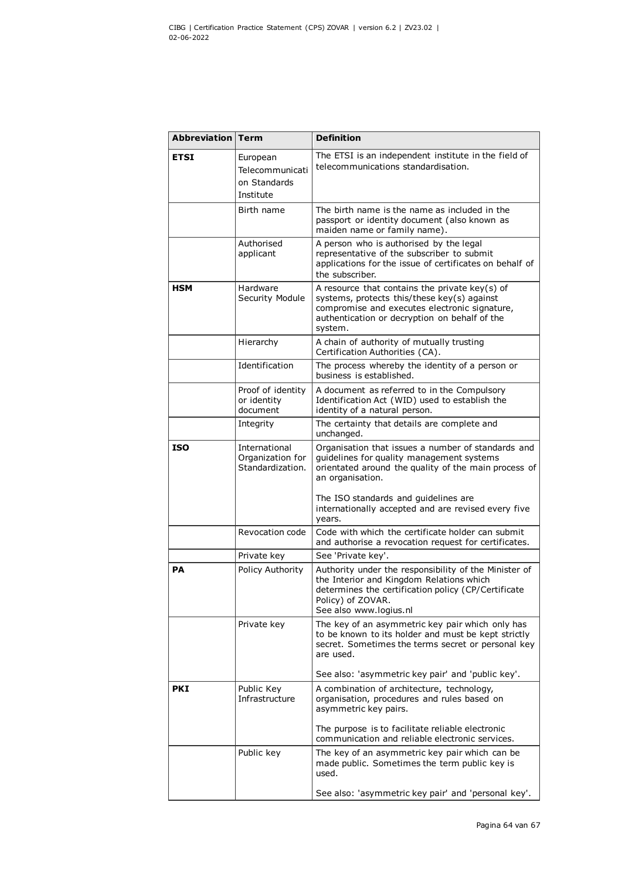| Abbreviation | Term | Definition |
|---|---|---|
| **ETSI** | European Telecommunication Standards Institute | The ETSI is an independent institute in the field of telecommunications standardisation. |
| | Birth name | The birth name is the name as included in the passport or identity document (also known as maiden name or family name). |
| | Authorised applicant | A person who is authorised by the legal representative of the subscriber to submit applications for the issue of certificates on behalf of the subscriber. |
| **HSM** | Hardware Security Module | A resource that contains the private key(s) of systems, protects this/these key(s) against compromise and executes electronic signature, authentication or decryption on behalf of the system. |
| | Hierarchy | A chain of authority of mutually trusting Certification Authorities (CA). |
| | Identification | The process whereby the identity of a person or business is established. |
| | Proof of identity or identity document | A document as referred to in the Compulsory Identification Act (WID) used to establish the identity of a natural person. |
| | Integrity | The certainty that details are complete and unchanged. |
| **ISO** | International Organization for Standardization. | Organisation that issues a number of standards and guidelines for quality management systems orientated around the quality of the main process of an organisation.<br><br>The ISO standards and guidelines are internationally accepted and are revised every five years. |
| | Revocation code | Code with which the certificate holder can submit and authorise a revocation request for certificates. |
| | Private key | See 'Private key'. |
| **PA** | Policy Authority | Authority under the responsibility of the Minister of the Interior and Kingdom Relations which determines the certification policy (CP/Certificate Policy) of ZOVAR.<br>See also www.logius.nl |
| | Private key | The key of an asymmetric key pair which only has to be known to its holder and must be kept strictly secret. Sometimes the terms secret or personal key are used.<br><br>See also: 'asymmetric key pair' and 'public key'. |
| **PKI** | Public Key Infrastructure | A combination of architecture, technology, organisation, procedures and rules based on asymmetric key pairs.<br><br>The purpose is to facilitate reliable electronic communication and reliable electronic services. |
| | Public key | The key of an asymmetric key pair which can be made public. Sometimes the term public key is used.<br><br>See also: 'asymmetric key pair' and 'personal key'. |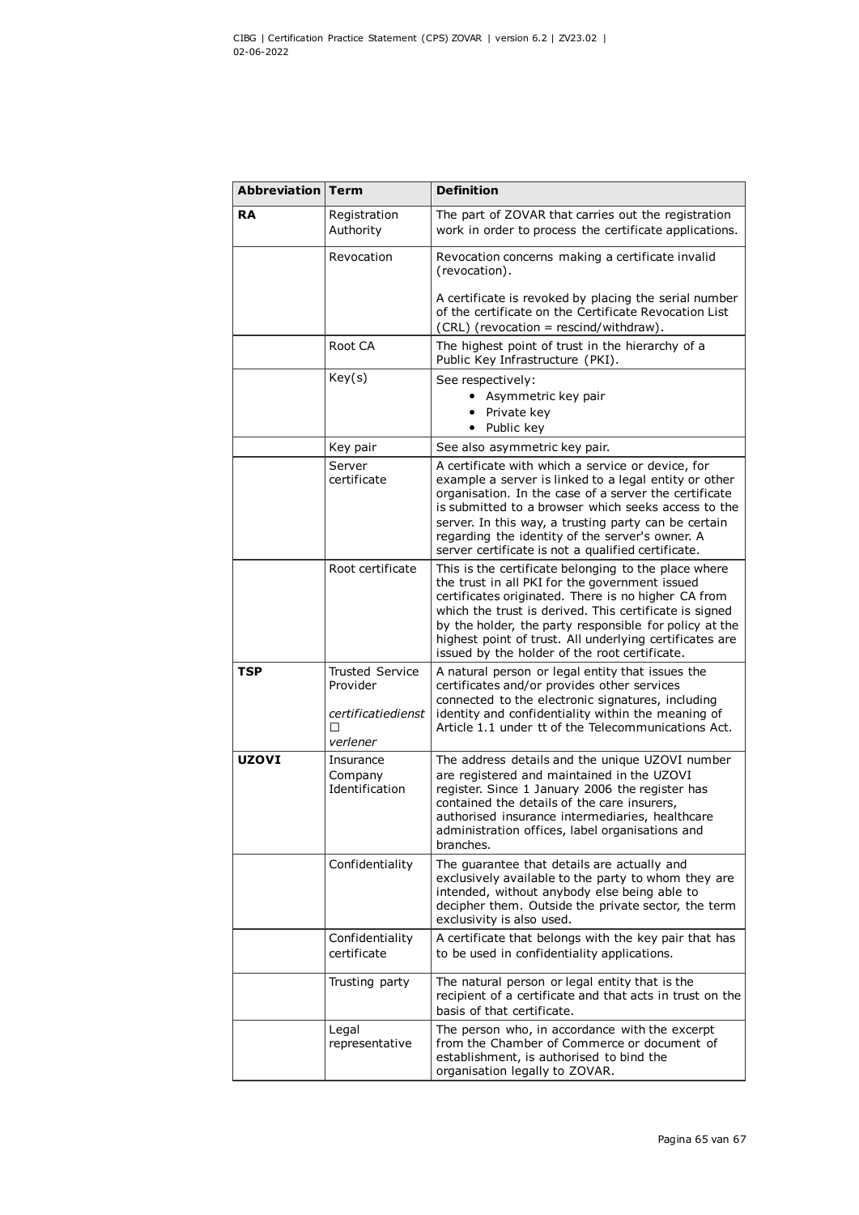| Abbreviation | Term | Definition |
| --- | --- | --- |
| **RA** | Registration Authority | The part of ZOVAR that carries out the registration work in order to process the certificate applications. |
| | Revocation | Revocation concerns making a certificate invalid (revocation).<br><br>A certificate is revoked by placing the serial number of the certificate on the Certificate Revocation List (CRL) (revocation = rescind/withdraw). |
| | Root CA | The highest point of trust in the hierarchy of a Public Key Infrastructure (PKI). |
| | Key(s) | See respectively:<br>• Asymmetric key pair<br>• Private key<br>• Public key |
| | Key pair | See also asymmetric key pair. |
| | Server certificate | A certificate with which a service or device, for example a server is linked to a legal entity or other organisation. In the case of a server the certificate is submitted to a browser which seeks access to the server. In this way, a trusting party can be certain regarding the identity of the server's owner. A server certificate is not a qualified certificate. |
| | Root certificate | This is the certificate belonging to the place where the trust in all PKI for the government issued certificates originated. There is no higher CA from which the trust is derived. This certificate is signed by the holder, the party responsible for policy at the highest point of trust. All underlying certificates are issued by the holder of the root certificate. |
| **TSP** | Trusted Service Provider<br><br>*certificatiedienst*<br>☐<br>*verlener* | A natural person or legal entity that issues the certificates and/or provides other services connected to the electronic signatures, including identity and confidentiality within the meaning of Article 1.1 under tt of the Telecommunications Act. |
| **UZOVI** | Insurance Company Identification | The address details and the unique UZOVI number are registered and maintained in the UZOVI register. Since 1 January 2006 the register has contained the details of the care insurers, authorised insurance intermediaries, healthcare administration offices, label organisations and branches. |
| | Confidentiality | The guarantee that details are actually and exclusively available to the party to whom they are intended, without anybody else being able to decipher them. Outside the private sector, the term exclusivity is also used. |
| | Confidentiality certificate | A certificate that belongs with the key pair that has to be used in confidentiality applications. |
| | Trusting party | The natural person or legal entity that is the recipient of a certificate and that acts in trust on the basis of that certificate. |
| | Legal representative | The person who, in accordance with the excerpt from the Chamber of Commerce or document of establishment, is authorised to bind the organisation legally to ZOVAR. |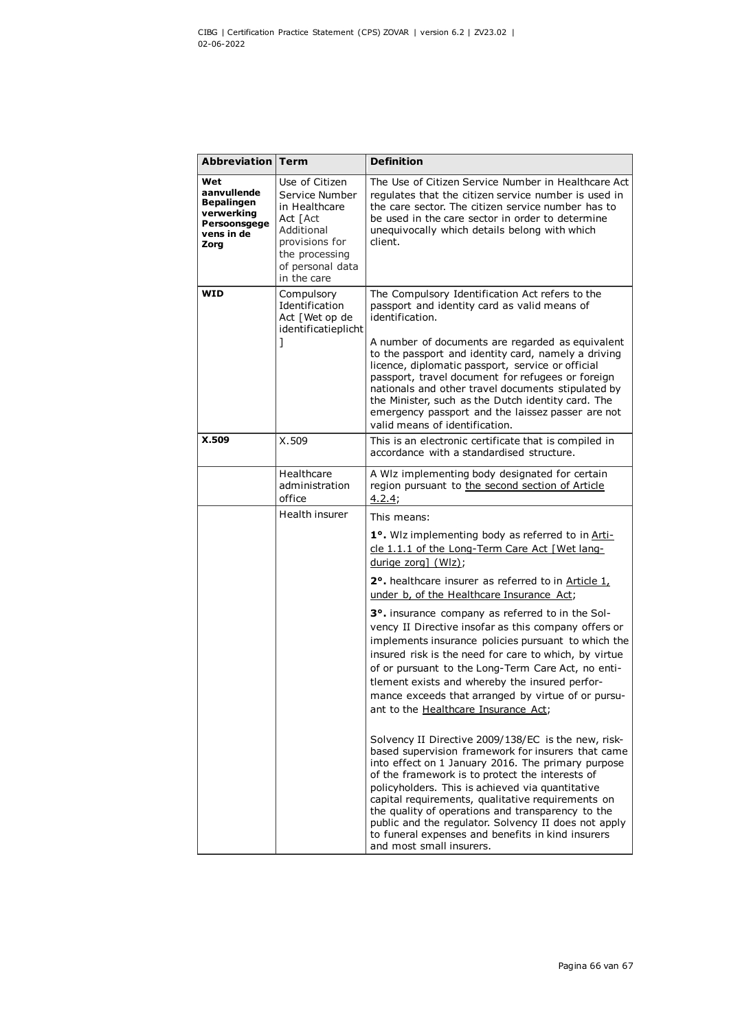| Abbreviation | Term | Definition |
|---|---|---|
| **Wet aanvullende Bepalingen verwerking Persoonsgegevens in de Zorg** | Use of Citizen Service Number in Healthcare Act [Act Additional provisions for the processing of personal data in the care | The Use of Citizen Service Number in Healthcare Act regulates that the citizen service number is used in the care sector. The citizen service number has to be used in the care sector in order to determine unequivocally which details belong with which client. |
| **WID** | Compulsory Identification Act [Wet op de identificatieplicht ] | The Compulsory Identification Act refers to the passport and identity card as valid means of identification.<br><br>A number of documents are regarded as equivalent to the passport and identity card, namely a driving licence, diplomatic passport, service or official passport, travel document for refugees or foreign nationals and other travel documents stipulated by the Minister, such as the Dutch identity card. The emergency passport and the laissez passer are not valid means of identification. |
| **X.509** | X.509 | This is an electronic certificate that is compiled in accordance with a standardised structure. |
| | Healthcare administration office | A Wlz implementing body designated for certain region pursuant to the second section of Article 4.2.4; |
| | Health insurer | This means:<br><br>**1°.** Wlz implementing body as referred to in Article 1.1.1 of the Long-Term Care Act [Wet langdurige zorg] (Wlz);<br><br>**2°.** healthcare insurer as referred to in Article 1, under b, of the Healthcare Insurance Act;<br><br>**3°.** insurance company as referred to in the Solvency II Directive insofar as this company offers or implements insurance policies pursuant to which the insured risk is the need for care to which, by virtue of or pursuant to the Long-Term Care Act, no entitlement exists and whereby the insured performance exceeds that arranged by virtue of or pursuant to the Healthcare Insurance Act;<br><br>Solvency II Directive 2009/138/EC is the new, risk-based supervision framework for insurers that came into effect on 1 January 2016. The primary purpose of the framework is to protect the interests of policyholders. This is achieved via quantitative capital requirements, qualitative requirements on the quality of operations and transparency to the public and the regulator. Solvency II does not apply to funeral expenses and benefits in kind insurers and most small insurers. |